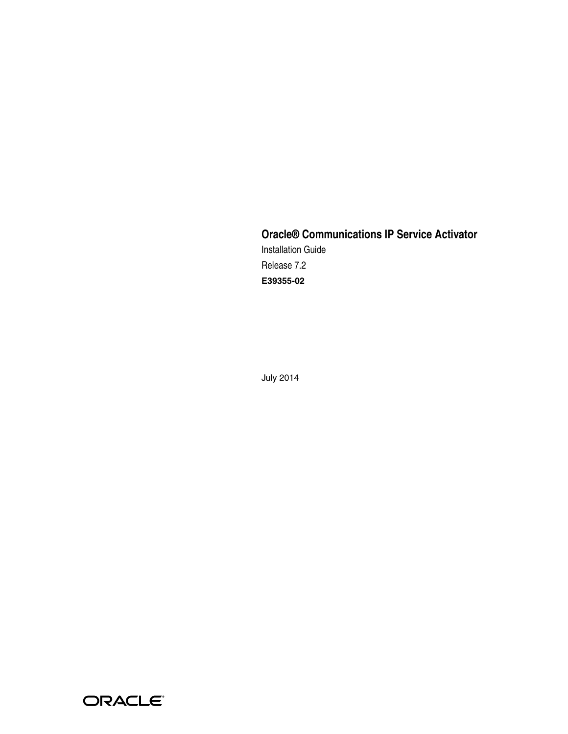# Oracle® Communications IP Service Activator

Installation Guide

Release 7.2

**E39355-02**

July 2014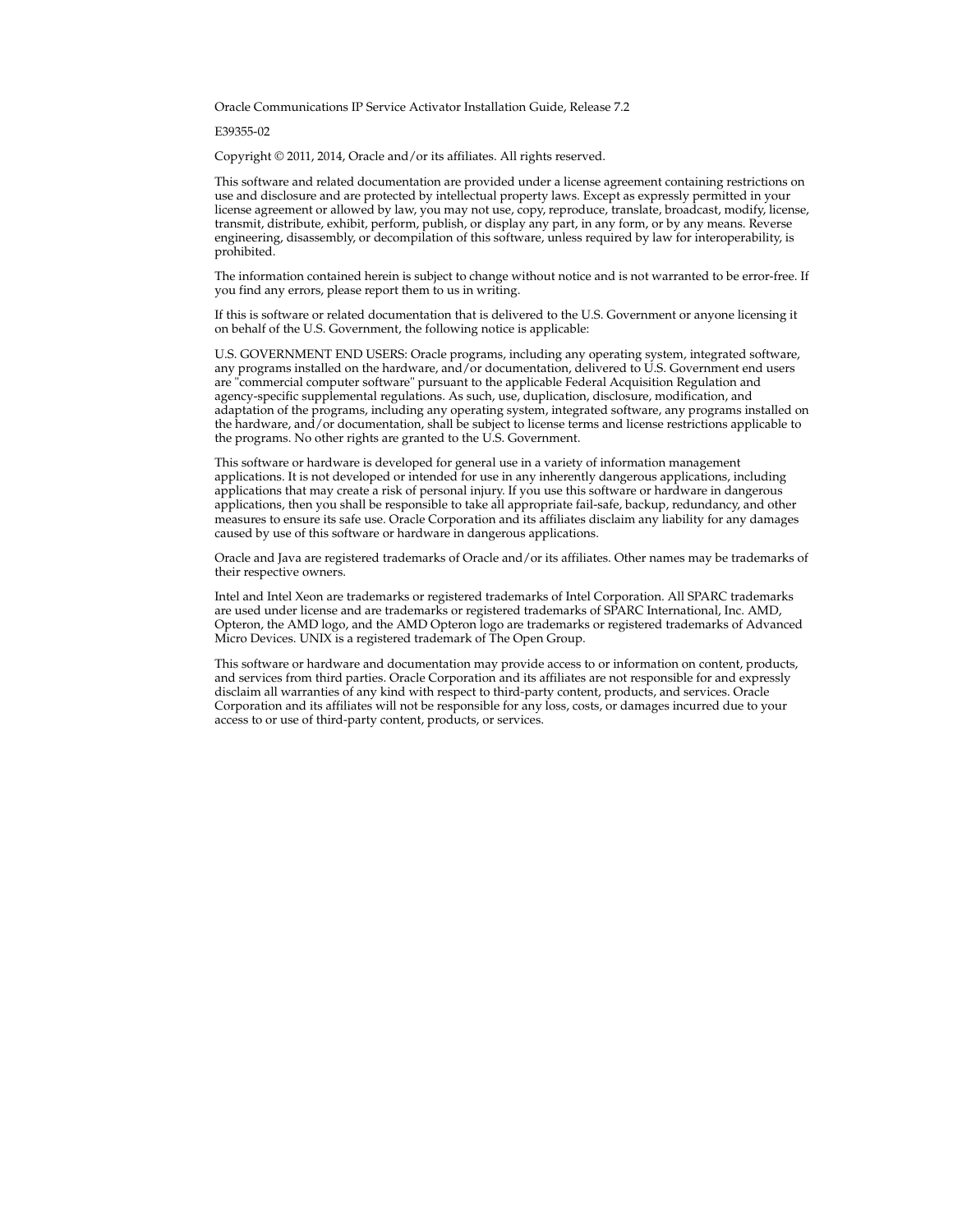Oracle Communications IP Service Activator Installation Guide, Release 7.2

E39355-02

Copyright © 2011, 2014, Oracle and/or its affiliates. All rights reserved.

This software and related documentation are provided under a license agreement containing restrictions on use and disclosure and are protected by intellectual property laws. Except as expressly permitted in your license agreement or allowed by law, you may not use, copy, reproduce, translate, broadcast, modify, license, transmit, distribute, exhibit, perform, publish, or display any part, in any form, or by any means. Reverse engineering, disassembly, or decompilation of this software, unless required by law for interoperability, is prohibited.

The information contained herein is subject to change without notice and is not warranted to be error-free. If you find any errors, please report them to us in writing.

If this is software or related documentation that is delivered to the U.S. Government or anyone licensing it on behalf of the U.S. Government, the following notice is applicable:

U.S. GOVERNMENT END USERS: Oracle programs, including any operating system, integrated software, any programs installed on the hardware, and/or documentation, delivered to U.S. Government end users are "commercial computer software" pursuant to the applicable Federal Acquisition Regulation and agency-specific supplemental regulations. As such, use, duplication, disclosure, modification, and adaptation of the programs, including any operating system, integrated software, any programs installed on the hardware, and/or documentation, shall be subject to license terms and license restrictions applicable to the programs. No other rights are granted to the U.S. Government.

This software or hardware is developed for general use in a variety of information management applications. It is not developed or intended for use in any inherently dangerous applications, including applications that may create a risk of personal injury. If you use this software or hardware in dangerous applications, then you shall be responsible to take all appropriate fail-safe, backup, redundancy, and other measures to ensure its safe use. Oracle Corporation and its affiliates disclaim any liability for any damages caused by use of this software or hardware in dangerous applications.

Oracle and Java are registered trademarks of Oracle and/or its affiliates. Other names may be trademarks of their respective owners.

Intel and Intel Xeon are trademarks or registered trademarks of Intel Corporation. All SPARC trademarks are used under license and are trademarks or registered trademarks of SPARC International, Inc. AMD, Opteron, the AMD logo, and the AMD Opteron logo are trademarks or registered trademarks of Advanced Micro Devices. UNIX is a registered trademark of The Open Group.

This software or hardware and documentation may provide access to or information on content, products, and services from third parties. Oracle Corporation and its affiliates are not responsible for and expressly disclaim all warranties of any kind with respect to third-party content, products, and services. Oracle Corporation and its affiliates will not be responsible for any loss, costs, or damages incurred due to your access to or use of third-party content, products, or services.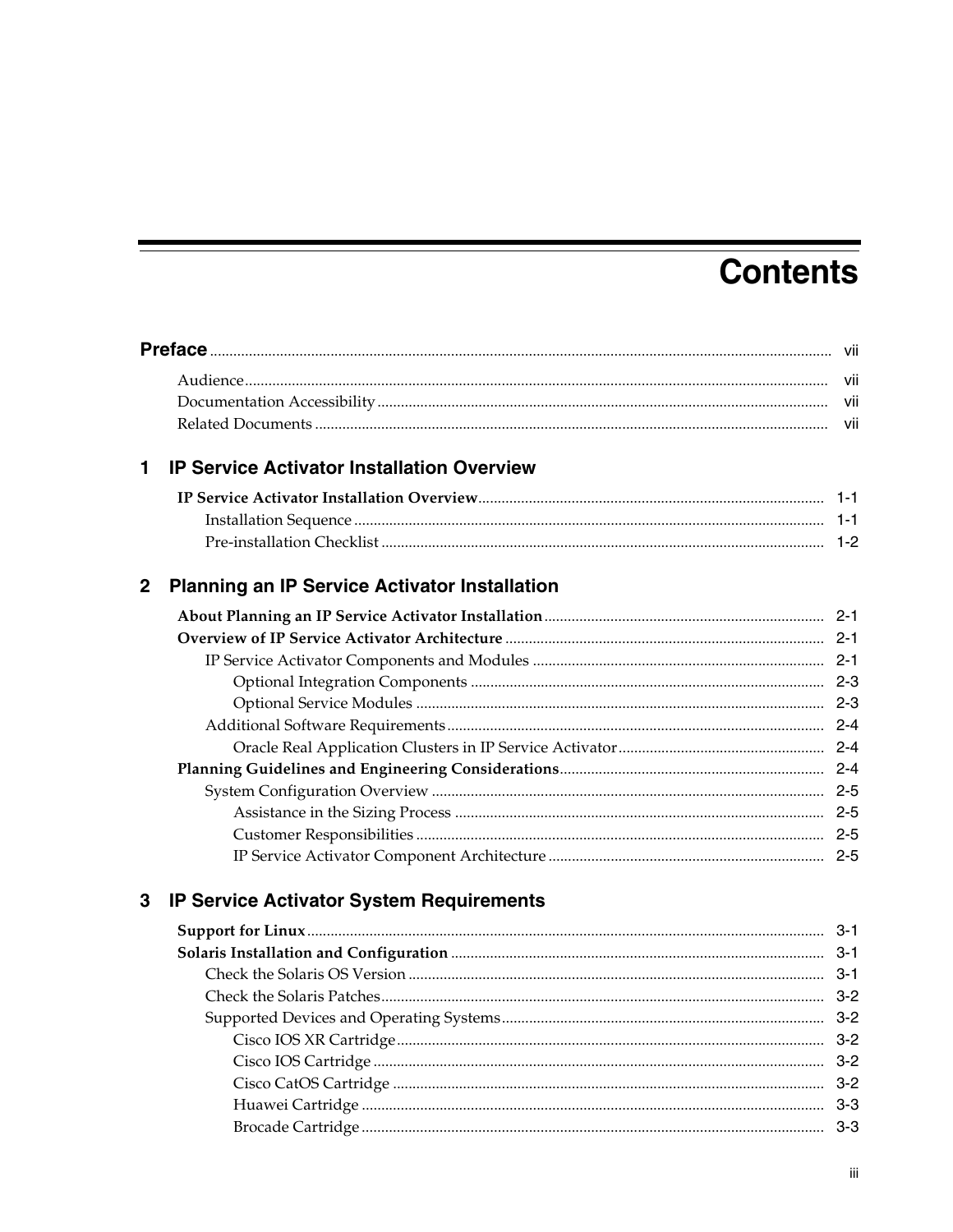# Contents

**Preface** ..... vii

- Audience ..... vii
- Documentation Accessibility ..... vii
- Related Documents ..... vii

## 1 IP Service Activator Installation Overview

- **IP Service Activator Installation Overview** ..... 1-1
    - Installation Sequence ..... 1-1
    - Pre-installation Checklist ..... 1-2

## 2 Planning an IP Service Activator Installation

- **About Planning an IP Service Activator Installation** ..... 2-1
- **Overview of IP Service Activator Architecture** ..... 2-1
    - IP Service Activator Components and Modules ..... 2-1
        - Optional Integration Components ..... 2-3
        - Optional Service Modules ..... 2-3
    - Additional Software Requirements ..... 2-4
        - Oracle Real Application Clusters in IP Service Activator ..... 2-4
- **Planning Guidelines and Engineering Considerations** ..... 2-4
    - System Configuration Overview ..... 2-5
        - Assistance in the Sizing Process ..... 2-5
        - Customer Responsibilities ..... 2-5
        - IP Service Activator Component Architecture ..... 2-5

## 3 IP Service Activator System Requirements

- **Support for Linux** ..... 3-1
- **Solaris Installation and Configuration** ..... 3-1
    - Check the Solaris OS Version ..... 3-1
    - Check the Solaris Patches ..... 3-2
    - Supported Devices and Operating Systems ..... 3-2
        - Cisco IOS XR Cartridge ..... 3-2
        - Cisco IOS Cartridge ..... 3-2
        - Cisco CatOS Cartridge ..... 3-2
        - Huawei Cartridge ..... 3-3
        - Brocade Cartridge ..... 3-3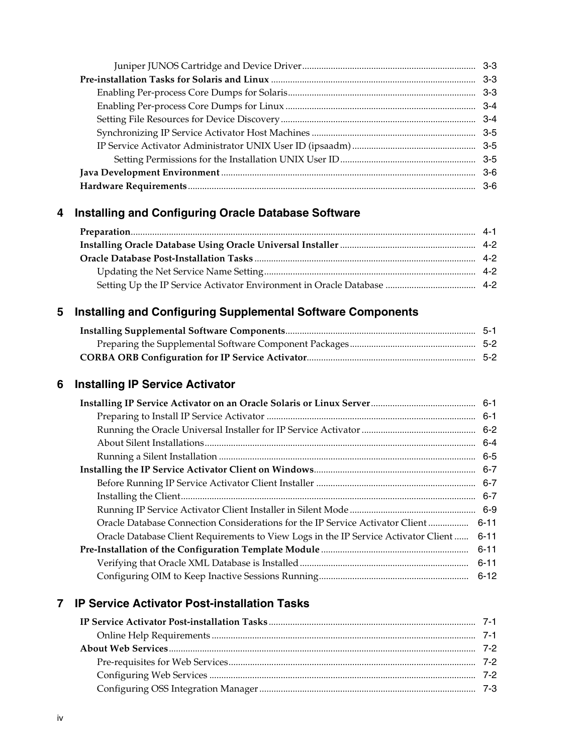Juniper JUNOS Cartridge and Device Driver ........ 3-3

**Pre-installation Tasks for Solaris and Linux** ........ 3-3

Enabling Per-process Core Dumps for Solaris ........ 3-3

Enabling Per-process Core Dumps for Linux ........ 3-4

Setting File Resources for Device Discovery ........ 3-4

Synchronizing IP Service Activator Host Machines ........ 3-5

IP Service Activator Administrator UNIX User ID (ipsaadm) ........ 3-5

Setting Permissions for the Installation UNIX User ID ........ 3-5

**Java Development Environment** ........ 3-6

**Hardware Requirements** ........ 3-6

## 4 Installing and Configuring Oracle Database Software

**Preparation** ........ 4-1

**Installing Oracle Database Using Oracle Universal Installer** ........ 4-2

**Oracle Database Post-Installation Tasks** ........ 4-2

Updating the Net Service Name Setting ........ 4-2

Setting Up the IP Service Activator Environment in Oracle Database ........ 4-2

## 5 Installing and Configuring Supplemental Software Components

**Installing Supplemental Software Components** ........ 5-1

Preparing the Supplemental Software Component Packages ........ 5-2

**CORBA ORB Configuration for IP Service Activator** ........ 5-2

## 6 Installing IP Service Activator

**Installing IP Service Activator on an Oracle Solaris or Linux Server** ........ 6-1

Preparing to Install IP Service Activator ........ 6-1

Running the Oracle Universal Installer for IP Service Activator ........ 6-2

About Silent Installations ........ 6-4

Running a Silent Installation ........ 6-5

**Installing the IP Service Activator Client on Windows** ........ 6-7

Before Running IP Service Activator Client Installer ........ 6-7

Installing the Client ........ 6-7

Running IP Service Activator Client Installer in Silent Mode ........ 6-9

Oracle Database Connection Considerations for the IP Service Activator Client ........ 6-11

Oracle Database Client Requirements to View Logs in the IP Service Activator Client ........ 6-11

**Pre-Installation of the Configuration Template Module** ........ 6-11

Verifying that Oracle XML Database is Installed ........ 6-11

Configuring OIM to Keep Inactive Sessions Running ........ 6-12

## 7 IP Service Activator Post-installation Tasks

**IP Service Activator Post-installation Tasks** ........ 7-1

Online Help Requirements ........ 7-1

**About Web Services** ........ 7-2

Pre-requisites for Web Services ........ 7-2

Configuring Web Services ........ 7-2

Configuring OSS Integration Manager ........ 7-3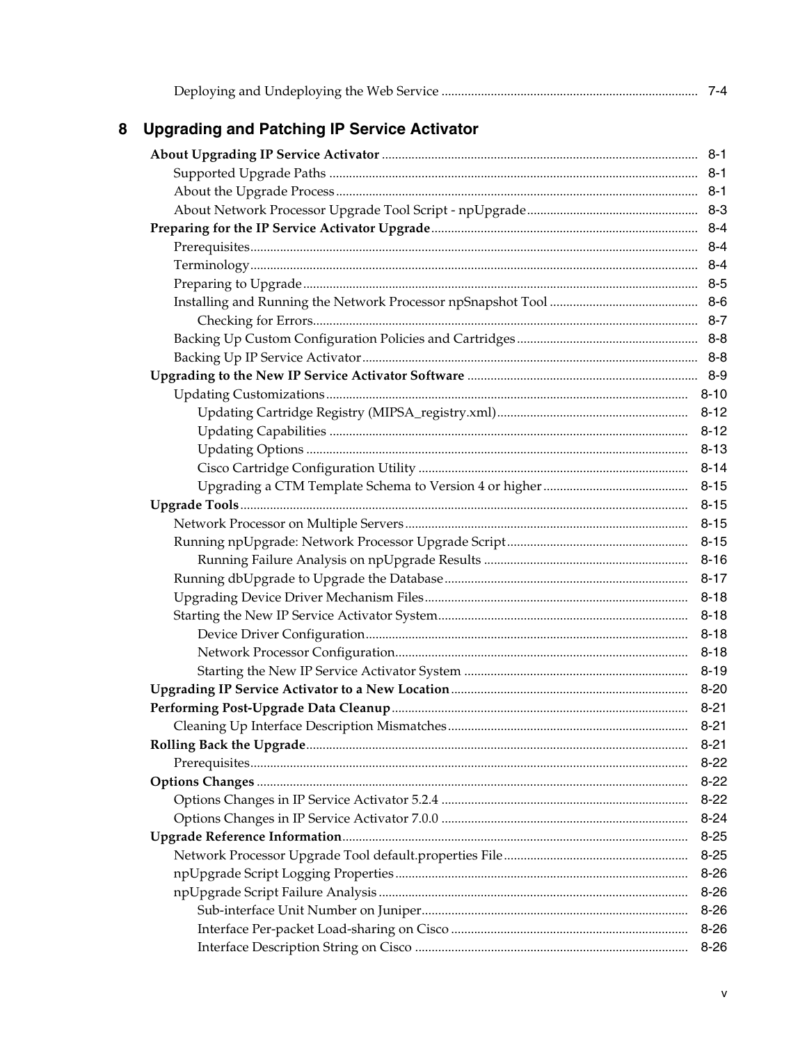Deploying and Undeploying the Web Service ..... 7-4

## 8 Upgrading and Patching IP Service Activator

**About Upgrading IP Service Activator** ..... 8-1
- Supported Upgrade Paths ..... 8-1
- About the Upgrade Process ..... 8-1
- About Network Processor Upgrade Tool Script - npUpgrade ..... 8-3

**Preparing for the IP Service Activator Upgrade** ..... 8-4
- Prerequisites ..... 8-4
- Terminology ..... 8-4
- Preparing to Upgrade ..... 8-5
- Installing and Running the Network Processor npSnapshot Tool ..... 8-6
  - Checking for Errors ..... 8-7
- Backing Up Custom Configuration Policies and Cartridges ..... 8-8
- Backing Up IP Service Activator ..... 8-8

**Upgrading to the New IP Service Activator Software** ..... 8-9
- Updating Customizations ..... 8-10
  - Updating Cartridge Registry (MIPSA_registry.xml) ..... 8-12
  - Updating Capabilities ..... 8-12
  - Updating Options ..... 8-13
  - Cisco Cartridge Configuration Utility ..... 8-14
  - Upgrading a CTM Template Schema to Version 4 or higher ..... 8-15

**Upgrade Tools** ..... 8-15
- Network Processor on Multiple Servers ..... 8-15
- Running npUpgrade: Network Processor Upgrade Script ..... 8-15
  - Running Failure Analysis on npUpgrade Results ..... 8-16
- Running dbUpgrade to Upgrade the Database ..... 8-17
- Upgrading Device Driver Mechanism Files ..... 8-18
- Starting the New IP Service Activator System ..... 8-18
  - Device Driver Configuration ..... 8-18
  - Network Processor Configuration ..... 8-18
  - Starting the New IP Service Activator System ..... 8-19

**Upgrading IP Service Activator to a New Location** ..... 8-20

**Performing Post-Upgrade Data Cleanup** ..... 8-21
- Cleaning Up Interface Description Mismatches ..... 8-21

**Rolling Back the Upgrade** ..... 8-21
- Prerequisites ..... 8-22

**Options Changes** ..... 8-22
- Options Changes in IP Service Activator 5.2.4 ..... 8-22
- Options Changes in IP Service Activator 7.0.0 ..... 8-24

**Upgrade Reference Information** ..... 8-25
- Network Processor Upgrade Tool default.properties File ..... 8-25
- npUpgrade Script Logging Properties ..... 8-26
- npUpgrade Script Failure Analysis ..... 8-26
  - Sub-interface Unit Number on Juniper ..... 8-26
  - Interface Per-packet Load-sharing on Cisco ..... 8-26
  - Interface Description String on Cisco ..... 8-26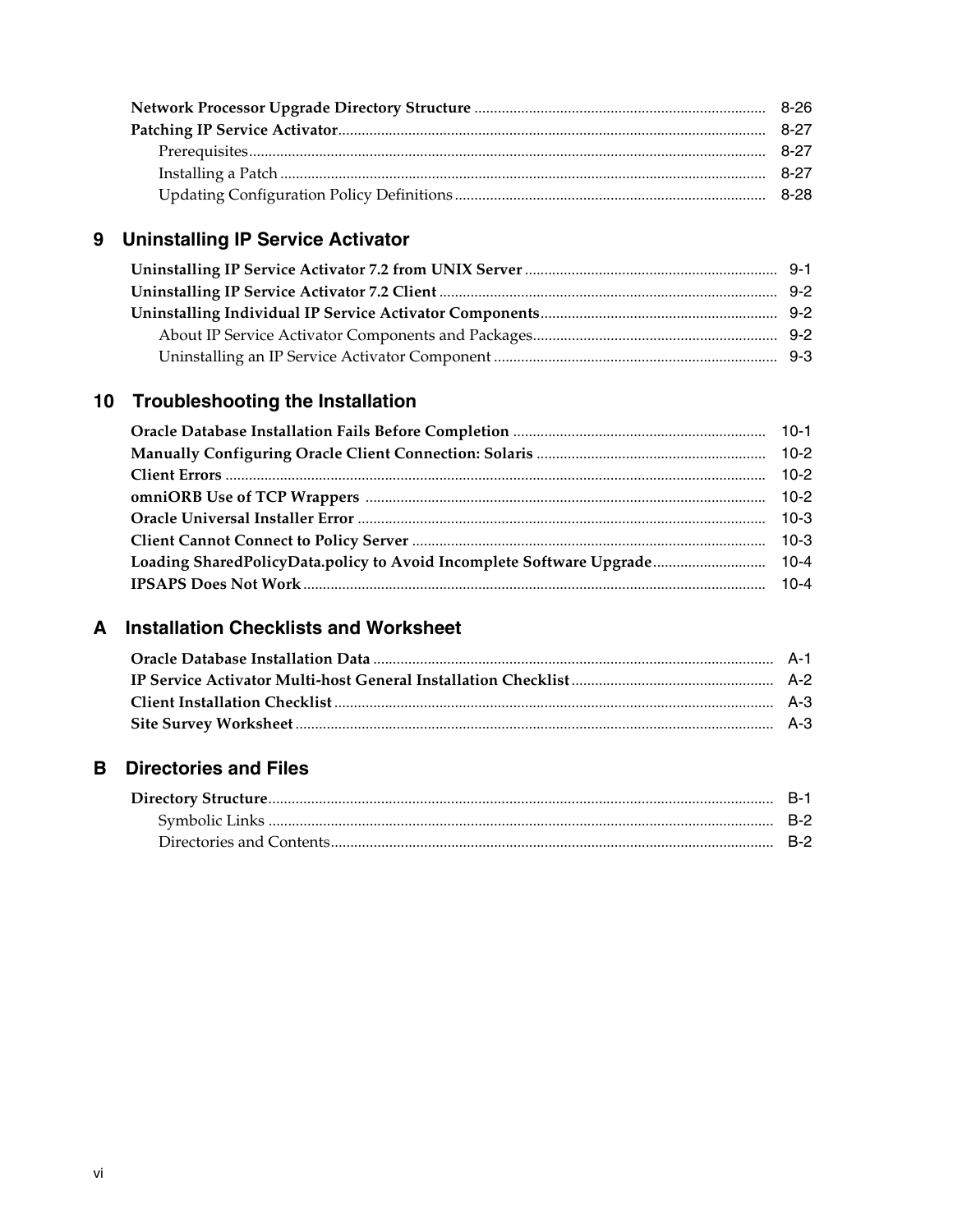**Network Processor Upgrade Directory Structure** ........................................ 8-26
**Patching IP Service Activator**.......................................................... 8-27
- Prerequisites........................................................................ 8-27
- Installing a Patch ................................................................. 8-27
- Updating Configuration Policy Definitions ........................................ 8-28

## 9 Uninstalling IP Service Activator

**Uninstalling IP Service Activator 7.2 from UNIX Server** .................................. 9-1
**Uninstalling IP Service Activator 7.2 Client** ............................................ 9-2
**Uninstalling Individual IP Service Activator Components**.................................. 9-2
- About IP Service Activator Components and Packages................................ 9-2
- Uninstalling an IP Service Activator Component .................................... 9-3

## 10 Troubleshooting the Installation

**Oracle Database Installation Fails Before Completion** .................................. 10-1
**Manually Configuring Oracle Client Connection: Solaris** ................................ 10-2
**Client Errors** ........................................................................ 10-2
**omniORB Use of TCP Wrappers** .......................................................... 10-2
**Oracle Universal Installer Error** ...................................................... 10-3
**Client Cannot Connect to Policy Server** ............................................... 10-3
**Loading SharedPolicyData.policy to Avoid Incomplete Software Upgrade**.................. 10-4
**IPSAPS Does Not Work** ................................................................. 10-4

## A Installation Checklists and Worksheet

**Oracle Database Installation Data** ..................................................... A-1
**IP Service Activator Multi-host General Installation Checklist**......................... A-2
**Client Installation Checklist** .......................................................... A-3
**Site Survey Worksheet** ................................................................. A-3

## B Directories and Files

**Directory Structure**.................................................................... B-1
- Symbolic Links ...................................................................... B-2
- Directories and Contents............................................................ B-2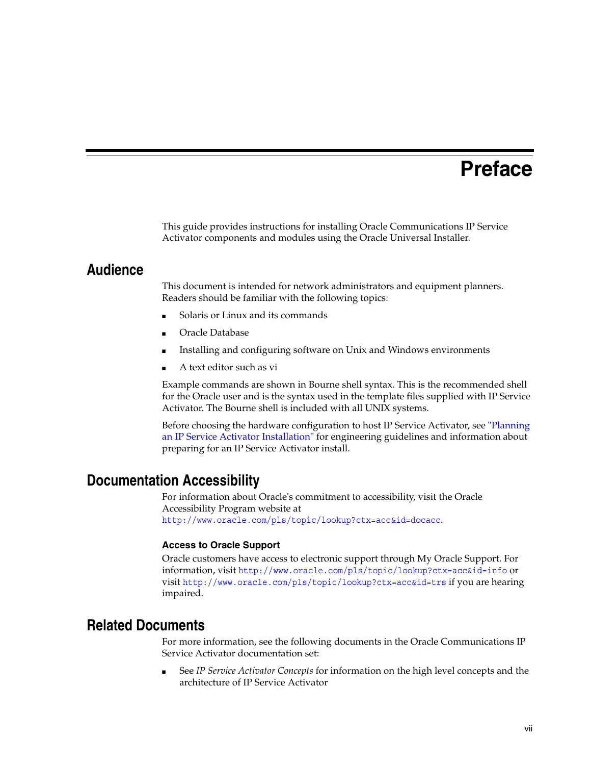# Preface

This guide provides instructions for installing Oracle Communications IP Service Activator components and modules using the Oracle Universal Installer.

## Audience

This document is intended for network administrators and equipment planners. Readers should be familiar with the following topics:

- Solaris or Linux and its commands
- Oracle Database
- Installing and configuring software on Unix and Windows environments
- A text editor such as vi

Example commands are shown in Bourne shell syntax. This is the recommended shell for the Oracle user and is the syntax used in the template files supplied with IP Service Activator. The Bourne shell is included with all UNIX systems.

Before choosing the hardware configuration to host IP Service Activator, see "Planning an IP Service Activator Installation" for engineering guidelines and information about preparing for an IP Service Activator install.

## Documentation Accessibility

For information about Oracle's commitment to accessibility, visit the Oracle Accessibility Program website at `http://www.oracle.com/pls/topic/lookup?ctx=acc&id=docacc`.

### Access to Oracle Support

Oracle customers have access to electronic support through My Oracle Support. For information, visit `http://www.oracle.com/pls/topic/lookup?ctx=acc&id=info` or visit `http://www.oracle.com/pls/topic/lookup?ctx=acc&id=trs` if you are hearing impaired.

## Related Documents

For more information, see the following documents in the Oracle Communications IP Service Activator documentation set:

- See *IP Service Activator Concepts* for information on the high level concepts and the architecture of IP Service Activator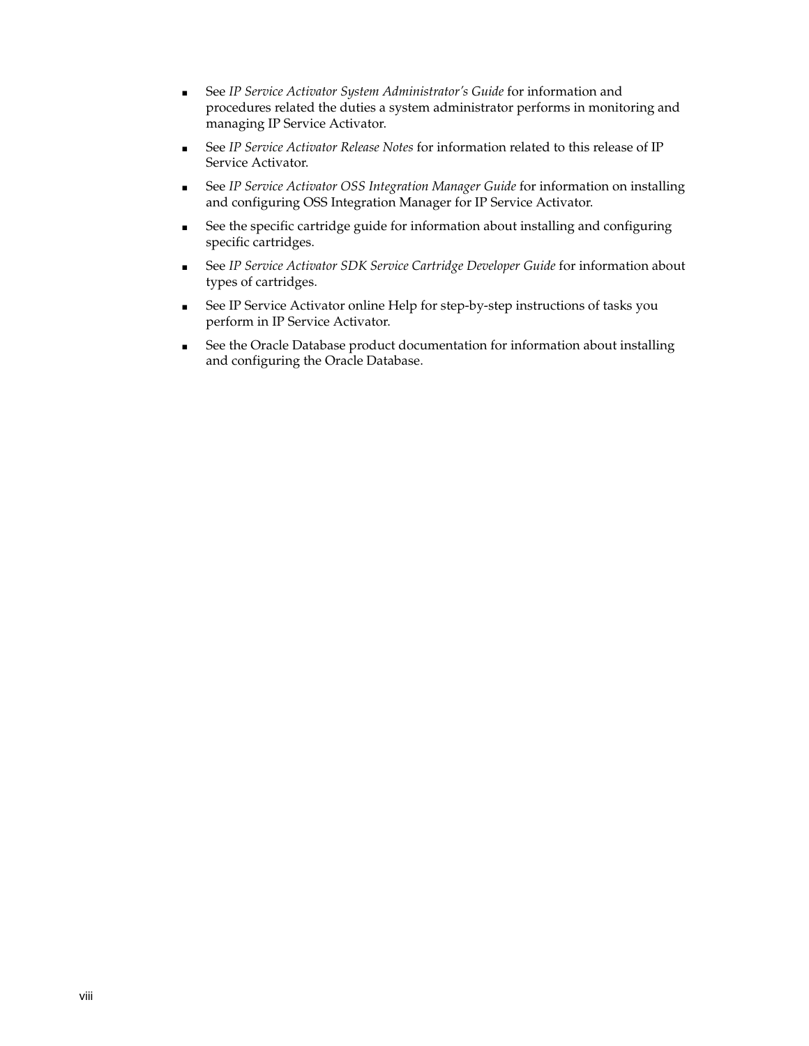- See *IP Service Activator System Administrator's Guide* for information and procedures related the duties a system administrator performs in monitoring and managing IP Service Activator.
- See *IP Service Activator Release Notes* for information related to this release of IP Service Activator.
- See *IP Service Activator OSS Integration Manager Guide* for information on installing and configuring OSS Integration Manager for IP Service Activator.
- See the specific cartridge guide for information about installing and configuring specific cartridges.
- See *IP Service Activator SDK Service Cartridge Developer Guide* for information about types of cartridges.
- See IP Service Activator online Help for step-by-step instructions of tasks you perform in IP Service Activator.
- See the Oracle Database product documentation for information about installing and configuring the Oracle Database.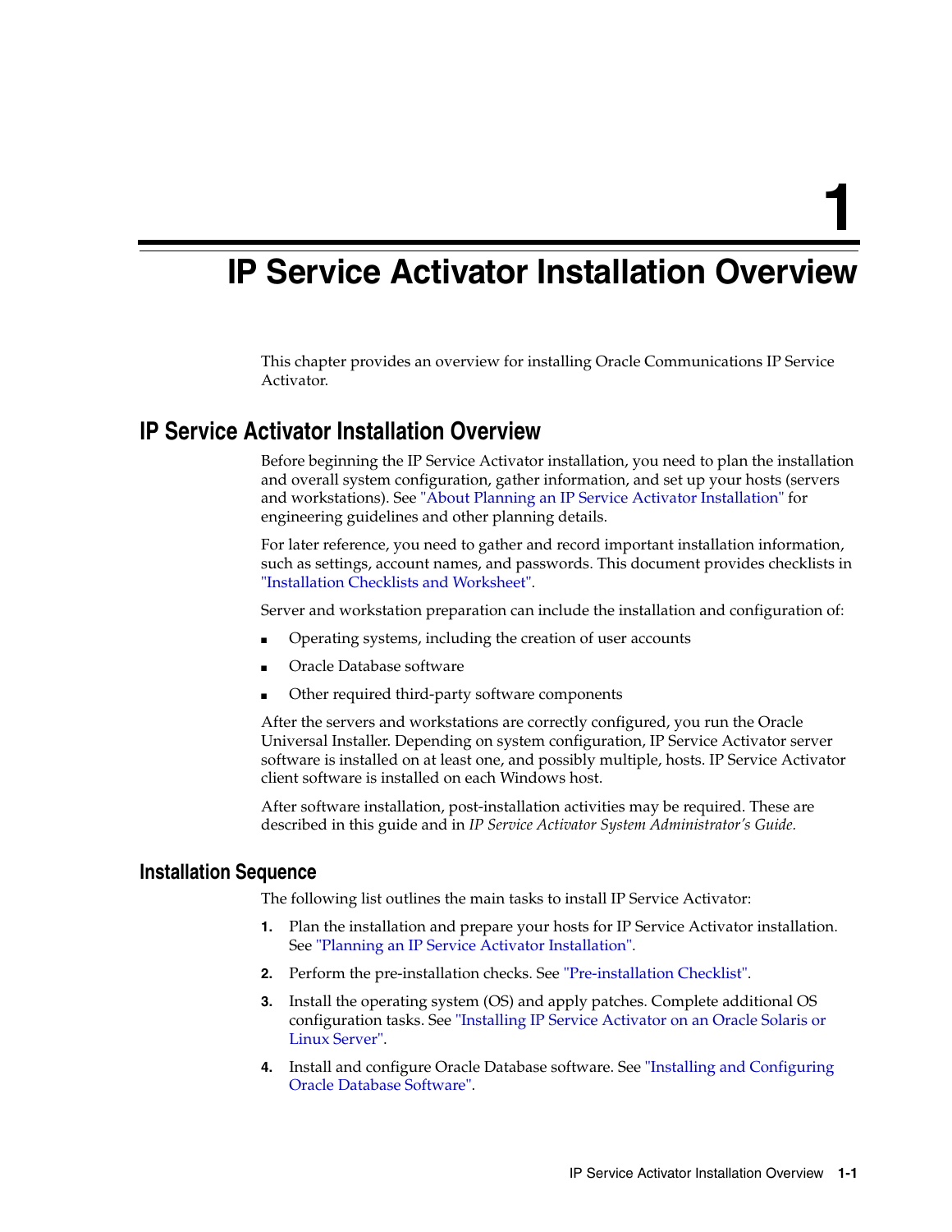# 1 IP Service Activator Installation Overview

This chapter provides an overview for installing Oracle Communications IP Service Activator.

## IP Service Activator Installation Overview

Before beginning the IP Service Activator installation, you need to plan the installation and overall system configuration, gather information, and set up your hosts (servers and workstations). See "About Planning an IP Service Activator Installation" for engineering guidelines and other planning details.

For later reference, you need to gather and record important installation information, such as settings, account names, and passwords. This document provides checklists in "Installation Checklists and Worksheet".

Server and workstation preparation can include the installation and configuration of:

- Operating systems, including the creation of user accounts
- Oracle Database software
- Other required third-party software components

After the servers and workstations are correctly configured, you run the Oracle Universal Installer. Depending on system configuration, IP Service Activator server software is installed on at least one, and possibly multiple, hosts. IP Service Activator client software is installed on each Windows host.

After software installation, post-installation activities may be required. These are described in this guide and in *IP Service Activator System Administrator's Guide.*

### Installation Sequence

The following list outlines the main tasks to install IP Service Activator:

1. Plan the installation and prepare your hosts for IP Service Activator installation. See "Planning an IP Service Activator Installation".
2. Perform the pre-installation checks. See "Pre-installation Checklist".
3. Install the operating system (OS) and apply patches. Complete additional OS configuration tasks. See "Installing IP Service Activator on an Oracle Solaris or Linux Server".
4. Install and configure Oracle Database software. See "Installing and Configuring Oracle Database Software".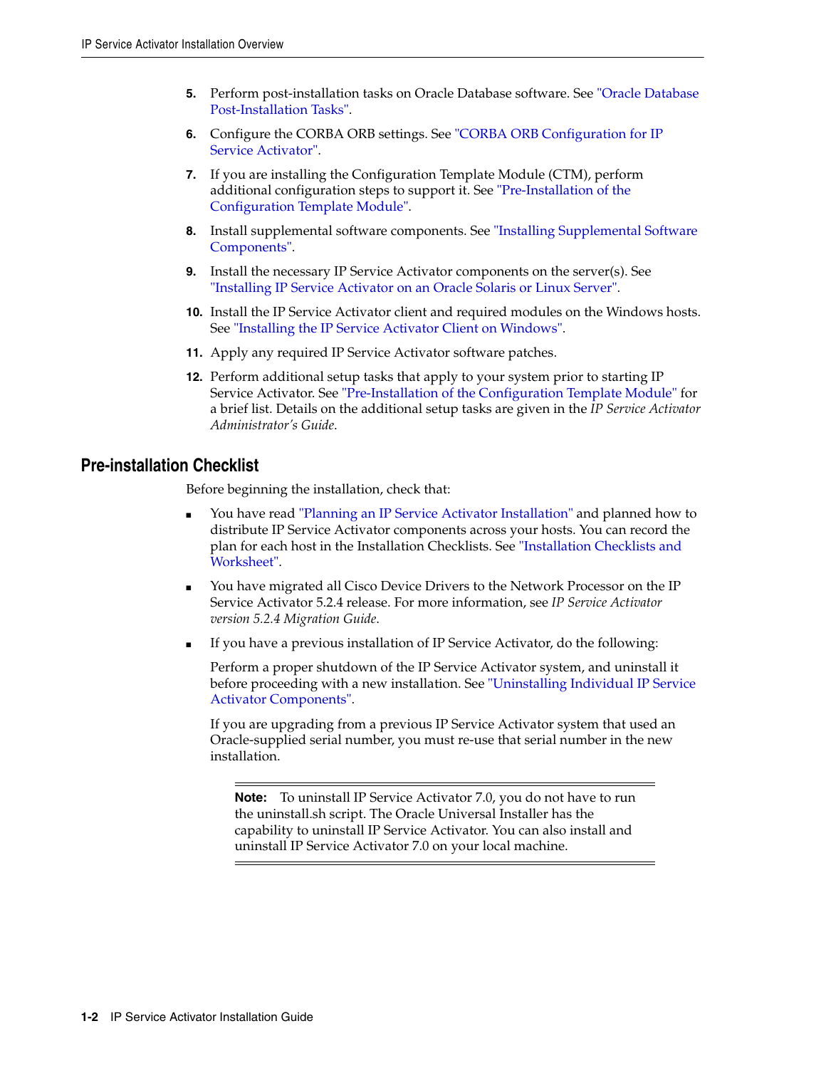5. Perform post-installation tasks on Oracle Database software. See "Oracle Database Post-Installation Tasks".
6. Configure the CORBA ORB settings. See "CORBA ORB Configuration for IP Service Activator".
7. If you are installing the Configuration Template Module (CTM), perform additional configuration steps to support it. See "Pre-Installation of the Configuration Template Module".
8. Install supplemental software components. See "Installing Supplemental Software Components".
9. Install the necessary IP Service Activator components on the server(s). See "Installing IP Service Activator on an Oracle Solaris or Linux Server".
10. Install the IP Service Activator client and required modules on the Windows hosts. See "Installing the IP Service Activator Client on Windows".
11. Apply any required IP Service Activator software patches.
12. Perform additional setup tasks that apply to your system prior to starting IP Service Activator. See "Pre-Installation of the Configuration Template Module" for a brief list. Details on the additional setup tasks are given in the *IP Service Activator Administrator's Guide*.

## Pre-installation Checklist

Before beginning the installation, check that:

- You have read "Planning an IP Service Activator Installation" and planned how to distribute IP Service Activator components across your hosts. You can record the plan for each host in the Installation Checklists. See "Installation Checklists and Worksheet".
- You have migrated all Cisco Device Drivers to the Network Processor on the IP Service Activator 5.2.4 release. For more information, see *IP Service Activator version 5.2.4 Migration Guide*.
- If you have a previous installation of IP Service Activator, do the following:

  Perform a proper shutdown of the IP Service Activator system, and uninstall it before proceeding with a new installation. See "Uninstalling Individual IP Service Activator Components".

  If you are upgrading from a previous IP Service Activator system that used an Oracle-supplied serial number, you must re-use that serial number in the new installation.

> **Note:** To uninstall IP Service Activator 7.0, you do not have to run the uninstall.sh script. The Oracle Universal Installer has the capability to uninstall IP Service Activator. You can also install and uninstall IP Service Activator 7.0 on your local machine.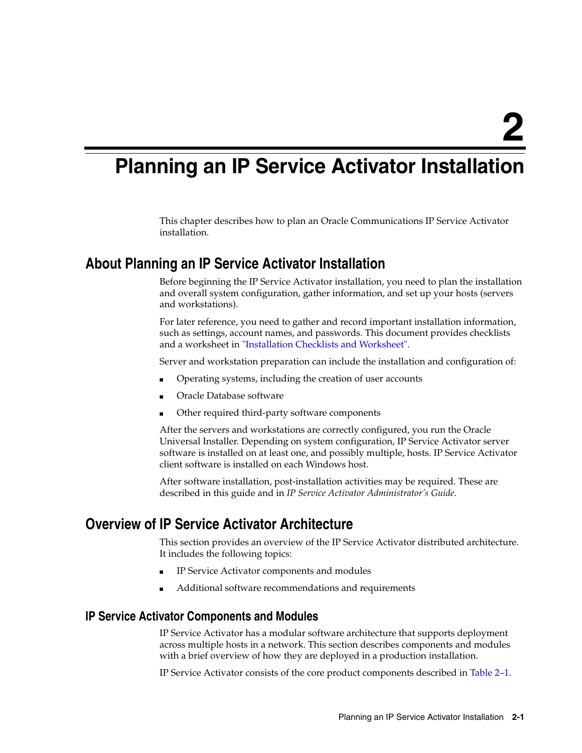# 2 Planning an IP Service Activator Installation

This chapter describes how to plan an Oracle Communications IP Service Activator installation.

## About Planning an IP Service Activator Installation

Before beginning the IP Service Activator installation, you need to plan the installation and overall system configuration, gather information, and set up your hosts (servers and workstations).

For later reference, you need to gather and record important installation information, such as settings, account names, and passwords. This document provides checklists and a worksheet in "Installation Checklists and Worksheet".

Server and workstation preparation can include the installation and configuration of:

- Operating systems, including the creation of user accounts
- Oracle Database software
- Other required third-party software components

After the servers and workstations are correctly configured, you run the Oracle Universal Installer. Depending on system configuration, IP Service Activator server software is installed on at least one, and possibly multiple, hosts. IP Service Activator client software is installed on each Windows host.

After software installation, post-installation activities may be required. These are described in this guide and in *IP Service Activator Administrator's Guide*.

## Overview of IP Service Activator Architecture

This section provides an overview of the IP Service Activator distributed architecture. It includes the following topics:

- IP Service Activator components and modules
- Additional software recommendations and requirements

### IP Service Activator Components and Modules

IP Service Activator has a modular software architecture that supports deployment across multiple hosts in a network. This section describes components and modules with a brief overview of how they are deployed in a production installation.

IP Service Activator consists of the core product components described in Table 2–1.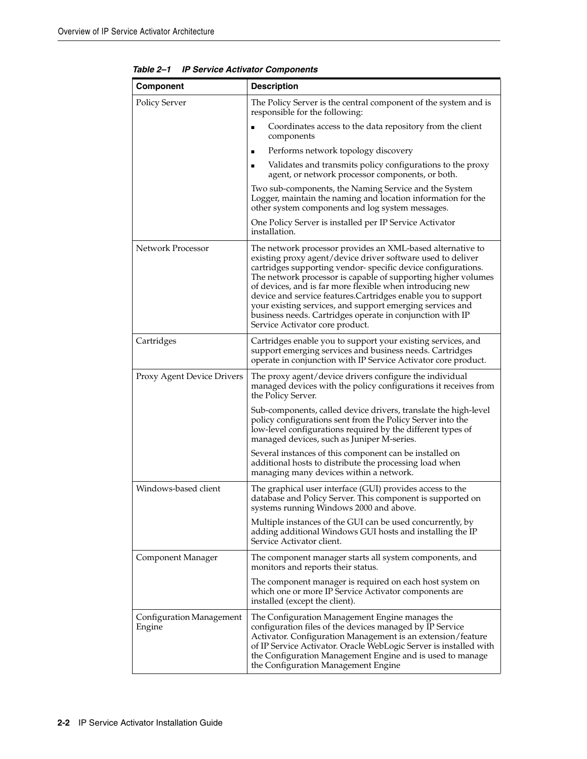**Table 2–1 IP Service Activator Components**

| Component | Description |
|---|---|
| Policy Server | The Policy Server is the central component of the system and is responsible for the following:<br>▪ Coordinates access to the data repository from the client components<br>▪ Performs network topology discovery<br>▪ Validates and transmits policy configurations to the proxy agent, or network processor components, or both.<br>Two sub-components, the Naming Service and the System Logger, maintain the naming and location information for the other system components and log system messages.<br>One Policy Server is installed per IP Service Activator installation. |
| Network Processor | The network processor provides an XML-based alternative to existing proxy agent/device driver software used to deliver cartridges supporting vendor- specific device configurations. The network processor is capable of supporting higher volumes of devices, and is far more flexible when introducing new device and service features.Cartridges enable you to support your existing services, and support emerging services and business needs. Cartridges operate in conjunction with IP Service Activator core product. |
| Cartridges | Cartridges enable you to support your existing services, and support emerging services and business needs. Cartridges operate in conjunction with IP Service Activator core product. |
| Proxy Agent Device Drivers | The proxy agent/device drivers configure the individual managed devices with the policy configurations it receives from the Policy Server.<br>Sub-components, called device drivers, translate the high-level policy configurations sent from the Policy Server into the low-level configurations required by the different types of managed devices, such as Juniper M-series.<br>Several instances of this component can be installed on additional hosts to distribute the processing load when managing many devices within a network. |
| Windows-based client | The graphical user interface (GUI) provides access to the database and Policy Server. This component is supported on systems running Windows 2000 and above.<br>Multiple instances of the GUI can be used concurrently, by adding additional Windows GUI hosts and installing the IP Service Activator client. |
| Component Manager | The component manager starts all system components, and monitors and reports their status.<br>The component manager is required on each host system on which one or more IP Service Activator components are installed (except the client). |
| Configuration Management Engine | The Configuration Management Engine manages the configuration files of the devices managed by IP Service Activator. Configuration Management is an extension/feature of IP Service Activator. Oracle WebLogic Server is installed with the Configuration Management Engine and is used to manage the Configuration Management Engine |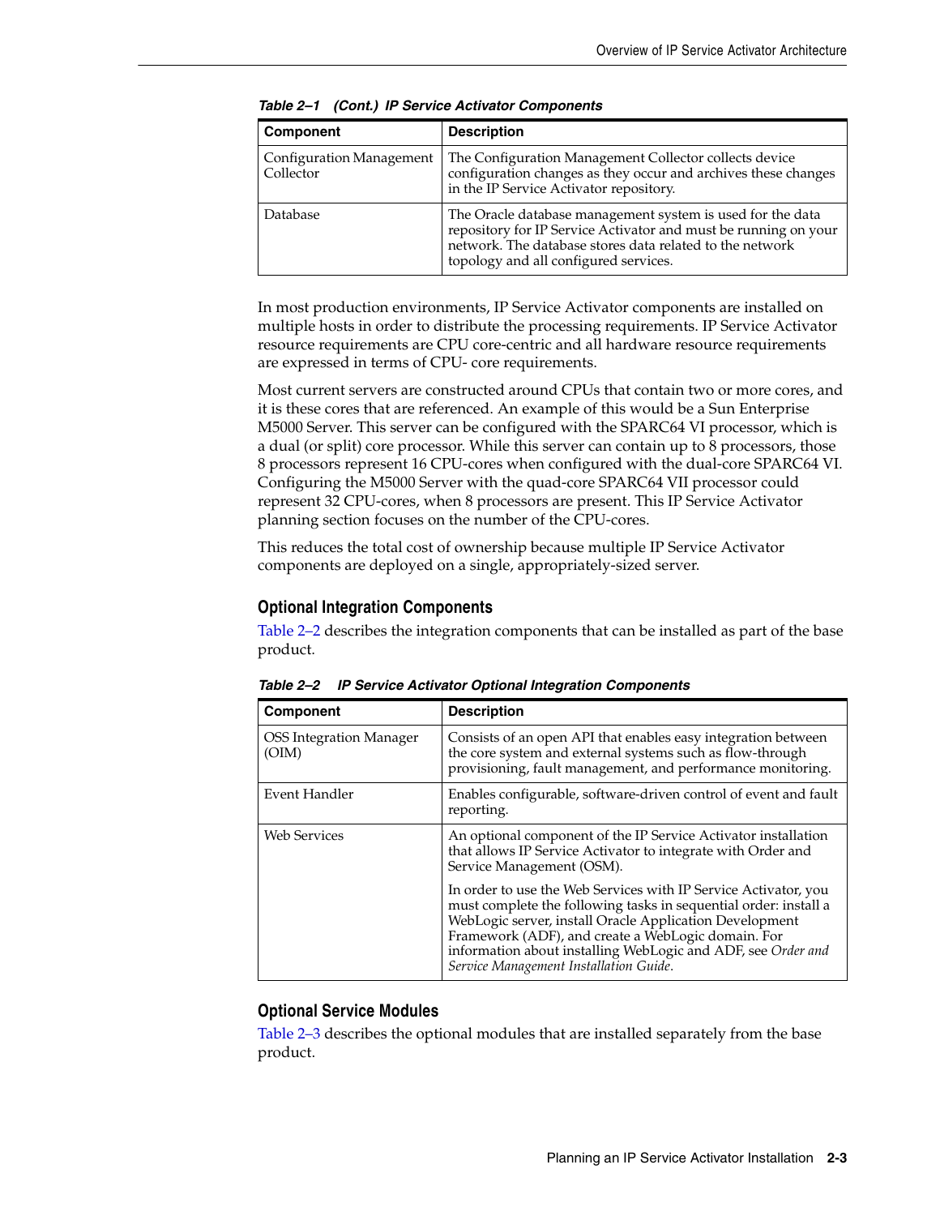*Table 2–1 (Cont.) IP Service Activator Components*

| Component | Description |
|---|---|
| Configuration Management Collector | The Configuration Management Collector collects device configuration changes as they occur and archives these changes in the IP Service Activator repository. |
| Database | The Oracle database management system is used for the data repository for IP Service Activator and must be running on your network. The database stores data related to the network topology and all configured services. |

In most production environments, IP Service Activator components are installed on multiple hosts in order to distribute the processing requirements. IP Service Activator resource requirements are CPU core-centric and all hardware resource requirements are expressed in terms of CPU- core requirements.

Most current servers are constructed around CPUs that contain two or more cores, and it is these cores that are referenced. An example of this would be a Sun Enterprise M5000 Server. This server can be configured with the SPARC64 VI processor, which is a dual (or split) core processor. While this server can contain up to 8 processors, those 8 processors represent 16 CPU-cores when configured with the dual-core SPARC64 VI. Configuring the M5000 Server with the quad-core SPARC64 VII processor could represent 32 CPU-cores, when 8 processors are present. This IP Service Activator planning section focuses on the number of the CPU-cores.

This reduces the total cost of ownership because multiple IP Service Activator components are deployed on a single, appropriately-sized server.

### Optional Integration Components

Table 2–2 describes the integration components that can be installed as part of the base product.

*Table 2–2 IP Service Activator Optional Integration Components*

| Component | Description |
|---|---|
| OSS Integration Manager (OIM) | Consists of an open API that enables easy integration between the core system and external systems such as flow-through provisioning, fault management, and performance monitoring. |
| Event Handler | Enables configurable, software-driven control of event and fault reporting. |
| Web Services | An optional component of the IP Service Activator installation that allows IP Service Activator to integrate with Order and Service Management (OSM).<br><br>In order to use the Web Services with IP Service Activator, you must complete the following tasks in sequential order: install a WebLogic server, install Oracle Application Development Framework (ADF), and create a WebLogic domain. For information about installing WebLogic and ADF, see *Order and Service Management Installation Guide*. |

### Optional Service Modules

Table 2–3 describes the optional modules that are installed separately from the base product.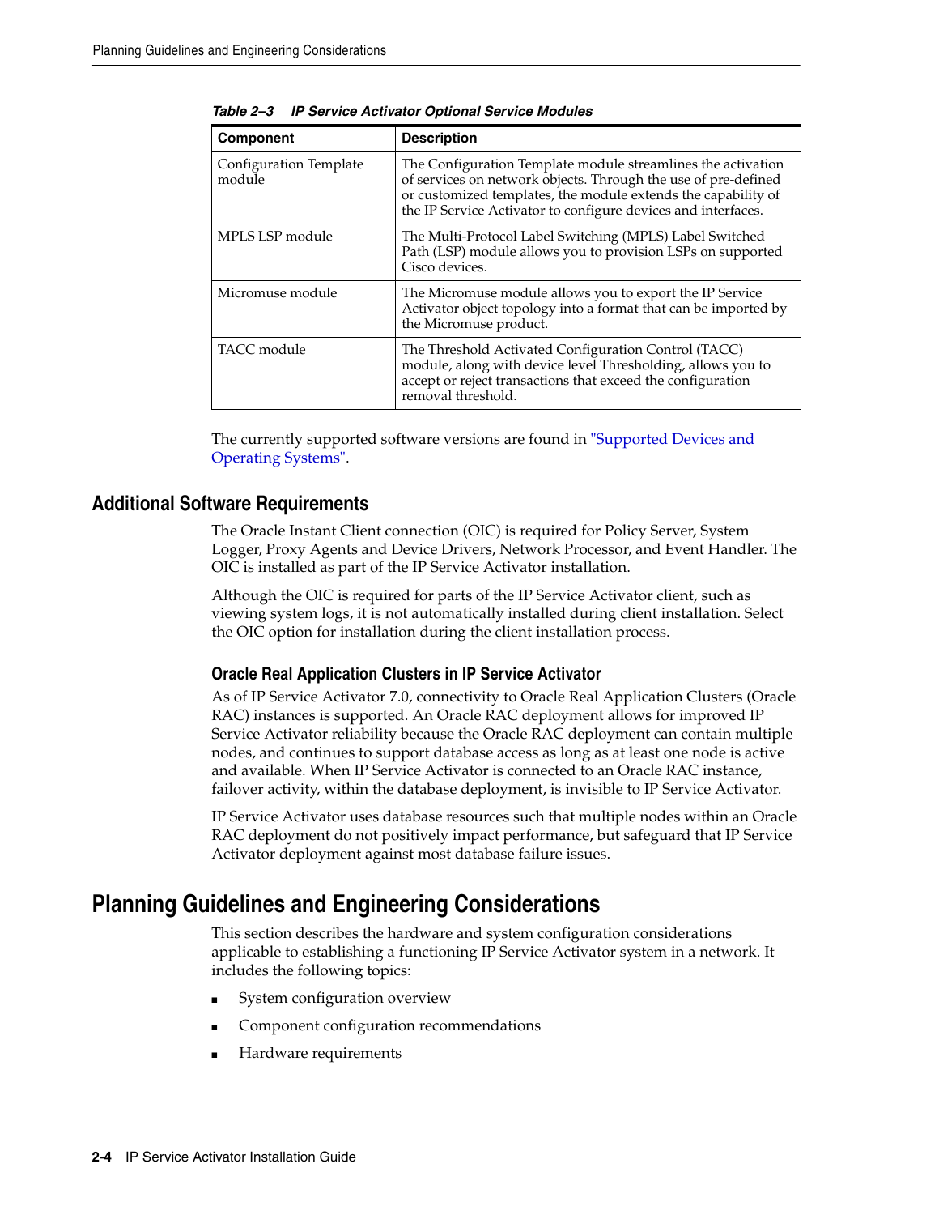*Table 2–3 IP Service Activator Optional Service Modules*

| Component | Description |
| --- | --- |
| Configuration Template module | The Configuration Template module streamlines the activation of services on network objects. Through the use of pre-defined or customized templates, the module extends the capability of the IP Service Activator to configure devices and interfaces. |
| MPLS LSP module | The Multi-Protocol Label Switching (MPLS) Label Switched Path (LSP) module allows you to provision LSPs on supported Cisco devices. |
| Micromuse module | The Micromuse module allows you to export the IP Service Activator object topology into a format that can be imported by the Micromuse product. |
| TACC module | The Threshold Activated Configuration Control (TACC) module, along with device level Thresholding, allows you to accept or reject transactions that exceed the configuration removal threshold. |

The currently supported software versions are found in "Supported Devices and Operating Systems".

## Additional Software Requirements

The Oracle Instant Client connection (OIC) is required for Policy Server, System Logger, Proxy Agents and Device Drivers, Network Processor, and Event Handler. The OIC is installed as part of the IP Service Activator installation.

Although the OIC is required for parts of the IP Service Activator client, such as viewing system logs, it is not automatically installed during client installation. Select the OIC option for installation during the client installation process.

### Oracle Real Application Clusters in IP Service Activator

As of IP Service Activator 7.0, connectivity to Oracle Real Application Clusters (Oracle RAC) instances is supported. An Oracle RAC deployment allows for improved IP Service Activator reliability because the Oracle RAC deployment can contain multiple nodes, and continues to support database access as long as at least one node is active and available. When IP Service Activator is connected to an Oracle RAC instance, failover activity, within the database deployment, is invisible to IP Service Activator.

IP Service Activator uses database resources such that multiple nodes within an Oracle RAC deployment do not positively impact performance, but safeguard that IP Service Activator deployment against most database failure issues.

# Planning Guidelines and Engineering Considerations

This section describes the hardware and system configuration considerations applicable to establishing a functioning IP Service Activator system in a network. It includes the following topics:

- System configuration overview
- Component configuration recommendations
- Hardware requirements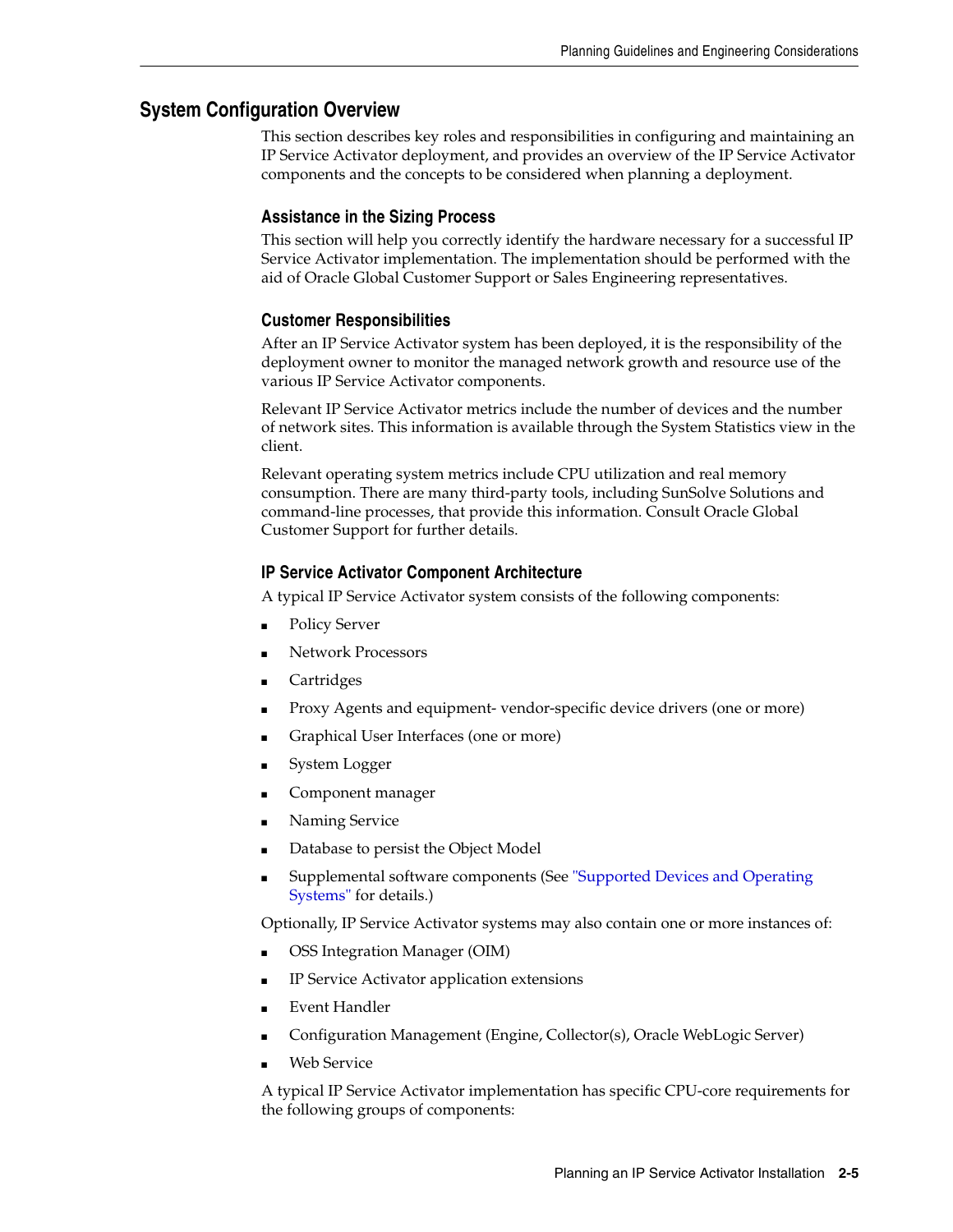## System Configuration Overview

This section describes key roles and responsibilities in configuring and maintaining an IP Service Activator deployment, and provides an overview of the IP Service Activator components and the concepts to be considered when planning a deployment.

### Assistance in the Sizing Process

This section will help you correctly identify the hardware necessary for a successful IP Service Activator implementation. The implementation should be performed with the aid of Oracle Global Customer Support or Sales Engineering representatives.

### Customer Responsibilities

After an IP Service Activator system has been deployed, it is the responsibility of the deployment owner to monitor the managed network growth and resource use of the various IP Service Activator components.

Relevant IP Service Activator metrics include the number of devices and the number of network sites. This information is available through the System Statistics view in the client.

Relevant operating system metrics include CPU utilization and real memory consumption. There are many third-party tools, including SunSolve Solutions and command-line processes, that provide this information. Consult Oracle Global Customer Support for further details.

### IP Service Activator Component Architecture

A typical IP Service Activator system consists of the following components:

- Policy Server
- Network Processors
- Cartridges
- Proxy Agents and equipment- vendor-specific device drivers (one or more)
- Graphical User Interfaces (one or more)
- System Logger
- Component manager
- Naming Service
- Database to persist the Object Model
- Supplemental software components (See "Supported Devices and Operating Systems" for details.)

Optionally, IP Service Activator systems may also contain one or more instances of:

- OSS Integration Manager (OIM)
- IP Service Activator application extensions
- Event Handler
- Configuration Management (Engine, Collector(s), Oracle WebLogic Server)
- Web Service

A typical IP Service Activator implementation has specific CPU-core requirements for the following groups of components: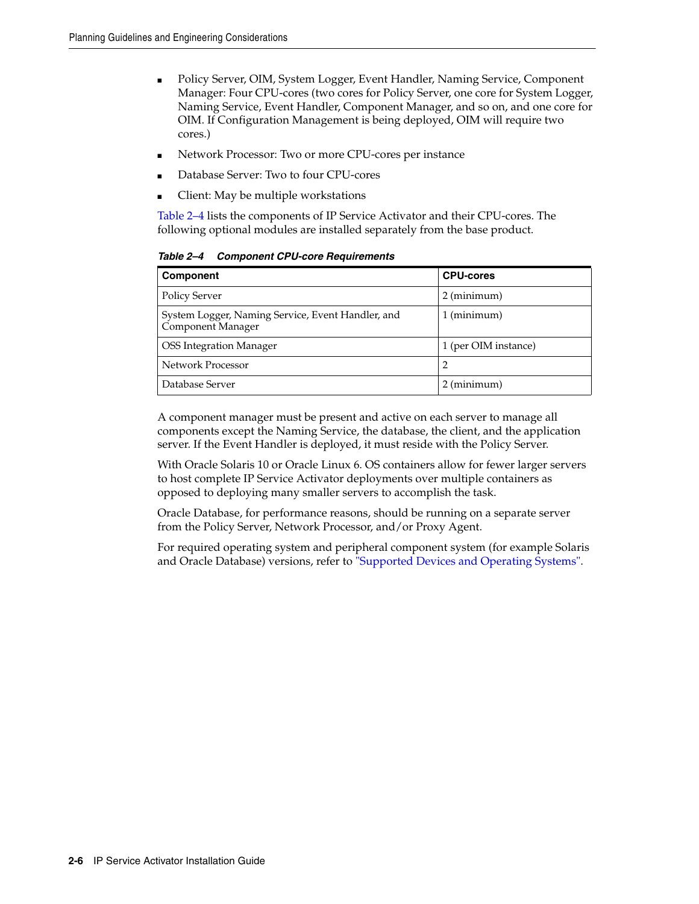- Policy Server, OIM, System Logger, Event Handler, Naming Service, Component Manager: Four CPU-cores (two cores for Policy Server, one core for System Logger, Naming Service, Event Handler, Component Manager, and so on, and one core for OIM. If Configuration Management is being deployed, OIM will require two cores.)
- Network Processor: Two or more CPU-cores per instance
- Database Server: Two to four CPU-cores
- Client: May be multiple workstations

Table 2–4 lists the components of IP Service Activator and their CPU-cores. The following optional modules are installed separately from the base product.

***Table 2–4 Component CPU-core Requirements***

| Component | CPU-cores |
|---|---|
| Policy Server | 2 (minimum) |
| System Logger, Naming Service, Event Handler, and Component Manager | 1 (minimum) |
| OSS Integration Manager | 1 (per OIM instance) |
| Network Processor | 2 |
| Database Server | 2 (minimum) |

A component manager must be present and active on each server to manage all components except the Naming Service, the database, the client, and the application server. If the Event Handler is deployed, it must reside with the Policy Server.

With Oracle Solaris 10 or Oracle Linux 6. OS containers allow for fewer larger servers to host complete IP Service Activator deployments over multiple containers as opposed to deploying many smaller servers to accomplish the task.

Oracle Database, for performance reasons, should be running on a separate server from the Policy Server, Network Processor, and/or Proxy Agent.

For required operating system and peripheral component system (for example Solaris and Oracle Database) versions, refer to "Supported Devices and Operating Systems".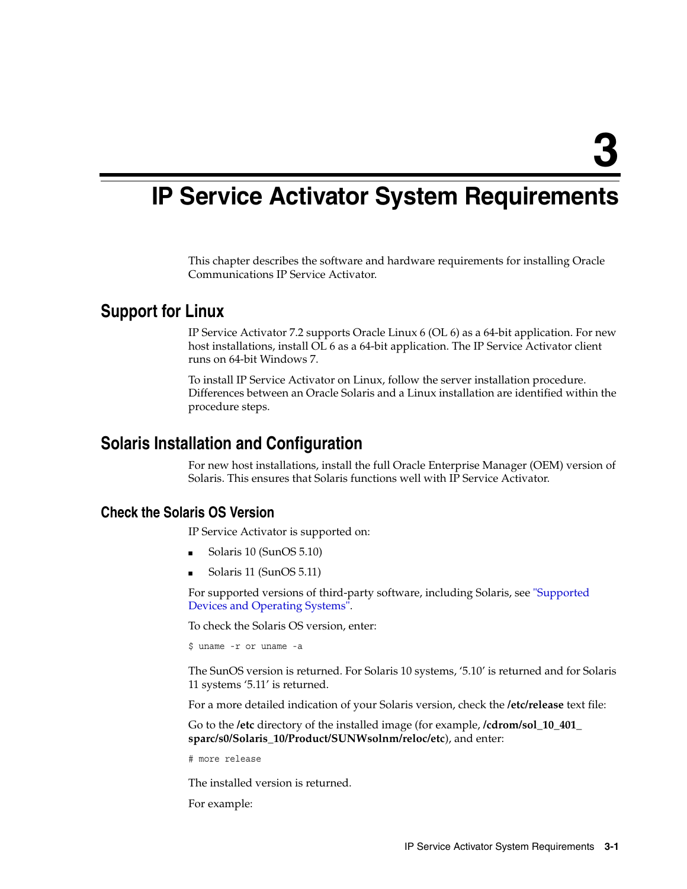# 3 IP Service Activator System Requirements

This chapter describes the software and hardware requirements for installing Oracle Communications IP Service Activator.

## Support for Linux

IP Service Activator 7.2 supports Oracle Linux 6 (OL 6) as a 64-bit application. For new host installations, install OL 6 as a 64-bit application. The IP Service Activator client runs on 64-bit Windows 7.

To install IP Service Activator on Linux, follow the server installation procedure. Differences between an Oracle Solaris and a Linux installation are identified within the procedure steps.

## Solaris Installation and Configuration

For new host installations, install the full Oracle Enterprise Manager (OEM) version of Solaris. This ensures that Solaris functions well with IP Service Activator.

### Check the Solaris OS Version

IP Service Activator is supported on:

- Solaris 10 (SunOS 5.10)
- Solaris 11 (SunOS 5.11)

For supported versions of third-party software, including Solaris, see "Supported Devices and Operating Systems".

To check the Solaris OS version, enter:

```
$ uname -r or uname -a
```

The SunOS version is returned. For Solaris 10 systems, '5.10' is returned and for Solaris 11 systems '5.11' is returned.

For a more detailed indication of your Solaris version, check the **/etc/release** text file:

Go to the **/etc** directory of the installed image (for example, **/cdrom/sol_10_401_sparc/s0/Solaris_10/Product/SUNWsolnm/reloc/etc**), and enter:

```
# more release
```

The installed version is returned.

For example: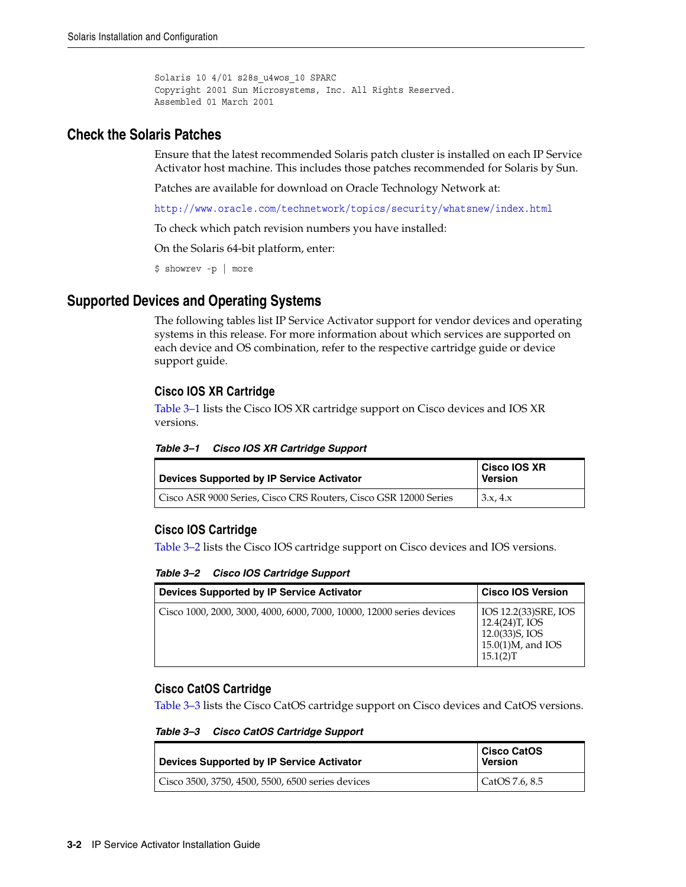```
Solaris 10 4/01 s28s_u4wos_10 SPARC
Copyright 2001 Sun Microsystems, Inc. All Rights Reserved.
Assembled 01 March 2001
```

## Check the Solaris Patches

Ensure that the latest recommended Solaris patch cluster is installed on each IP Service Activator host machine. This includes those patches recommended for Solaris by Sun.

Patches are available for download on Oracle Technology Network at:

http://www.oracle.com/technetwork/topics/security/whatsnew/index.html

To check which patch revision numbers you have installed:

On the Solaris 64-bit platform, enter:

```
$ showrev -p | more
```

## Supported Devices and Operating Systems

The following tables list IP Service Activator support for vendor devices and operating systems in this release. For more information about which services are supported on each device and OS combination, refer to the respective cartridge guide or device support guide.

### Cisco IOS XR Cartridge

Table 3–1 lists the Cisco IOS XR cartridge support on Cisco devices and IOS XR versions.

***Table 3–1 Cisco IOS XR Cartridge Support***

| Devices Supported by IP Service Activator | Cisco IOS XR Version |
|---|---|
| Cisco ASR 9000 Series, Cisco CRS Routers, Cisco GSR 12000 Series | 3.x, 4.x |

### Cisco IOS Cartridge

Table 3–2 lists the Cisco IOS cartridge support on Cisco devices and IOS versions.

***Table 3–2 Cisco IOS Cartridge Support***

| Devices Supported by IP Service Activator | Cisco IOS Version |
|---|---|
| Cisco 1000, 2000, 3000, 4000, 6000, 7000, 10000, 12000 series devices | IOS 12.2(33)SRE, IOS 12.4(24)T, IOS 12.0(33)S, IOS 15.0(1)M, and IOS 15.1(2)T |

### Cisco CatOS Cartridge

Table 3–3 lists the Cisco CatOS cartridge support on Cisco devices and CatOS versions.

***Table 3–3 Cisco CatOS Cartridge Support***

| Devices Supported by IP Service Activator | Cisco CatOS Version |
|---|---|
| Cisco 3500, 3750, 4500, 5500, 6500 series devices | CatOS 7.6, 8.5 |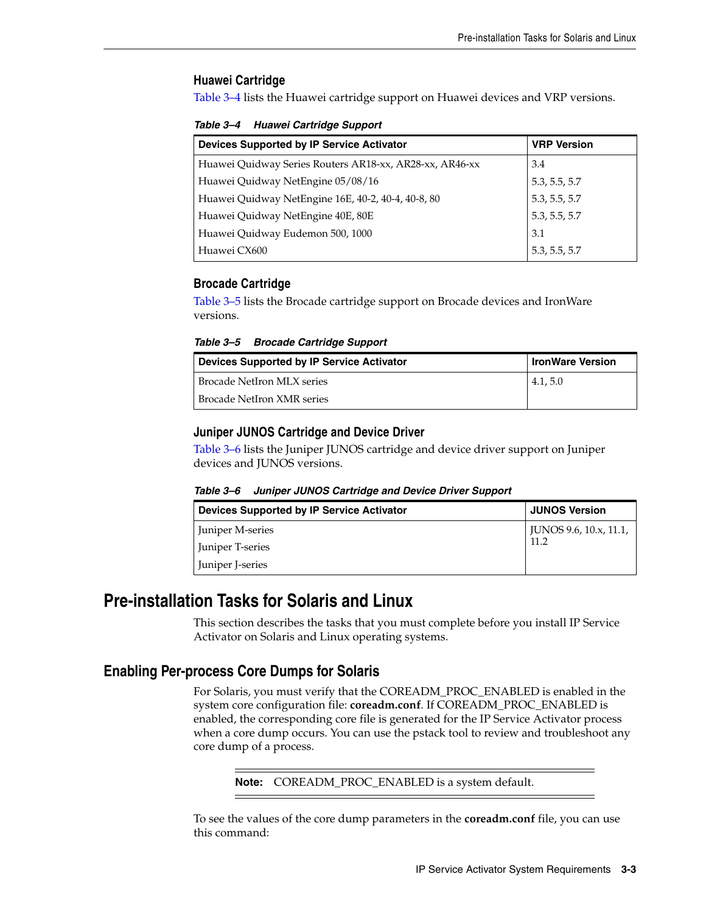### Huawei Cartridge

Table 3–4 lists the Huawei cartridge support on Huawei devices and VRP versions.

***Table 3–4 Huawei Cartridge Support***

| Devices Supported by IP Service Activator | VRP Version |
|---|---|
| Huawei Quidway Series Routers AR18-xx, AR28-xx, AR46-xx | 3.4 |
| Huawei Quidway NetEngine 05/08/16 | 5.3, 5.5, 5.7 |
| Huawei Quidway NetEngine 16E, 40-2, 40-4, 40-8, 80 | 5.3, 5.5, 5.7 |
| Huawei Quidway NetEngine 40E, 80E | 5.3, 5.5, 5.7 |
| Huawei Quidway Eudemon 500, 1000 | 3.1 |
| Huawei CX600 | 5.3, 5.5, 5.7 |

### Brocade Cartridge

Table 3–5 lists the Brocade cartridge support on Brocade devices and IronWare versions.

***Table 3–5 Brocade Cartridge Support***

| Devices Supported by IP Service Activator | IronWare Version |
|---|---|
| Brocade NetIron MLX series<br>Brocade NetIron XMR series | 4.1, 5.0 |

### Juniper JUNOS Cartridge and Device Driver

Table 3–6 lists the Juniper JUNOS cartridge and device driver support on Juniper devices and JUNOS versions.

***Table 3–6 Juniper JUNOS Cartridge and Device Driver Support***

| Devices Supported by IP Service Activator | JUNOS Version |
|---|---|
| Juniper M-series<br>Juniper T-series<br>Juniper J-series | JUNOS 9.6, 10.x, 11.1, 11.2 |

## Pre-installation Tasks for Solaris and Linux

This section describes the tasks that you must complete before you install IP Service Activator on Solaris and Linux operating systems.

## Enabling Per-process Core Dumps for Solaris

For Solaris, you must verify that the COREADM_PROC_ENABLED is enabled in the system core configuration file: **coreadm.conf**. If COREADM_PROC_ENABLED is enabled, the corresponding core file is generated for the IP Service Activator process when a core dump occurs. You can use the pstack tool to review and troubleshoot any core dump of a process.

> **Note:** COREADM_PROC_ENABLED is a system default.

To see the values of the core dump parameters in the **coreadm.conf** file, you can use this command: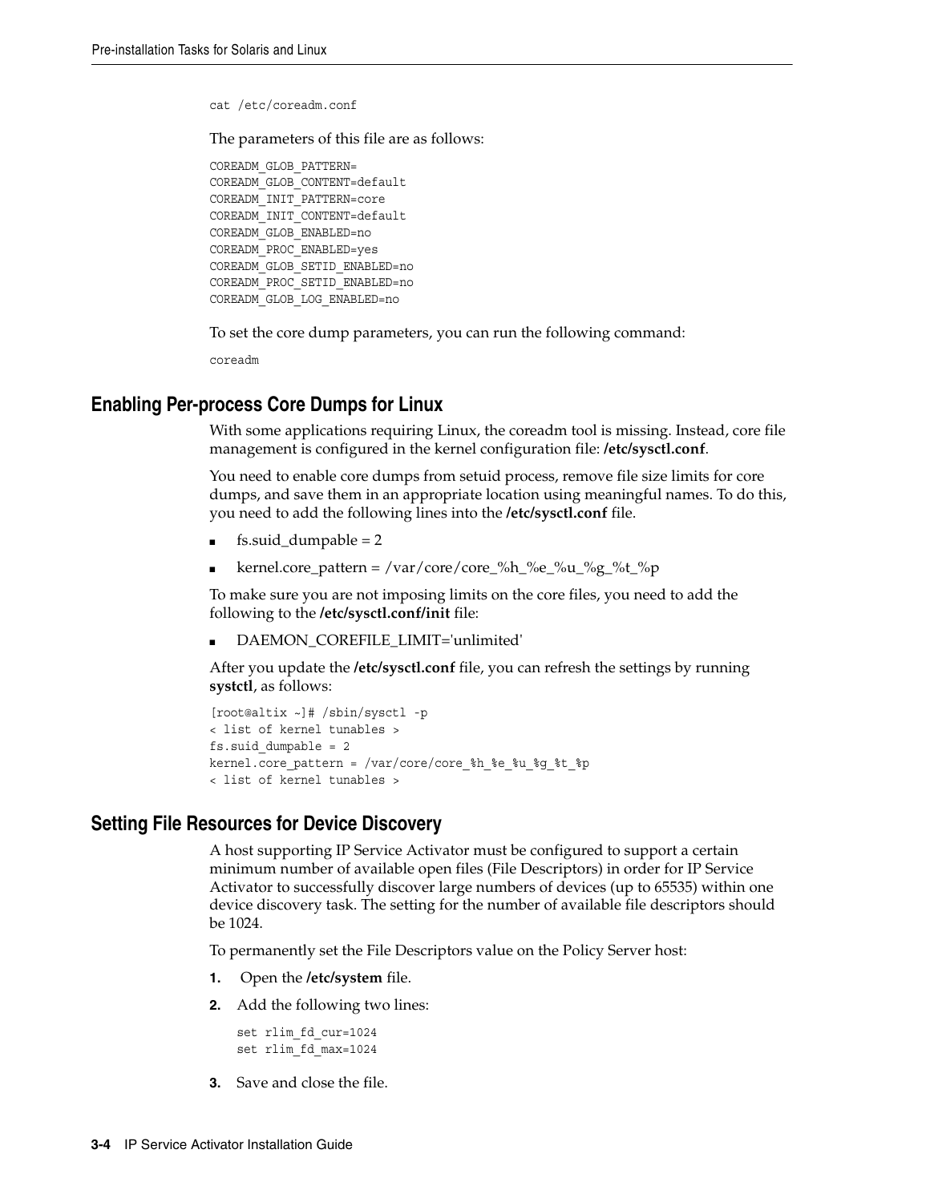```
cat /etc/coreadm.conf
```

The parameters of this file are as follows:

```
COREADM_GLOB_PATTERN=
COREADM_GLOB_CONTENT=default
COREADM_INIT_PATTERN=core
COREADM_INIT_CONTENT=default
COREADM_GLOB_ENABLED=no
COREADM_PROC_ENABLED=yes
COREADM_GLOB_SETID_ENABLED=no
COREADM_PROC_SETID_ENABLED=no
COREADM_GLOB_LOG_ENABLED=no
```

To set the core dump parameters, you can run the following command:

```
coreadm
```

## Enabling Per-process Core Dumps for Linux

With some applications requiring Linux, the coreadm tool is missing. Instead, core file management is configured in the kernel configuration file: **/etc/sysctl.conf**.

You need to enable core dumps from setuid process, remove file size limits for core dumps, and save them in an appropriate location using meaningful names. To do this, you need to add the following lines into the **/etc/sysctl.conf** file.

- fs.suid_dumpable = 2
- kernel.core_pattern = /var/core/core_%h_%e_%u_%g_%t_%p

To make sure you are not imposing limits on the core files, you need to add the following to the **/etc/sysctl.conf/init** file:

- DAEMON_COREFILE_LIMIT='unlimited'

After you update the **/etc/sysctl.conf** file, you can refresh the settings by running **systctl**, as follows:

```
[root@altix ~]# /sbin/sysctl -p
< list of kernel tunables >
fs.suid_dumpable = 2
kernel.core_pattern = /var/core/core_%h_%e_%u_%g_%t_%p
< list of kernel tunables >
```

## Setting File Resources for Device Discovery

A host supporting IP Service Activator must be configured to support a certain minimum number of available open files (File Descriptors) in order for IP Service Activator to successfully discover large numbers of devices (up to 65535) within one device discovery task. The setting for the number of available file descriptors should be 1024.

To permanently set the File Descriptors value on the Policy Server host:

1. Open the **/etc/system** file.
2. Add the following two lines:

   ```
   set rlim_fd_cur=1024
   set rlim_fd_max=1024
   ```

3. Save and close the file.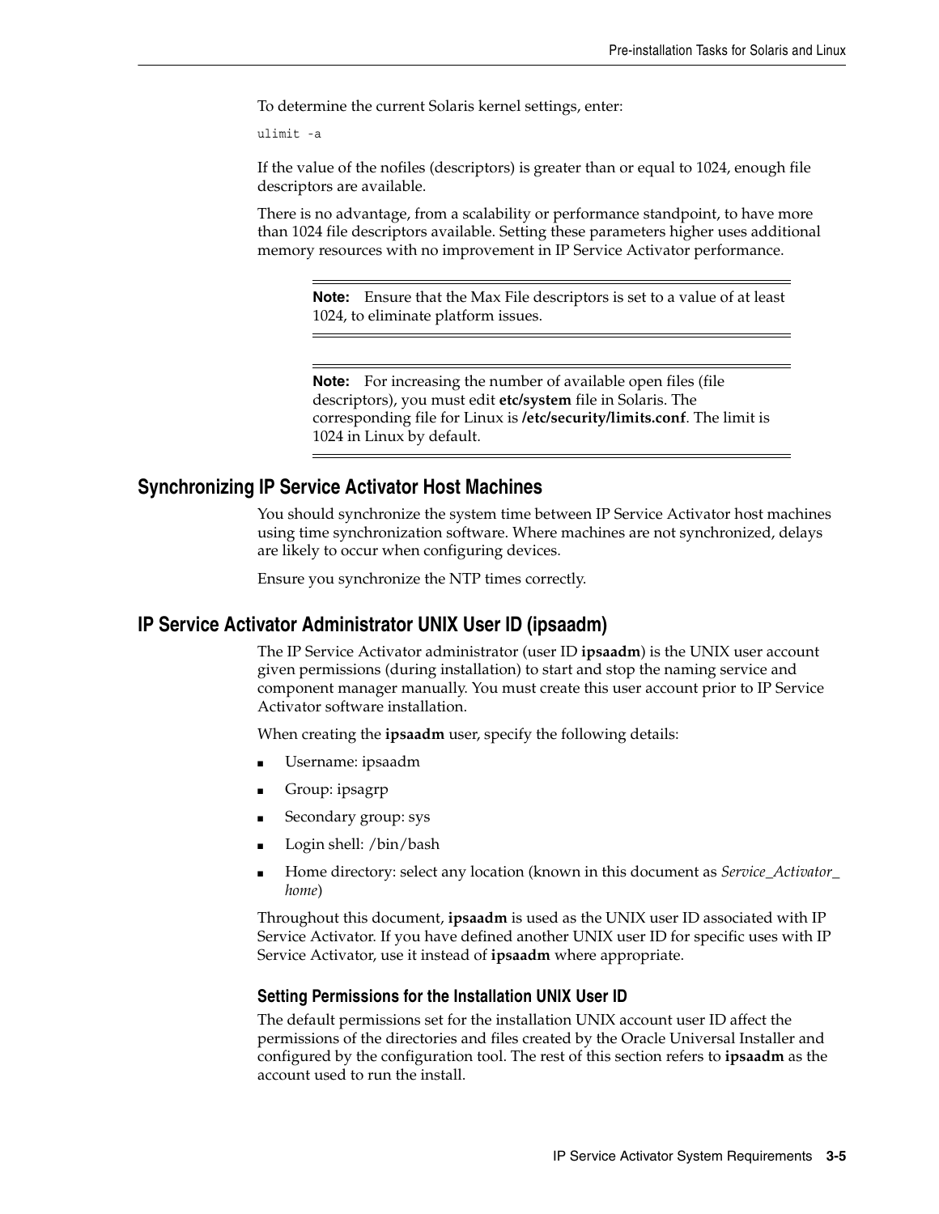To determine the current Solaris kernel settings, enter:

```
ulimit -a
```

If the value of the nofiles (descriptors) is greater than or equal to 1024, enough file descriptors are available.

There is no advantage, from a scalability or performance standpoint, to have more than 1024 file descriptors available. Setting these parameters higher uses additional memory resources with no improvement in IP Service Activator performance.

> **Note:** Ensure that the Max File descriptors is set to a value of at least 1024, to eliminate platform issues.

> **Note:** For increasing the number of available open files (file descriptors), you must edit **etc/system** file in Solaris. The corresponding file for Linux is **/etc/security/limits.conf**. The limit is 1024 in Linux by default.

## Synchronizing IP Service Activator Host Machines

You should synchronize the system time between IP Service Activator host machines using time synchronization software. Where machines are not synchronized, delays are likely to occur when configuring devices.

Ensure you synchronize the NTP times correctly.

## IP Service Activator Administrator UNIX User ID (ipsaadm)

The IP Service Activator administrator (user ID **ipsaadm**) is the UNIX user account given permissions (during installation) to start and stop the naming service and component manager manually. You must create this user account prior to IP Service Activator software installation.

When creating the **ipsaadm** user, specify the following details:

- Username: ipsaadm
- Group: ipsagrp
- Secondary group: sys
- Login shell: /bin/bash
- Home directory: select any location (known in this document as *Service_Activator_home*)

Throughout this document, **ipsaadm** is used as the UNIX user ID associated with IP Service Activator. If you have defined another UNIX user ID for specific uses with IP Service Activator, use it instead of **ipsaadm** where appropriate.

### Setting Permissions for the Installation UNIX User ID

The default permissions set for the installation UNIX account user ID affect the permissions of the directories and files created by the Oracle Universal Installer and configured by the configuration tool. The rest of this section refers to **ipsaadm** as the account used to run the install.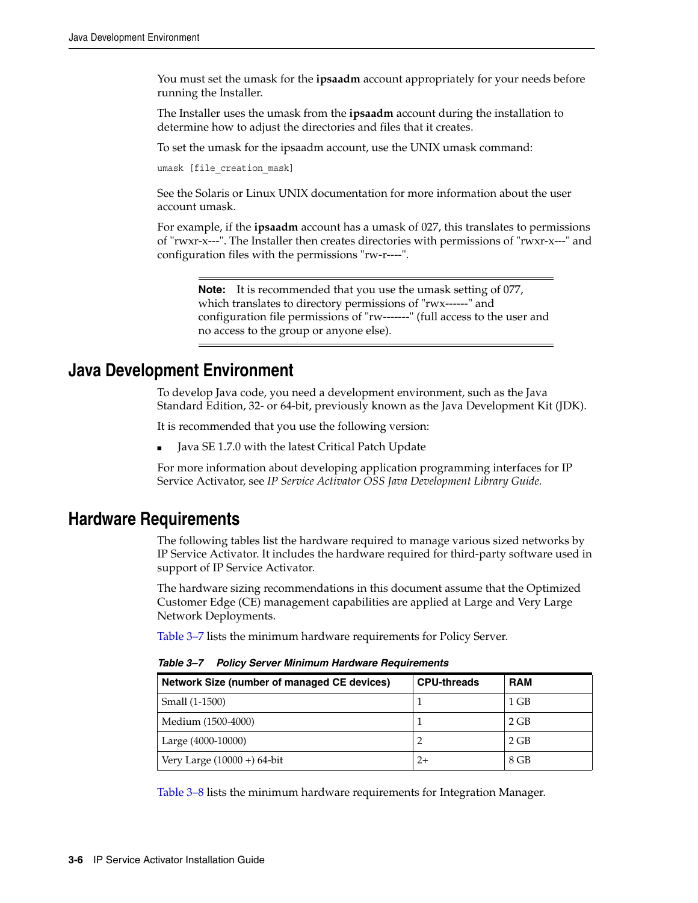You must set the umask for the **ipsaadm** account appropriately for your needs before running the Installer.

The Installer uses the umask from the **ipsaadm** account during the installation to determine how to adjust the directories and files that it creates.

To set the umask for the ipsaadm account, use the UNIX umask command:

```
umask [file_creation_mask]
```

See the Solaris or Linux UNIX documentation for more information about the user account umask.

For example, if the **ipsaadm** account has a umask of 027, this translates to permissions of "rwxr-x---". The Installer then creates directories with permissions of "rwxr-x---" and configuration files with the permissions "rw-r-----".

> **Note:** It is recommended that you use the umask setting of 077, which translates to directory permissions of "rwx------" and configuration file permissions of "rw-------" (full access to the user and no access to the group or anyone else).

## Java Development Environment

To develop Java code, you need a development environment, such as the Java Standard Edition, 32- or 64-bit, previously known as the Java Development Kit (JDK).

It is recommended that you use the following version:

- Java SE 1.7.0 with the latest Critical Patch Update

For more information about developing application programming interfaces for IP Service Activator, see *IP Service Activator OSS Java Development Library Guide*.

## Hardware Requirements

The following tables list the hardware required to manage various sized networks by IP Service Activator. It includes the hardware required for third-party software used in support of IP Service Activator.

The hardware sizing recommendations in this document assume that the Optimized Customer Edge (CE) management capabilities are applied at Large and Very Large Network Deployments.

Table 3–7 lists the minimum hardware requirements for Policy Server.

***Table 3–7 Policy Server Minimum Hardware Requirements***

| Network Size (number of managed CE devices) | CPU-threads | RAM |
|---|---|---|
| Small (1-1500) | 1 | 1 GB |
| Medium (1500-4000) | 1 | 2 GB |
| Large (4000-10000) | 2 | 2 GB |
| Very Large (10000 +) 64-bit | 2+ | 8 GB |

Table 3–8 lists the minimum hardware requirements for Integration Manager.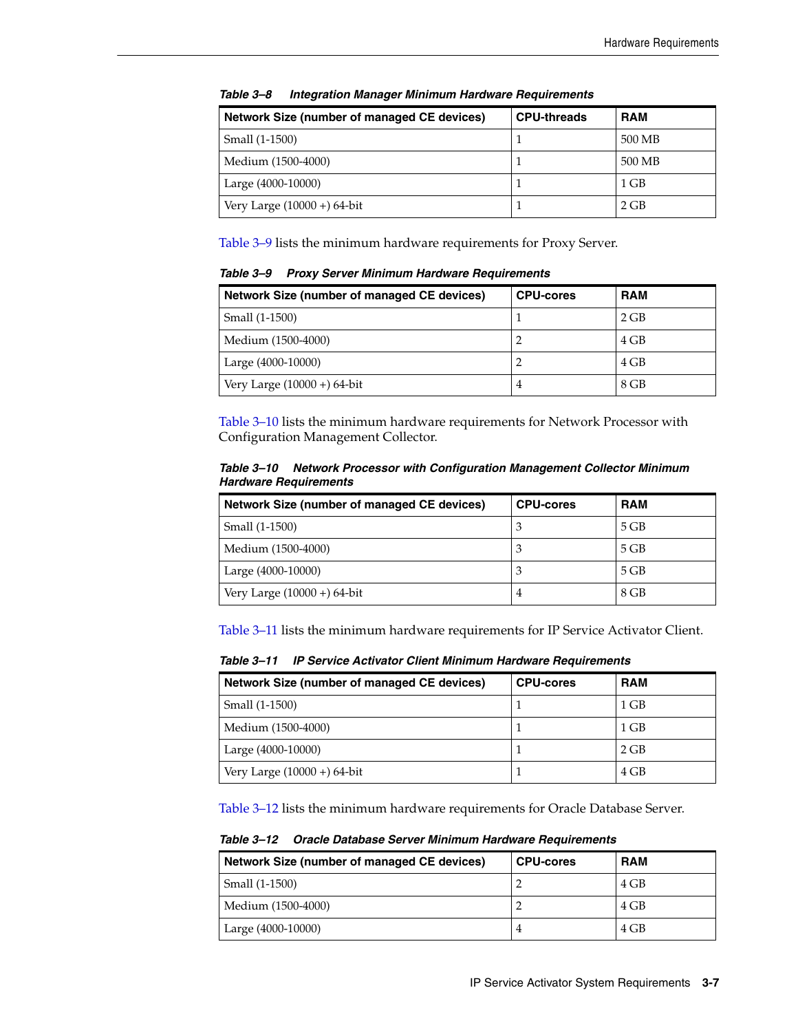**Table 3–8 Integration Manager Minimum Hardware Requirements**

| Network Size (number of managed CE devices) | CPU-threads | RAM |
|---|---|---|
| Small (1-1500) | 1 | 500 MB |
| Medium (1500-4000) | 1 | 500 MB |
| Large (4000-10000) | 1 | 1 GB |
| Very Large (10000 +) 64-bit | 1 | 2 GB |

Table 3–9 lists the minimum hardware requirements for Proxy Server.

**Table 3–9 Proxy Server Minimum Hardware Requirements**

| Network Size (number of managed CE devices) | CPU-cores | RAM |
|---|---|---|
| Small (1-1500) | 1 | 2 GB |
| Medium (1500-4000) | 2 | 4 GB |
| Large (4000-10000) | 2 | 4 GB |
| Very Large (10000 +) 64-bit | 4 | 8 GB |

Table 3–10 lists the minimum hardware requirements for Network Processor with Configuration Management Collector.

**Table 3–10 Network Processor with Configuration Management Collector Minimum Hardware Requirements**

| Network Size (number of managed CE devices) | CPU-cores | RAM |
|---|---|---|
| Small (1-1500) | 3 | 5 GB |
| Medium (1500-4000) | 3 | 5 GB |
| Large (4000-10000) | 3 | 5 GB |
| Very Large (10000 +) 64-bit | 4 | 8 GB |

Table 3–11 lists the minimum hardware requirements for IP Service Activator Client.

**Table 3–11 IP Service Activator Client Minimum Hardware Requirements**

| Network Size (number of managed CE devices) | CPU-cores | RAM |
|---|---|---|
| Small (1-1500) | 1 | 1 GB |
| Medium (1500-4000) | 1 | 1 GB |
| Large (4000-10000) | 1 | 2 GB |
| Very Large (10000 +) 64-bit | 1 | 4 GB |

Table 3–12 lists the minimum hardware requirements for Oracle Database Server.

**Table 3–12 Oracle Database Server Minimum Hardware Requirements**

| Network Size (number of managed CE devices) | CPU-cores | RAM |
|---|---|---|
| Small (1-1500) | 2 | 4 GB |
| Medium (1500-4000) | 2 | 4 GB |
| Large (4000-10000) | 4 | 4 GB |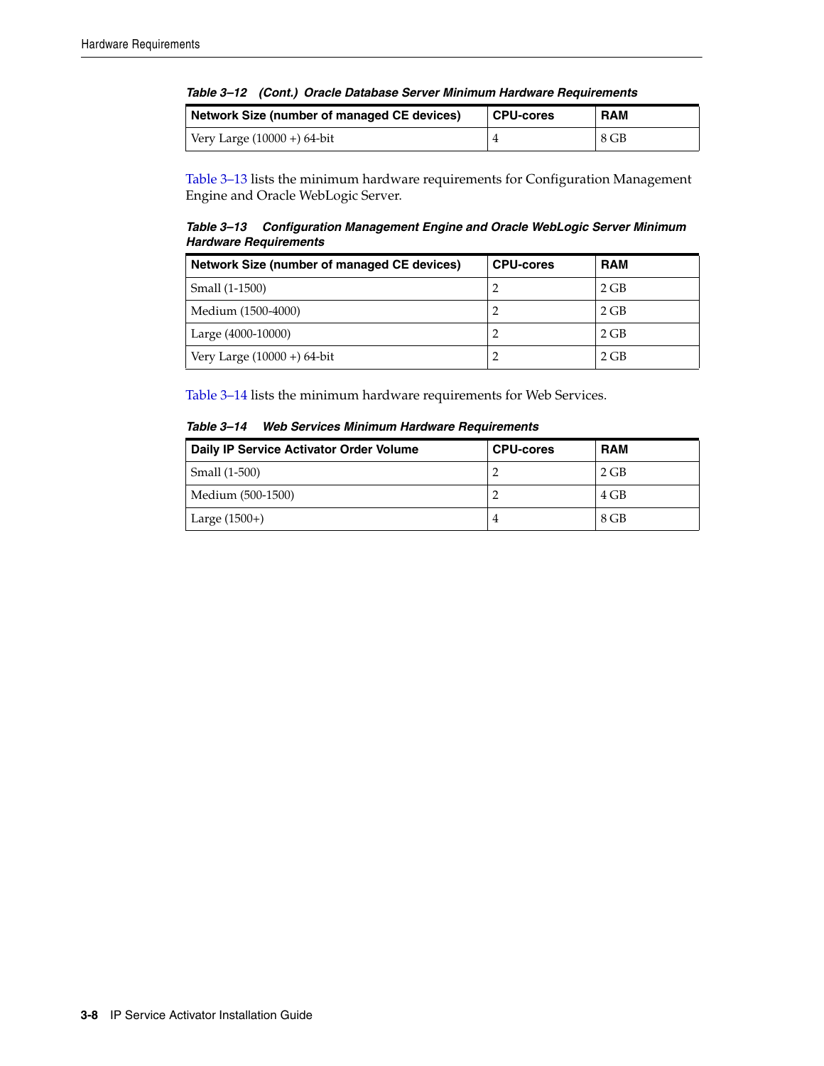*Table 3–12 (Cont.) Oracle Database Server Minimum Hardware Requirements*

| Network Size (number of managed CE devices) | CPU-cores | RAM |
|---|---|---|
| Very Large (10000 +) 64-bit | 4 | 8 GB |

Table 3–13 lists the minimum hardware requirements for Configuration Management Engine and Oracle WebLogic Server.

*Table 3–13 Configuration Management Engine and Oracle WebLogic Server Minimum Hardware Requirements*

| Network Size (number of managed CE devices) | CPU-cores | RAM |
|---|---|---|
| Small (1-1500) | 2 | 2 GB |
| Medium (1500-4000) | 2 | 2 GB |
| Large (4000-10000) | 2 | 2 GB |
| Very Large (10000 +) 64-bit | 2 | 2 GB |

Table 3–14 lists the minimum hardware requirements for Web Services.

*Table 3–14 Web Services Minimum Hardware Requirements*

| Daily IP Service Activator Order Volume | CPU-cores | RAM |
|---|---|---|
| Small (1-500) | 2 | 2 GB |
| Medium (500-1500) | 2 | 4 GB |
| Large (1500+) | 4 | 8 GB |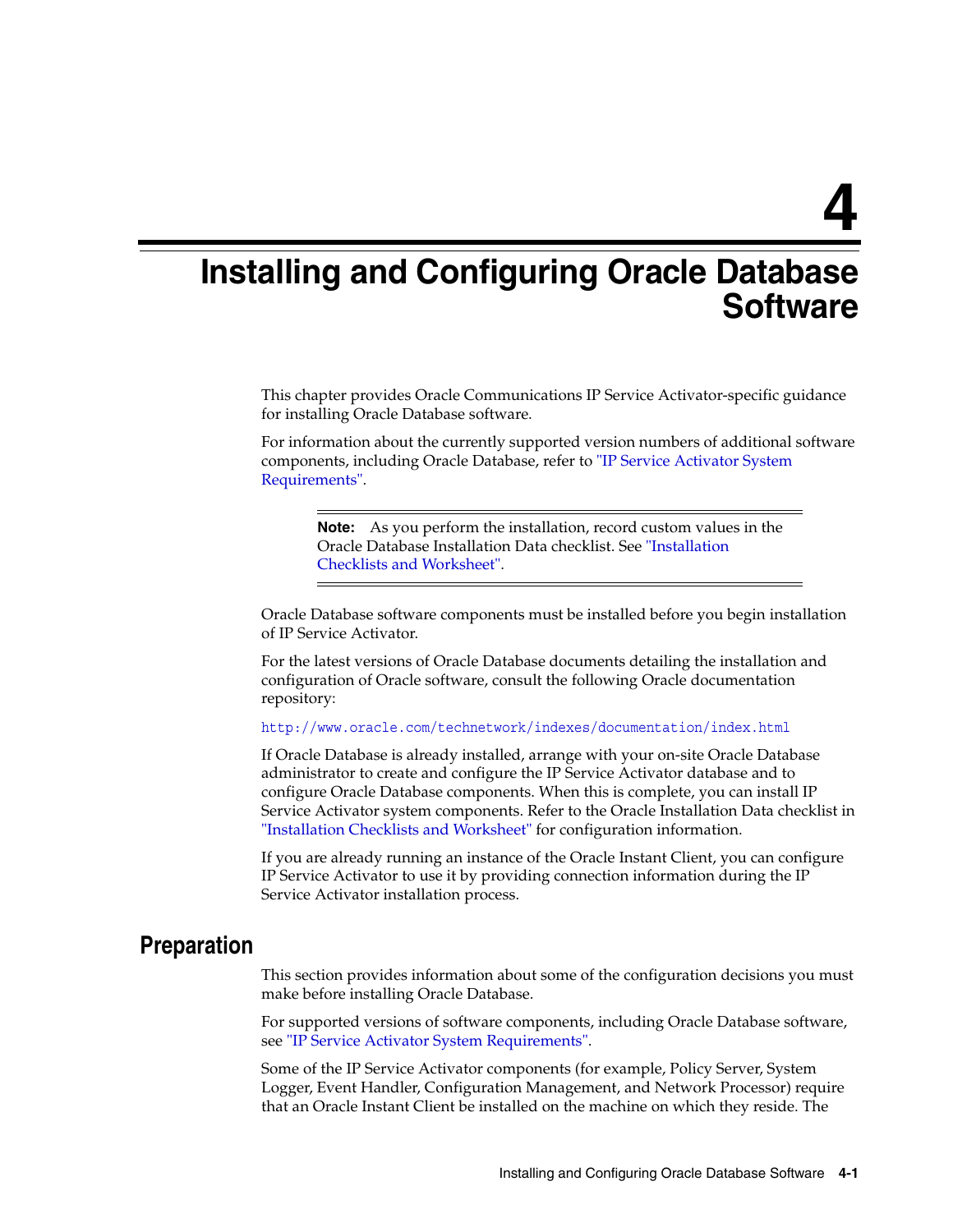# 4 Installing and Configuring Oracle Database Software

This chapter provides Oracle Communications IP Service Activator-specific guidance for installing Oracle Database software.

For information about the currently supported version numbers of additional software components, including Oracle Database, refer to "IP Service Activator System Requirements".

> **Note:** As you perform the installation, record custom values in the Oracle Database Installation Data checklist. See "Installation Checklists and Worksheet".

Oracle Database software components must be installed before you begin installation of IP Service Activator.

For the latest versions of Oracle Database documents detailing the installation and configuration of Oracle software, consult the following Oracle documentation repository:

http://www.oracle.com/technetwork/indexes/documentation/index.html

If Oracle Database is already installed, arrange with your on-site Oracle Database administrator to create and configure the IP Service Activator database and to configure Oracle Database components. When this is complete, you can install IP Service Activator system components. Refer to the Oracle Installation Data checklist in "Installation Checklists and Worksheet" for configuration information.

If you are already running an instance of the Oracle Instant Client, you can configure IP Service Activator to use it by providing connection information during the IP Service Activator installation process.

## Preparation

This section provides information about some of the configuration decisions you must make before installing Oracle Database.

For supported versions of software components, including Oracle Database software, see "IP Service Activator System Requirements".

Some of the IP Service Activator components (for example, Policy Server, System Logger, Event Handler, Configuration Management, and Network Processor) require that an Oracle Instant Client be installed on the machine on which they reside. The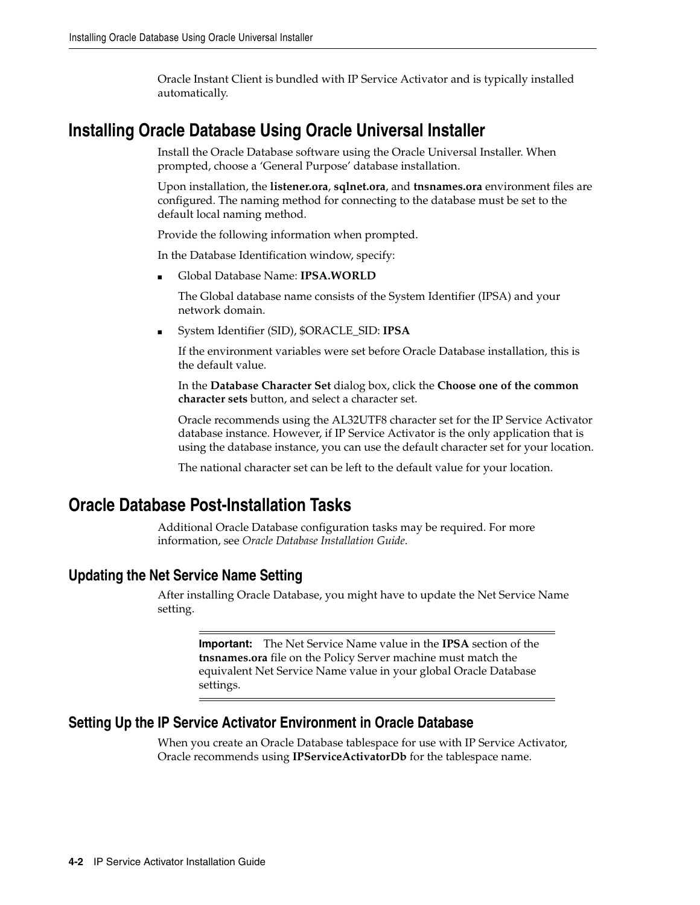Oracle Instant Client is bundled with IP Service Activator and is typically installed automatically.

## Installing Oracle Database Using Oracle Universal Installer

Install the Oracle Database software using the Oracle Universal Installer. When prompted, choose a 'General Purpose' database installation.

Upon installation, the **listener.ora**, **sqlnet.ora**, and **tnsnames.ora** environment files are configured. The naming method for connecting to the database must be set to the default local naming method.

Provide the following information when prompted.

In the Database Identification window, specify:

- Global Database Name: **IPSA.WORLD**

  The Global database name consists of the System Identifier (IPSA) and your network domain.

- System Identifier (SID), $ORACLE_SID: **IPSA**

  If the environment variables were set before Oracle Database installation, this is the default value.

  In the **Database Character Set** dialog box, click the **Choose one of the common character sets** button, and select a character set.

  Oracle recommends using the AL32UTF8 character set for the IP Service Activator database instance. However, if IP Service Activator is the only application that is using the database instance, you can use the default character set for your location.

  The national character set can be left to the default value for your location.

## Oracle Database Post-Installation Tasks

Additional Oracle Database configuration tasks may be required. For more information, see *Oracle Database Installation Guide*.

### Updating the Net Service Name Setting

After installing Oracle Database, you might have to update the Net Service Name setting.

> **Important:** The Net Service Name value in the **IPSA** section of the **tnsnames.ora** file on the Policy Server machine must match the equivalent Net Service Name value in your global Oracle Database settings.

### Setting Up the IP Service Activator Environment in Oracle Database

When you create an Oracle Database tablespace for use with IP Service Activator, Oracle recommends using **IPServiceActivatorDb** for the tablespace name.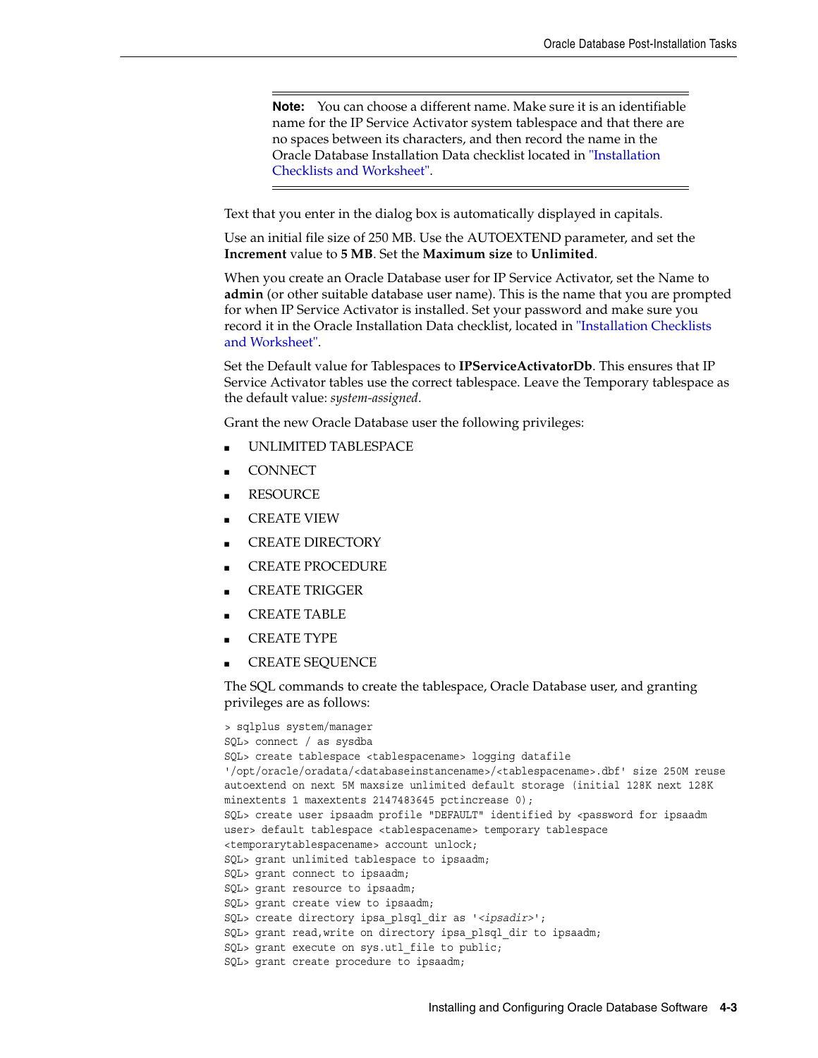> **Note:** You can choose a different name. Make sure it is an identifiable name for the IP Service Activator system tablespace and that there are no spaces between its characters, and then record the name in the Oracle Database Installation Data checklist located in "Installation Checklists and Worksheet".

Text that you enter in the dialog box is automatically displayed in capitals.

Use an initial file size of 250 MB. Use the AUTOEXTEND parameter, and set the **Increment** value to **5 MB**. Set the **Maximum size** to **Unlimited**.

When you create an Oracle Database user for IP Service Activator, set the Name to **admin** (or other suitable database user name). This is the name that you are prompted for when IP Service Activator is installed. Set your password and make sure you record it in the Oracle Installation Data checklist, located in "Installation Checklists and Worksheet".

Set the Default value for Tablespaces to **IPServiceActivatorDb**. This ensures that IP Service Activator tables use the correct tablespace. Leave the Temporary tablespace as the default value: *system-assigned*.

Grant the new Oracle Database user the following privileges:

- UNLIMITED TABLESPACE
- CONNECT
- RESOURCE
- CREATE VIEW
- CREATE DIRECTORY
- CREATE PROCEDURE
- CREATE TRIGGER
- CREATE TABLE
- CREATE TYPE
- CREATE SEQUENCE

The SQL commands to create the tablespace, Oracle Database user, and granting privileges are as follows:

```
> sqlplus system/manager
SQL> connect / as sysdba
SQL> create tablespace <tablespacename> logging datafile
'/opt/oracle/oradata/<databaseinstancename>/<tablespacename>.dbf' size 250M reuse
autoextend on next 5M maxsize unlimited default storage (initial 128K next 128K
minextents 1 maxextents 2147483645 pctincrease 0);
SQL> create user ipsaadm profile "DEFAULT" identified by <password for ipsaadm
user> default tablespace <tablespacename> temporary tablespace
<temporarytablespacename> account unlock;
SQL> grant unlimited tablespace to ipsaadm;
SQL> grant connect to ipsaadm;
SQL> grant resource to ipsaadm;
SQL> grant create view to ipsaadm;
SQL> create directory ipsa_plsql_dir as '<ipsadir>';
SQL> grant read,write on directory ipsa_plsql_dir to ipsaadm;
SQL> grant execute on sys.utl_file to public;
SQL> grant create procedure to ipsaadm;
```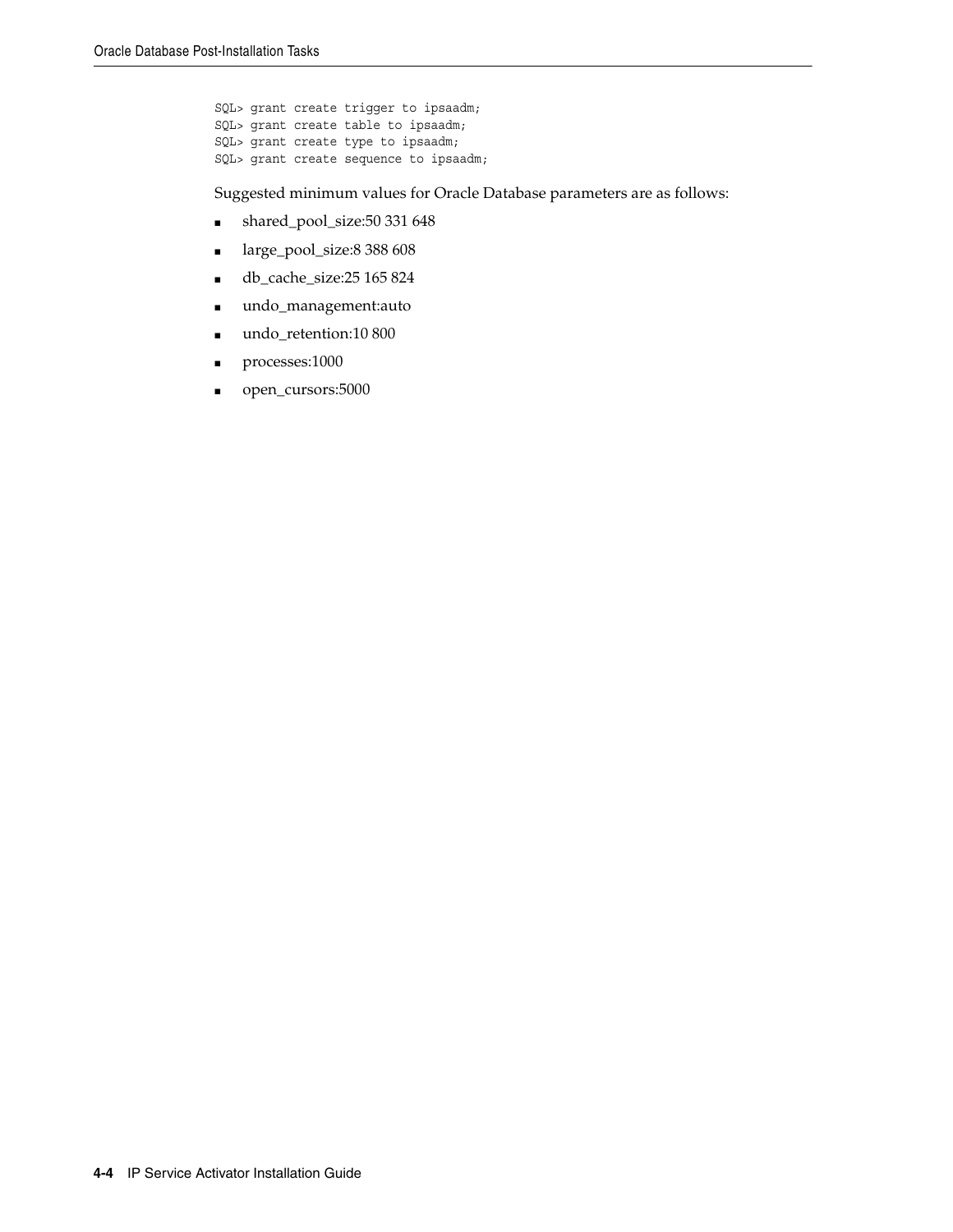```
SQL> grant create trigger to ipsaadm;
SQL> grant create table to ipsaadm;
SQL> grant create type to ipsaadm;
SQL> grant create sequence to ipsaadm;
```

Suggested minimum values for Oracle Database parameters are as follows:

- shared_pool_size:50 331 648
- large_pool_size:8 388 608
- db_cache_size:25 165 824
- undo_management:auto
- undo_retention:10 800
- processes:1000
- open_cursors:5000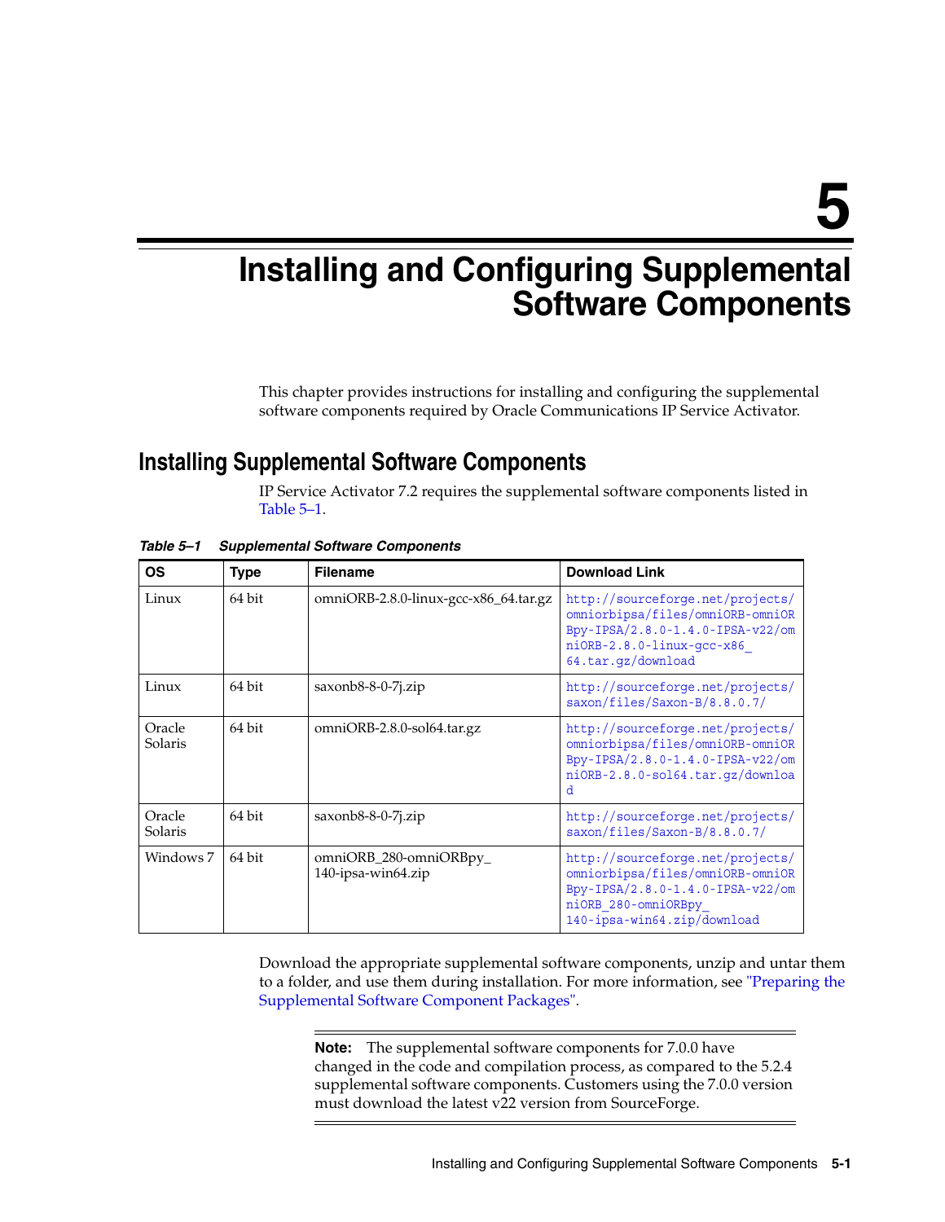# 5 Installing and Configuring Supplemental Software Components

This chapter provides instructions for installing and configuring the supplemental software components required by Oracle Communications IP Service Activator.

## Installing Supplemental Software Components

IP Service Activator 7.2 requires the supplemental software components listed in Table 5–1.

*Table 5–1 Supplemental Software Components*

| OS | Type | Filename | Download Link |
|---|---|---|---|
| Linux | 64 bit | omniORB-2.8.0-linux-gcc-x86_64.tar.gz | http://sourceforge.net/projects/omniorbipsa/files/omniORB-omniORBpy-IPSA/2.8.0-1.4.0-IPSA-v22/omniORB-2.8.0-linux-gcc-x86_64.tar.gz/download |
| Linux | 64 bit | saxonb8-8-0-7j.zip | http://sourceforge.net/projects/saxon/files/Saxon-B/8.8.0.7/ |
| Oracle Solaris | 64 bit | omniORB-2.8.0-sol64.tar.gz | http://sourceforge.net/projects/omniorbipsa/files/omniORB-omniORBpy-IPSA/2.8.0-1.4.0-IPSA-v22/omniORB-2.8.0-sol64.tar.gz/download |
| Oracle Solaris | 64 bit | saxonb8-8-0-7j.zip | http://sourceforge.net/projects/saxon/files/Saxon-B/8.8.0.7/ |
| Windows 7 | 64 bit | omniORB_280-omniORBpy_140-ipsa-win64.zip | http://sourceforge.net/projects/omniorbipsa/files/omniORB-omniORBpy-IPSA/2.8.0-1.4.0-IPSA-v22/omniORB_280-omniORBpy_140-ipsa-win64.zip/download |

Download the appropriate supplemental software components, unzip and untar them to a folder, and use them during installation. For more information, see "Preparing the Supplemental Software Component Packages".

> **Note:** The supplemental software components for 7.0.0 have changed in the code and compilation process, as compared to the 5.2.4 supplemental software components. Customers using the 7.0.0 version must download the latest v22 version from SourceForge.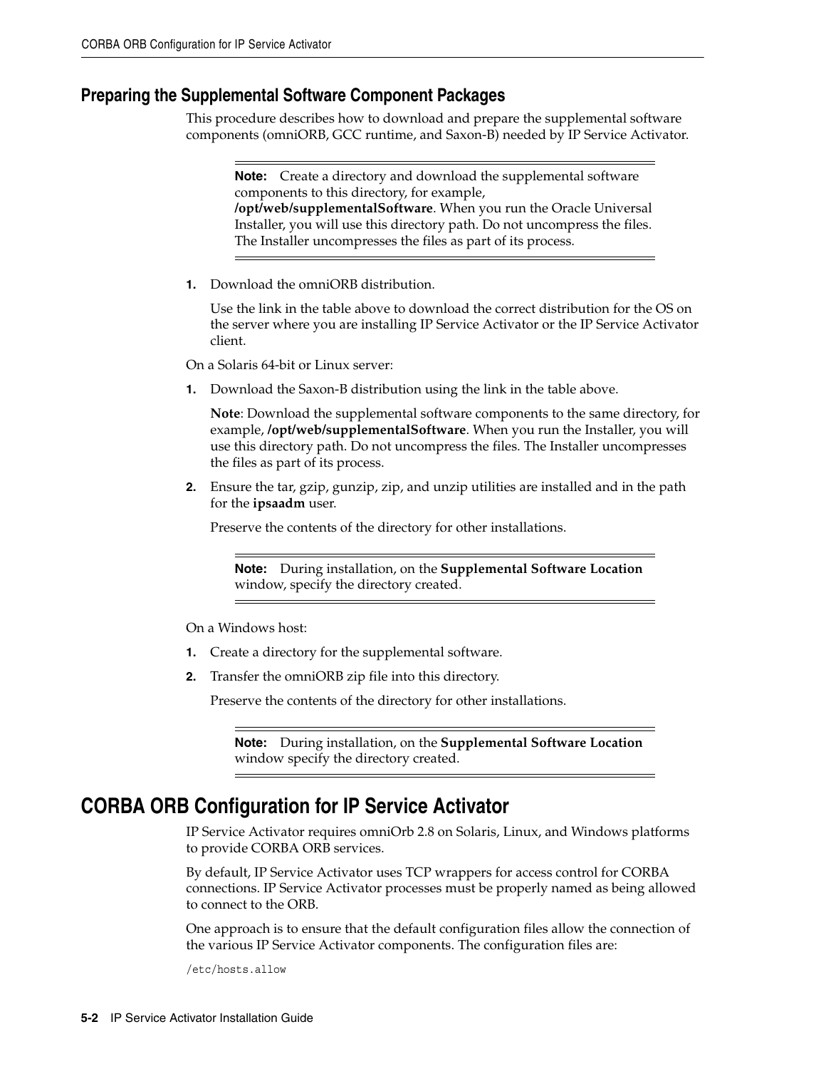## Preparing the Supplemental Software Component Packages

This procedure describes how to download and prepare the supplemental software components (omniORB, GCC runtime, and Saxon-B) needed by IP Service Activator.

---

**Note:** Create a directory and download the supplemental software components to this directory, for example, **/opt/web/supplementalSoftware**. When you run the Oracle Universal Installer, you will use this directory path. Do not uncompress the files. The Installer uncompresses the files as part of its process.

---

1. Download the omniORB distribution.

   Use the link in the table above to download the correct distribution for the OS on the server where you are installing IP Service Activator or the IP Service Activator client.

On a Solaris 64-bit or Linux server:

1. Download the Saxon-B distribution using the link in the table above.

   **Note**: Download the supplemental software components to the same directory, for example, **/opt/web/supplementalSoftware**. When you run the Installer, you will use this directory path. Do not uncompress the files. The Installer uncompresses the files as part of its process.

2. Ensure the tar, gzip, gunzip, zip, and unzip utilities are installed and in the path for the **ipsaadm** user.

   Preserve the contents of the directory for other installations.

---

**Note:** During installation, on the **Supplemental Software Location** window, specify the directory created.

---

On a Windows host:

1. Create a directory for the supplemental software.
2. Transfer the omniORB zip file into this directory.

   Preserve the contents of the directory for other installations.

---

**Note:** During installation, on the **Supplemental Software Location** window specify the directory created.

---

# CORBA ORB Configuration for IP Service Activator

IP Service Activator requires omniOrb 2.8 on Solaris, Linux, and Windows platforms to provide CORBA ORB services.

By default, IP Service Activator uses TCP wrappers for access control for CORBA connections. IP Service Activator processes must be properly named as being allowed to connect to the ORB.

One approach is to ensure that the default configuration files allow the connection of the various IP Service Activator components. The configuration files are:

```
/etc/hosts.allow
```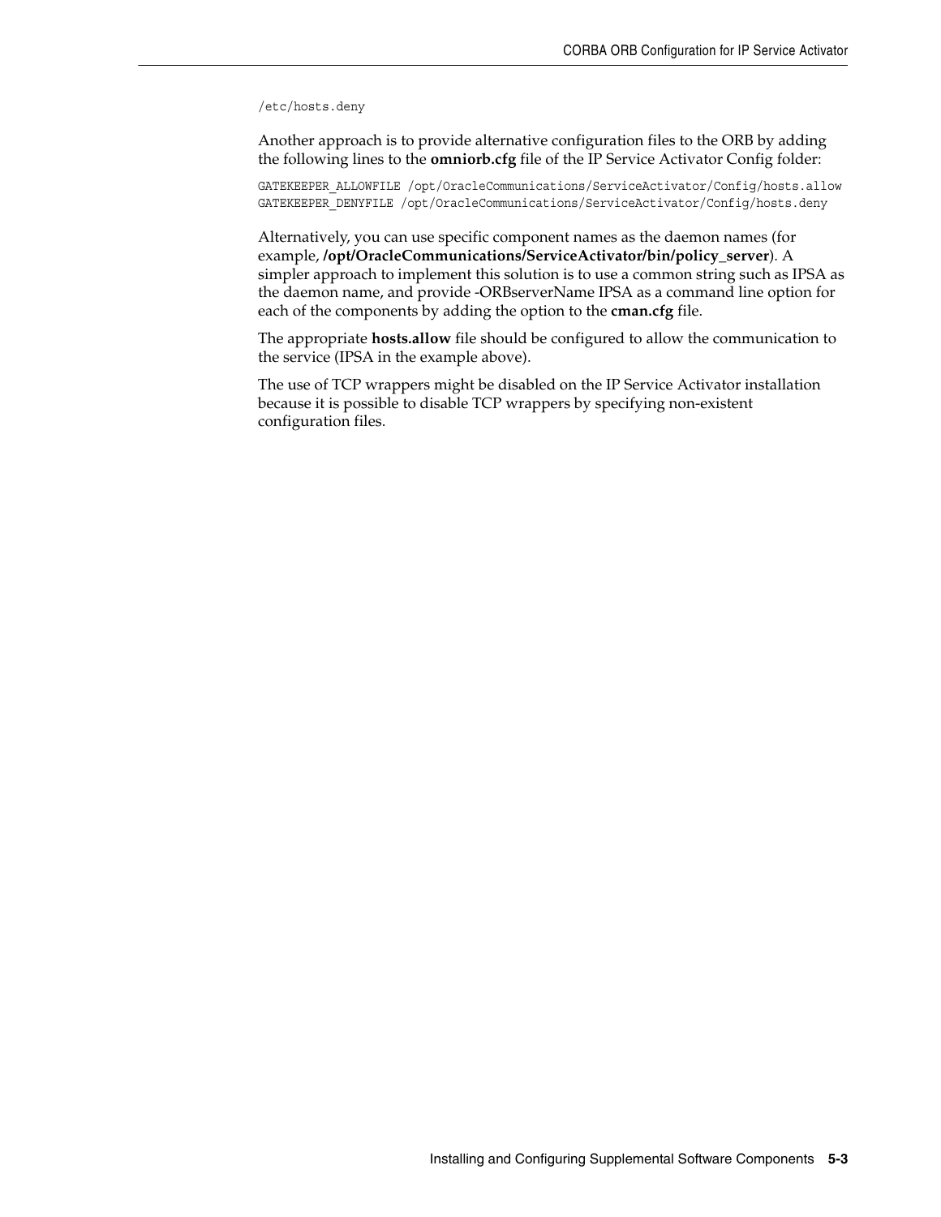```
/etc/hosts.deny
```

Another approach is to provide alternative configuration files to the ORB by adding the following lines to the **omniorb.cfg** file of the IP Service Activator Config folder:

```
GATEKEEPER_ALLOWFILE /opt/OracleCommunications/ServiceActivator/Config/hosts.allow
GATEKEEPER_DENYFILE /opt/OracleCommunications/ServiceActivator/Config/hosts.deny
```

Alternatively, you can use specific component names as the daemon names (for example, **/opt/OracleCommunications/ServiceActivator/bin/policy_server**). A simpler approach to implement this solution is to use a common string such as IPSA as the daemon name, and provide -ORBserverName IPSA as a command line option for each of the components by adding the option to the **cman.cfg** file.

The appropriate **hosts.allow** file should be configured to allow the communication to the service (IPSA in the example above).

The use of TCP wrappers might be disabled on the IP Service Activator installation because it is possible to disable TCP wrappers by specifying non-existent configuration files.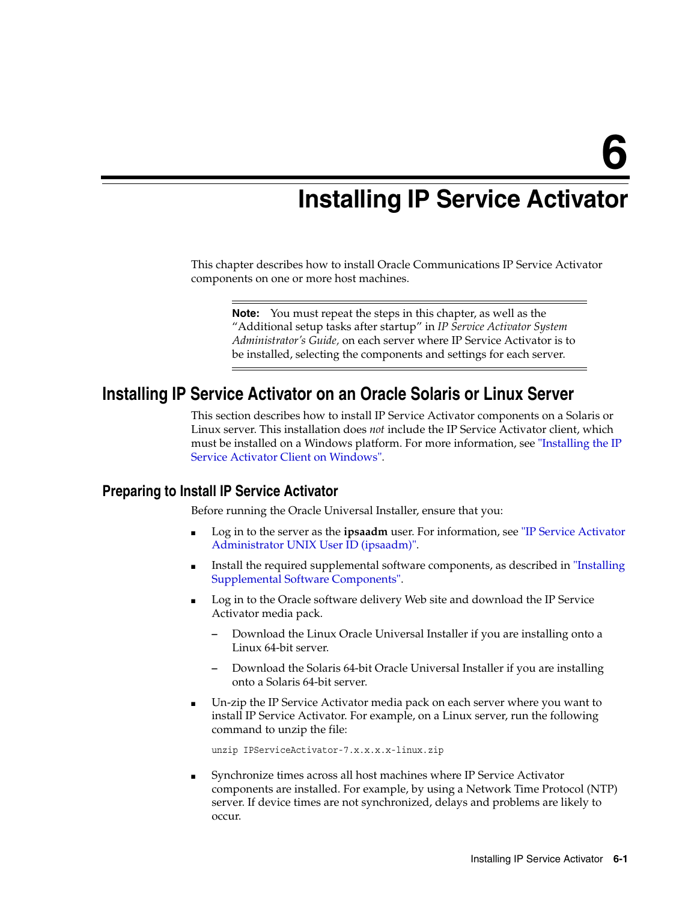# 6 Installing IP Service Activator

This chapter describes how to install Oracle Communications IP Service Activator components on one or more host machines.

> **Note:** You must repeat the steps in this chapter, as well as the "Additional setup tasks after startup" in *IP Service Activator System Administrator's Guide,* on each server where IP Service Activator is to be installed, selecting the components and settings for each server.

## Installing IP Service Activator on an Oracle Solaris or Linux Server

This section describes how to install IP Service Activator components on a Solaris or Linux server. This installation does *not* include the IP Service Activator client, which must be installed on a Windows platform. For more information, see "Installing the IP Service Activator Client on Windows".

### Preparing to Install IP Service Activator

Before running the Oracle Universal Installer, ensure that you:

- Log in to the server as the **ipsaadm** user. For information, see "IP Service Activator Administrator UNIX User ID (ipsaadm)".
- Install the required supplemental software components, as described in "Installing Supplemental Software Components".
- Log in to the Oracle software delivery Web site and download the IP Service Activator media pack.
  - Download the Linux Oracle Universal Installer if you are installing onto a Linux 64-bit server.
  - Download the Solaris 64-bit Oracle Universal Installer if you are installing onto a Solaris 64-bit server.
- Un-zip the IP Service Activator media pack on each server where you want to install IP Service Activator. For example, on a Linux server, run the following command to unzip the file:

  ```
  unzip IPServiceActivator-7.x.x.x.x-linux.zip
  ```

- Synchronize times across all host machines where IP Service Activator components are installed. For example, by using a Network Time Protocol (NTP) server. If device times are not synchronized, delays and problems are likely to occur.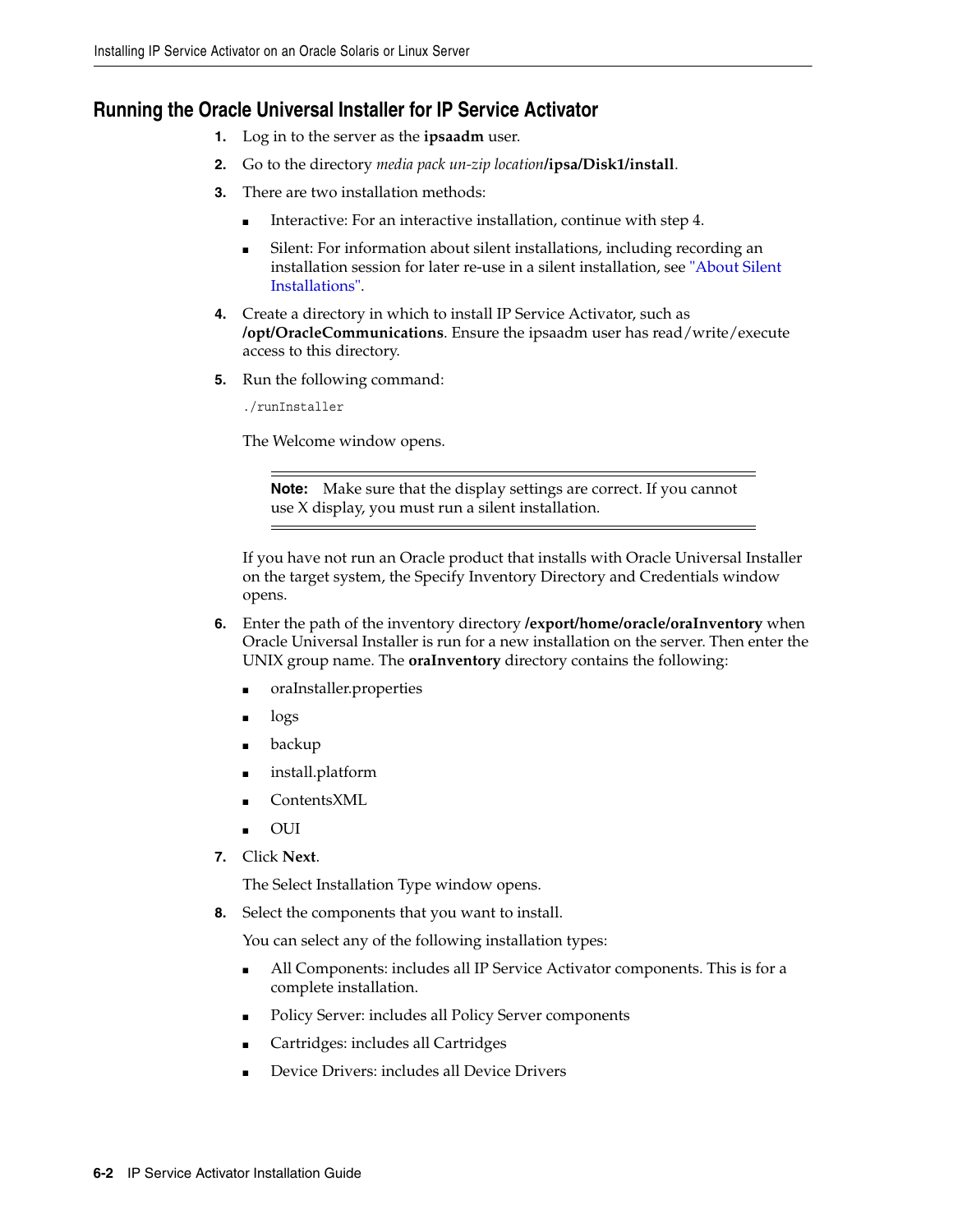## Running the Oracle Universal Installer for IP Service Activator

1. Log in to the server as the **ipsaadm** user.
2. Go to the directory *media pack un-zip location***/ipsa/Disk1/install**.
3. There are two installation methods:
   - Interactive: For an interactive installation, continue with step 4.
   - Silent: For information about silent installations, including recording an installation session for later re-use in a silent installation, see "About Silent Installations".
4. Create a directory in which to install IP Service Activator, such as **/opt/OracleCommunications**. Ensure the ipsaadm user has read/write/execute access to this directory.
5. Run the following command:

   ```
   ./runInstaller
   ```

   The Welcome window opens.

   > **Note:** Make sure that the display settings are correct. If you cannot use X display, you must run a silent installation.

   If you have not run an Oracle product that installs with Oracle Universal Installer on the target system, the Specify Inventory Directory and Credentials window opens.
6. Enter the path of the inventory directory **/export/home/oracle/oraInventory** when Oracle Universal Installer is run for a new installation on the server. Then enter the UNIX group name. The **oraInventory** directory contains the following:
   - oraInstaller.properties
   - logs
   - backup
   - install.platform
   - ContentsXML
   - OUI
7. Click **Next**.

   The Select Installation Type window opens.
8. Select the components that you want to install.

   You can select any of the following installation types:
   - All Components: includes all IP Service Activator components. This is for a complete installation.
   - Policy Server: includes all Policy Server components
   - Cartridges: includes all Cartridges
   - Device Drivers: includes all Device Drivers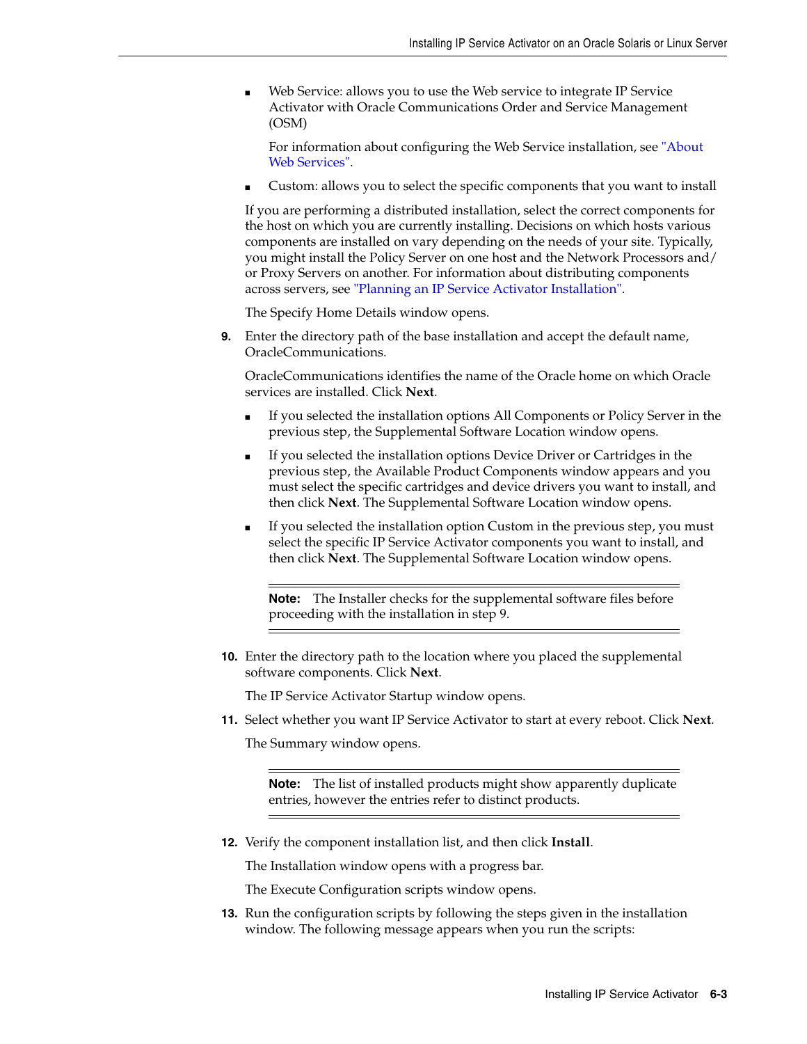- Web Service: allows you to use the Web service to integrate IP Service Activator with Oracle Communications Order and Service Management (OSM)

  For information about configuring the Web Service installation, see "About Web Services".

- Custom: allows you to select the specific components that you want to install

If you are performing a distributed installation, select the correct components for the host on which you are currently installing. Decisions on which hosts various components are installed on vary depending on the needs of your site. Typically, you might install the Policy Server on one host and the Network Processors and/or Proxy Servers on another. For information about distributing components across servers, see "Planning an IP Service Activator Installation".

The Specify Home Details window opens.

9. Enter the directory path of the base installation and accept the default name, OracleCommunications.

   OracleCommunications identifies the name of the Oracle home on which Oracle services are installed. Click **Next**.

   - If you selected the installation options All Components or Policy Server in the previous step, the Supplemental Software Location window opens.
   - If you selected the installation options Device Driver or Cartridges in the previous step, the Available Product Components window appears and you must select the specific cartridges and device drivers you want to install, and then click **Next**. The Supplemental Software Location window opens.
   - If you selected the installation option Custom in the previous step, you must select the specific IP Service Activator components you want to install, and then click **Next**. The Supplemental Software Location window opens.

   > **Note:** The Installer checks for the supplemental software files before proceeding with the installation in step 9.

10. Enter the directory path to the location where you placed the supplemental software components. Click **Next**.

    The IP Service Activator Startup window opens.

11. Select whether you want IP Service Activator to start at every reboot. Click **Next**.

    The Summary window opens.

    > **Note:** The list of installed products might show apparently duplicate entries, however the entries refer to distinct products.

12. Verify the component installation list, and then click **Install**.

    The Installation window opens with a progress bar.

    The Execute Configuration scripts window opens.

13. Run the configuration scripts by following the steps given in the installation window. The following message appears when you run the scripts: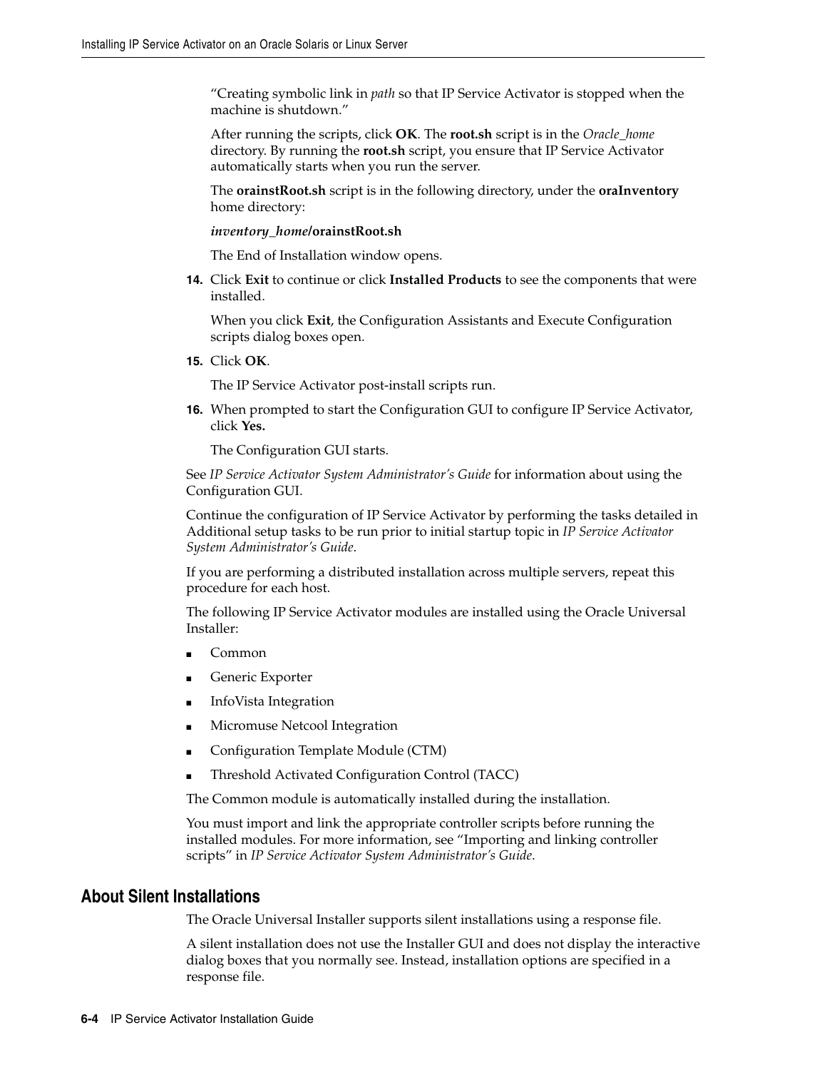"Creating symbolic link in *path* so that IP Service Activator is stopped when the machine is shutdown."

After running the scripts, click **OK**. The **root.sh** script is in the *Oracle_home* directory. By running the **root.sh** script, you ensure that IP Service Activator automatically starts when you run the server.

The **orainstRoot.sh** script is in the following directory, under the **oraInventory** home directory:

***inventory_home*/orainstRoot.sh**

The End of Installation window opens.

14. Click **Exit** to continue or click **Installed Products** to see the components that were installed.

    When you click **Exit**, the Configuration Assistants and Execute Configuration scripts dialog boxes open.

15. Click **OK**.

    The IP Service Activator post-install scripts run.

16. When prompted to start the Configuration GUI to configure IP Service Activator, click **Yes.**

    The Configuration GUI starts.

See *IP Service Activator System Administrator's Guide* for information about using the Configuration GUI.

Continue the configuration of IP Service Activator by performing the tasks detailed in Additional setup tasks to be run prior to initial startup topic in *IP Service Activator System Administrator's Guide*.

If you are performing a distributed installation across multiple servers, repeat this procedure for each host.

The following IP Service Activator modules are installed using the Oracle Universal Installer:

- Common
- Generic Exporter
- InfoVista Integration
- Micromuse Netcool Integration
- Configuration Template Module (CTM)
- Threshold Activated Configuration Control (TACC)

The Common module is automatically installed during the installation.

You must import and link the appropriate controller scripts before running the installed modules. For more information, see "Importing and linking controller scripts" in *IP Service Activator System Administrator's Guide*.

## About Silent Installations

The Oracle Universal Installer supports silent installations using a response file.

A silent installation does not use the Installer GUI and does not display the interactive dialog boxes that you normally see. Instead, installation options are specified in a response file.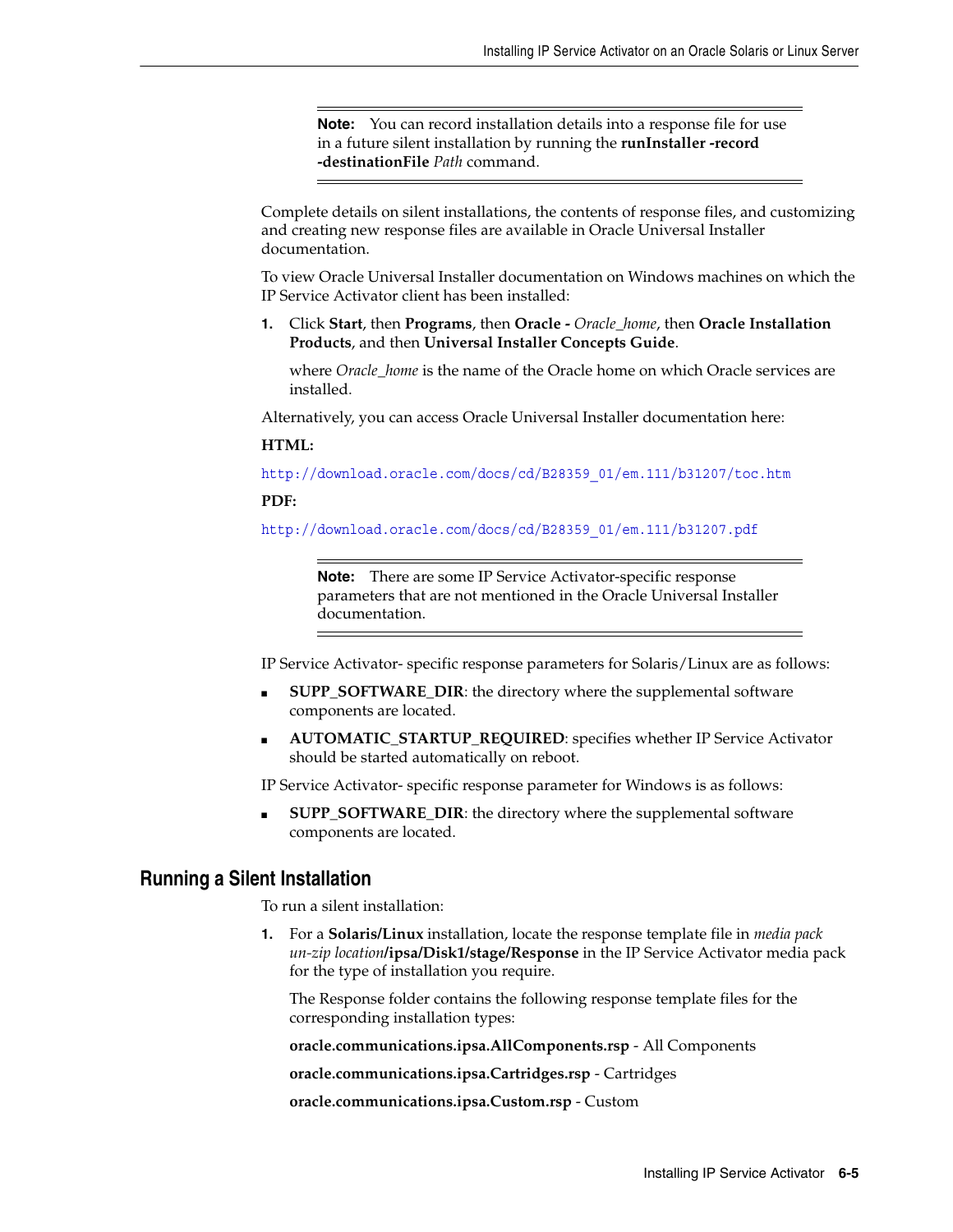> **Note:** You can record installation details into a response file for use in a future silent installation by running the **runInstaller -record -destinationFile** *Path* command.

Complete details on silent installations, the contents of response files, and customizing and creating new response files are available in Oracle Universal Installer documentation.

To view Oracle Universal Installer documentation on Windows machines on which the IP Service Activator client has been installed:

1. Click **Start**, then **Programs**, then **Oracle -** *Oracle_home*, then **Oracle Installation Products**, and then **Universal Installer Concepts Guide**.

   where *Oracle_home* is the name of the Oracle home on which Oracle services are installed.

Alternatively, you can access Oracle Universal Installer documentation here:

**HTML:**

http://download.oracle.com/docs/cd/B28359_01/em.111/b31207/toc.htm

**PDF:**

http://download.oracle.com/docs/cd/B28359_01/em.111/b31207.pdf

> **Note:** There are some IP Service Activator-specific response parameters that are not mentioned in the Oracle Universal Installer documentation.

IP Service Activator- specific response parameters for Solaris/Linux are as follows:

- **SUPP_SOFTWARE_DIR**: the directory where the supplemental software components are located.
- **AUTOMATIC_STARTUP_REQUIRED**: specifies whether IP Service Activator should be started automatically on reboot.

IP Service Activator- specific response parameter for Windows is as follows:

- **SUPP_SOFTWARE_DIR**: the directory where the supplemental software components are located.

## Running a Silent Installation

To run a silent installation:

1. For a **Solaris/Linux** installation, locate the response template file in *media pack un-zip location***/ipsa/Disk1/stage/Response** in the IP Service Activator media pack for the type of installation you require.

   The Response folder contains the following response template files for the corresponding installation types:

   **oracle.communications.ipsa.AllComponents.rsp** - All Components

   **oracle.communications.ipsa.Cartridges.rsp** - Cartridges

   **oracle.communications.ipsa.Custom.rsp** - Custom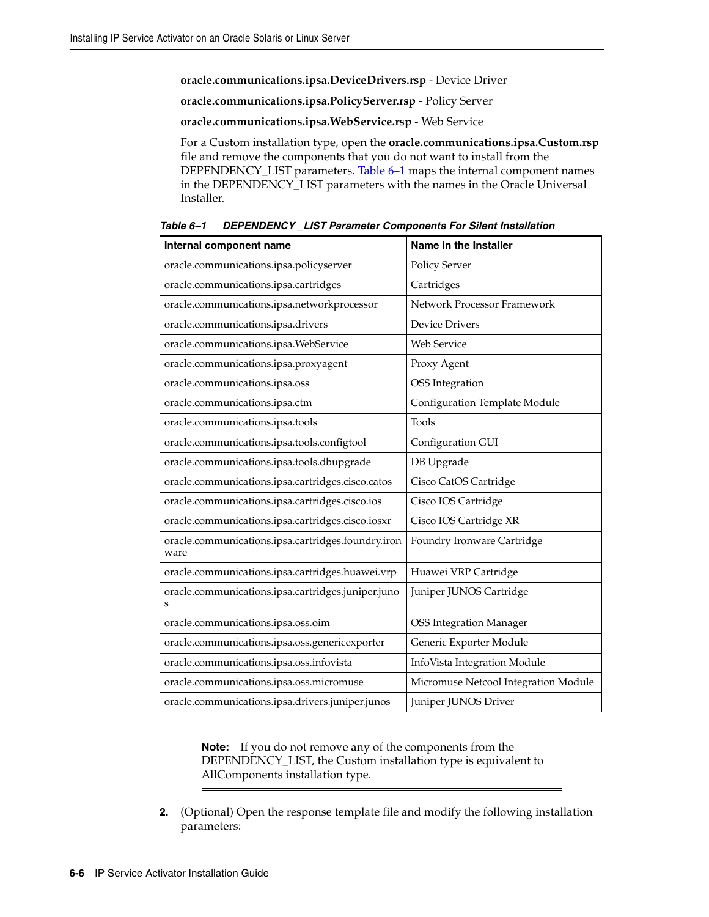**oracle.communications.ipsa.DeviceDrivers.rsp** - Device Driver

**oracle.communications.ipsa.PolicyServer.rsp** - Policy Server

**oracle.communications.ipsa.WebService.rsp** - Web Service

For a Custom installation type, open the **oracle.communications.ipsa.Custom.rsp** file and remove the components that you do not want to install from the DEPENDENCY_LIST parameters. Table 6–1 maps the internal component names in the DEPENDENCY_LIST parameters with the names in the Oracle Universal Installer.

***Table 6–1 DEPENDENCY _LIST Parameter Components For Silent Installation***

| Internal component name | Name in the Installer |
|---|---|
| oracle.communications.ipsa.policyserver | Policy Server |
| oracle.communications.ipsa.cartridges | Cartridges |
| oracle.communications.ipsa.networkprocessor | Network Processor Framework |
| oracle.communications.ipsa.drivers | Device Drivers |
| oracle.communications.ipsa.WebService | Web Service |
| oracle.communications.ipsa.proxyagent | Proxy Agent |
| oracle.communications.ipsa.oss | OSS Integration |
| oracle.communications.ipsa.ctm | Configuration Template Module |
| oracle.communications.ipsa.tools | Tools |
| oracle.communications.ipsa.tools.configtool | Configuration GUI |
| oracle.communications.ipsa.tools.dbupgrade | DB Upgrade |
| oracle.communications.ipsa.cartridges.cisco.catos | Cisco CatOS Cartridge |
| oracle.communications.ipsa.cartridges.cisco.ios | Cisco IOS Cartridge |
| oracle.communications.ipsa.cartridges.cisco.iosxr | Cisco IOS Cartridge XR |
| oracle.communications.ipsa.cartridges.foundry.ironware | Foundry Ironware Cartridge |
| oracle.communications.ipsa.cartridges.huawei.vrp | Huawei VRP Cartridge |
| oracle.communications.ipsa.cartridges.juniper.junos | Juniper JUNOS Cartridge |
| oracle.communications.ipsa.oss.oim | OSS Integration Manager |
| oracle.communications.ipsa.oss.genericexporter | Generic Exporter Module |
| oracle.communications.ipsa.oss.infovista | InfoVista Integration Module |
| oracle.communications.ipsa.oss.micromuse | Micromuse Netcool Integration Module |
| oracle.communications.ipsa.drivers.juniper.junos | Juniper JUNOS Driver |

> **Note:** If you do not remove any of the components from the DEPENDENCY_LIST, the Custom installation type is equivalent to AllComponents installation type.

2. (Optional) Open the response template file and modify the following installation parameters: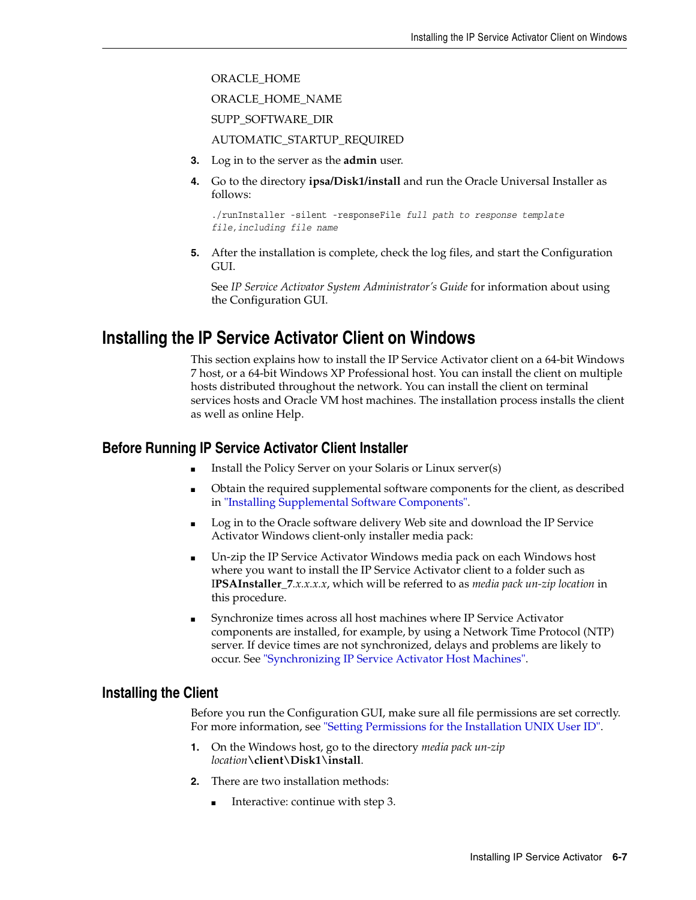ORACLE_HOME

ORACLE_HOME_NAME

SUPP_SOFTWARE_DIR

AUTOMATIC_STARTUP_REQUIRED

3. Log in to the server as the **admin** user.

4. Go to the directory **ipsa/Disk1/install** and run the Oracle Universal Installer as follows:

   ```
   ./runInstaller -silent -responseFile full path to response template
   file,including file name
   ```

5. After the installation is complete, check the log files, and start the Configuration GUI.

   See *IP Service Activator System Administrator's Guide* for information about using the Configuration GUI.

## Installing the IP Service Activator Client on Windows

This section explains how to install the IP Service Activator client on a 64-bit Windows 7 host, or a 64-bit Windows XP Professional host. You can install the client on multiple hosts distributed throughout the network. You can install the client on terminal services hosts and Oracle VM host machines. The installation process installs the client as well as online Help.

### Before Running IP Service Activator Client Installer

- Install the Policy Server on your Solaris or Linux server(s)
- Obtain the required supplemental software components for the client, as described in "Installing Supplemental Software Components".
- Log in to the Oracle software delivery Web site and download the IP Service Activator Windows client-only installer media pack:
- Un-zip the IP Service Activator Windows media pack on each Windows host where you want to install the IP Service Activator client to a folder such as **IPSAInstaller_7**.*x.x.x.x*, which will be referred to as *media pack un-zip location* in this procedure.
- Synchronize times across all host machines where IP Service Activator components are installed, for example, by using a Network Time Protocol (NTP) server. If device times are not synchronized, delays and problems are likely to occur. See "Synchronizing IP Service Activator Host Machines".

### Installing the Client

Before you run the Configuration GUI, make sure all file permissions are set correctly. For more information, see "Setting Permissions for the Installation UNIX User ID".

1. On the Windows host, go to the directory *media pack un-zip location*\**client\Disk1\install**.

2. There are two installation methods:

   - Interactive: continue with step 3.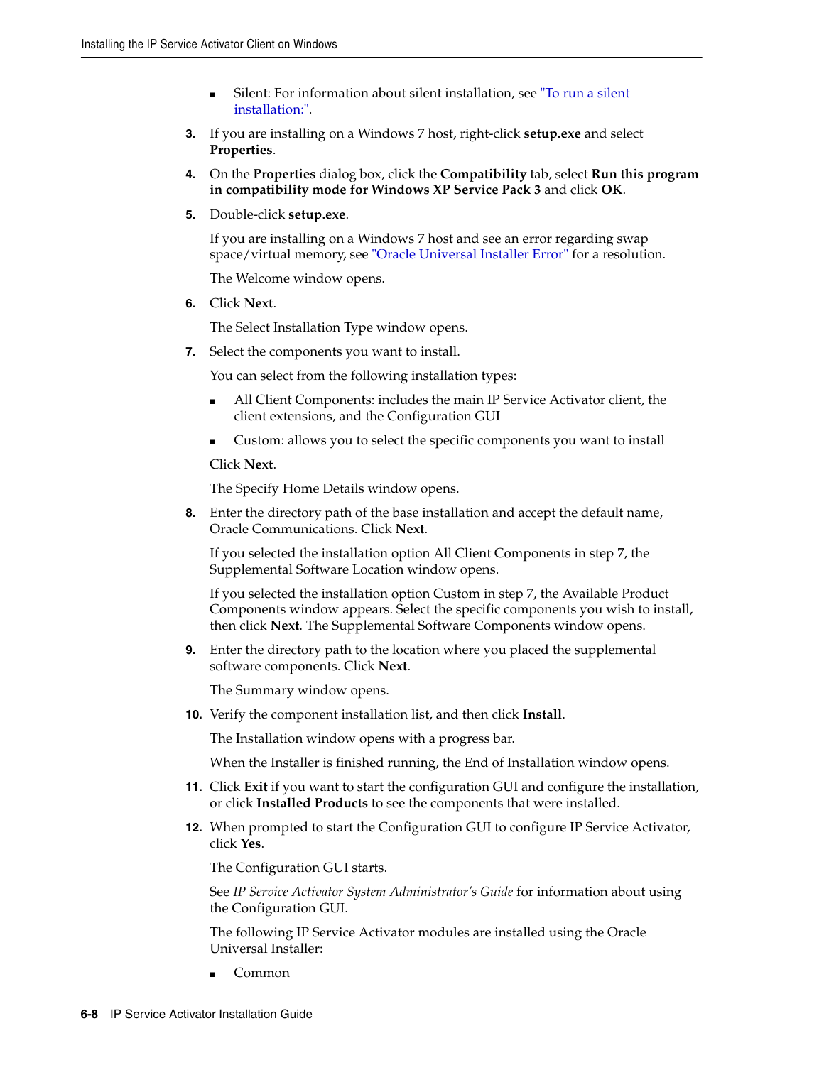- Silent: For information about silent installation, see "To run a silent installation:".

3. If you are installing on a Windows 7 host, right-click **setup.exe** and select **Properties**.
4. On the **Properties** dialog box, click the **Compatibility** tab, select **Run this program in compatibility mode for Windows XP Service Pack 3** and click **OK**.
5. Double-click **setup.exe**.

   If you are installing on a Windows 7 host and see an error regarding swap space/virtual memory, see "Oracle Universal Installer Error" for a resolution.

   The Welcome window opens.
6. Click **Next**.

   The Select Installation Type window opens.
7. Select the components you want to install.

   You can select from the following installation types:

   - All Client Components: includes the main IP Service Activator client, the client extensions, and the Configuration GUI
   - Custom: allows you to select the specific components you want to install

   Click **Next**.

   The Specify Home Details window opens.
8. Enter the directory path of the base installation and accept the default name, Oracle Communications. Click **Next**.

   If you selected the installation option All Client Components in step 7, the Supplemental Software Location window opens.

   If you selected the installation option Custom in step 7, the Available Product Components window appears. Select the specific components you wish to install, then click **Next**. The Supplemental Software Components window opens.
9. Enter the directory path to the location where you placed the supplemental software components. Click **Next**.

   The Summary window opens.
10. Verify the component installation list, and then click **Install**.

    The Installation window opens with a progress bar.

    When the Installer is finished running, the End of Installation window opens.
11. Click **Exit** if you want to start the configuration GUI and configure the installation, or click **Installed Products** to see the components that were installed.
12. When prompted to start the Configuration GUI to configure IP Service Activator, click **Yes**.

    The Configuration GUI starts.

    See *IP Service Activator System Administrator's Guide* for information about using the Configuration GUI.

    The following IP Service Activator modules are installed using the Oracle Universal Installer:

    - Common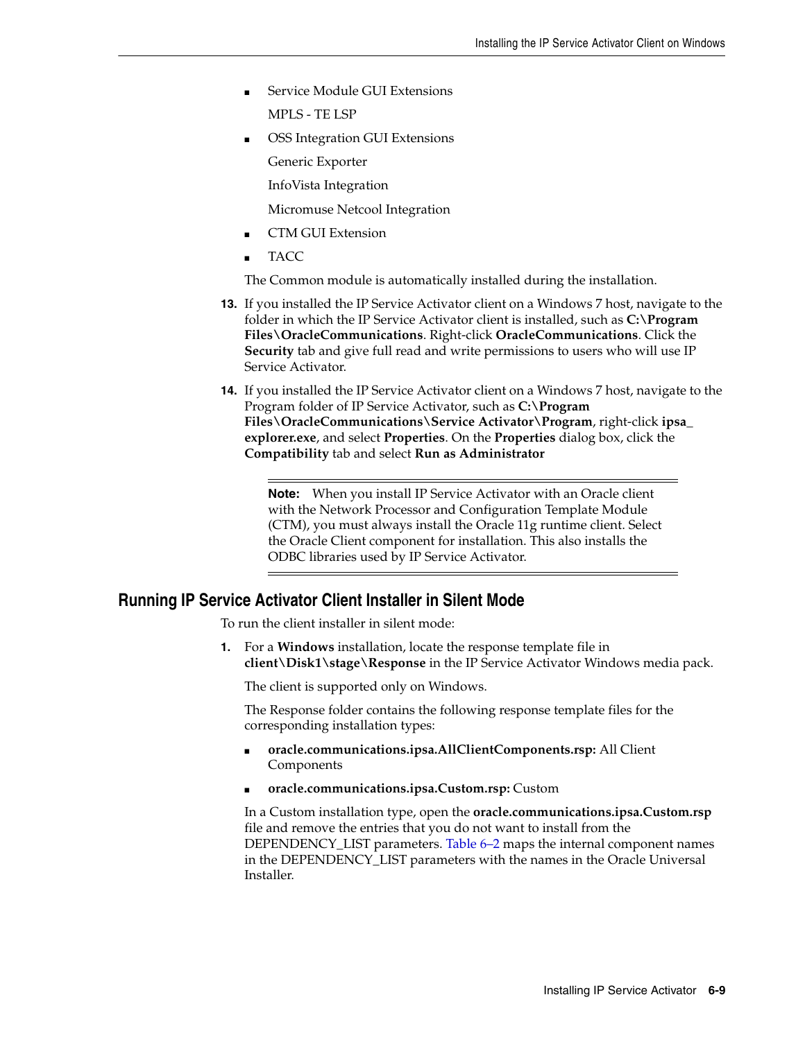- Service Module GUI Extensions

  MPLS - TE LSP

- OSS Integration GUI Extensions

  Generic Exporter

  InfoVista Integration

  Micromuse Netcool Integration

- CTM GUI Extension
- TACC

The Common module is automatically installed during the installation.

13. If you installed the IP Service Activator client on a Windows 7 host, navigate to the folder in which the IP Service Activator client is installed, such as **C:\Program Files\OracleCommunications**. Right-click **OracleCommunications**. Click the **Security** tab and give full read and write permissions to users who will use IP Service Activator.

14. If you installed the IP Service Activator client on a Windows 7 host, navigate to the Program folder of IP Service Activator, such as **C:\Program Files\OracleCommunications\Service Activator\Program**, right-click **ipsa_explorer.exe**, and select **Properties**. On the **Properties** dialog box, click the **Compatibility** tab and select **Run as Administrator**

   > **Note:** When you install IP Service Activator with an Oracle client with the Network Processor and Configuration Template Module (CTM), you must always install the Oracle 11g runtime client. Select the Oracle Client component for installation. This also installs the ODBC libraries used by IP Service Activator.

## Running IP Service Activator Client Installer in Silent Mode

To run the client installer in silent mode:

1. For a **Windows** installation, locate the response template file in **client\Disk1\stage\Response** in the IP Service Activator Windows media pack.

   The client is supported only on Windows.

   The Response folder contains the following response template files for the corresponding installation types:

   - **oracle.communications.ipsa.AllClientComponents.rsp:** All Client Components
   - **oracle.communications.ipsa.Custom.rsp:** Custom

   In a Custom installation type, open the **oracle.communications.ipsa.Custom.rsp** file and remove the entries that you do not want to install from the DEPENDENCY_LIST parameters. Table 6–2 maps the internal component names in the DEPENDENCY_LIST parameters with the names in the Oracle Universal Installer.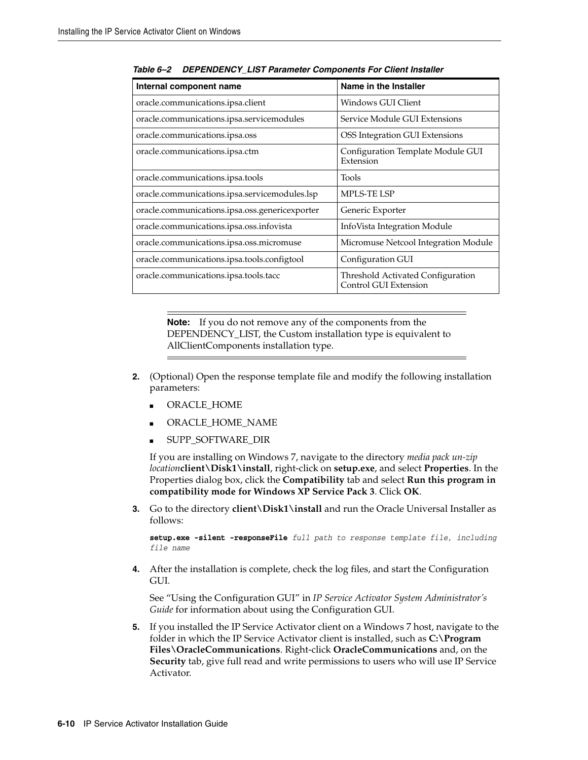**Table 6–2 DEPENDENCY_LIST Parameter Components For Client Installer**

| Internal component name | Name in the Installer |
|---|---|
| oracle.communications.ipsa.client | Windows GUI Client |
| oracle.communications.ipsa.servicemodules | Service Module GUI Extensions |
| oracle.communications.ipsa.oss | OSS Integration GUI Extensions |
| oracle.communications.ipsa.ctm | Configuration Template Module GUI Extension |
| oracle.communications.ipsa.tools | Tools |
| oracle.communications.ipsa.servicemodules.lsp | MPLS-TE LSP |
| oracle.communications.ipsa.oss.genericexporter | Generic Exporter |
| oracle.communications.ipsa.oss.infovista | InfoVista Integration Module |
| oracle.communications.ipsa.oss.micromuse | Micromuse Netcool Integration Module |
| oracle.communications.ipsa.tools.configtool | Configuration GUI |
| oracle.communications.ipsa.tools.tacc | Threshold Activated Configuration Control GUI Extension |

> **Note:** If you do not remove any of the components from the DEPENDENCY_LIST, the Custom installation type is equivalent to AllClientComponents installation type.

2. (Optional) Open the response template file and modify the following installation parameters:

   - ORACLE_HOME
   - ORACLE_HOME_NAME
   - SUPP_SOFTWARE_DIR

   If you are installing on Windows 7, navigate to the directory *media pack un-zip location***client\Disk1\install**, right-click on **setup.exe**, and select **Properties**. In the Properties dialog box, click the **Compatibility** tab and select **Run this program in compatibility mode for Windows XP Service Pack 3**. Click **OK**.

3. Go to the directory **client\Disk1\install** and run the Oracle Universal Installer as follows:

   ```
   setup.exe -silent -responseFile full path to response template file, including file name
   ```

4. After the installation is complete, check the log files, and start the Configuration GUI.

   See "Using the Configuration GUI" in *IP Service Activator System Administrator's Guide* for information about using the Configuration GUI.

5. If you installed the IP Service Activator client on a Windows 7 host, navigate to the folder in which the IP Service Activator client is installed, such as **C:\Program Files\OracleCommunications**. Right-click **OracleCommunications** and, on the **Security** tab, give full read and write permissions to users who will use IP Service Activator.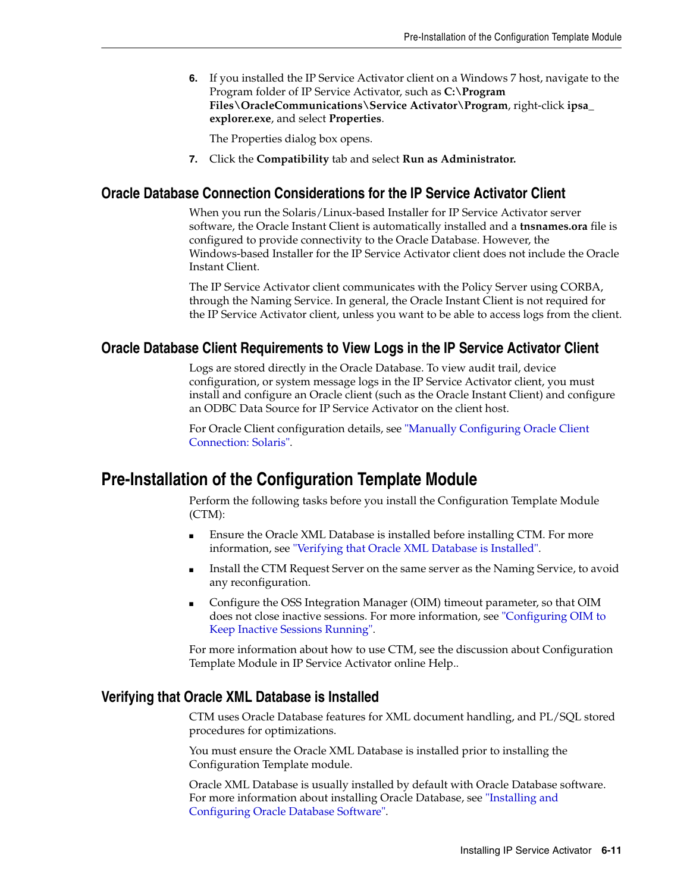6. If you installed the IP Service Activator client on a Windows 7 host, navigate to the Program folder of IP Service Activator, such as **C:\Program Files\OracleCommunications\Service Activator\Program**, right-click **ipsa_explorer.exe**, and select **Properties**.

   The Properties dialog box opens.

7. Click the **Compatibility** tab and select **Run as Administrator.**

### Oracle Database Connection Considerations for the IP Service Activator Client

When you run the Solaris/Linux-based Installer for IP Service Activator server software, the Oracle Instant Client is automatically installed and a **tnsnames.ora** file is configured to provide connectivity to the Oracle Database. However, the Windows-based Installer for the IP Service Activator client does not include the Oracle Instant Client.

The IP Service Activator client communicates with the Policy Server using CORBA, through the Naming Service. In general, the Oracle Instant Client is not required for the IP Service Activator client, unless you want to be able to access logs from the client.

### Oracle Database Client Requirements to View Logs in the IP Service Activator Client

Logs are stored directly in the Oracle Database. To view audit trail, device configuration, or system message logs in the IP Service Activator client, you must install and configure an Oracle client (such as the Oracle Instant Client) and configure an ODBC Data Source for IP Service Activator on the client host.

For Oracle Client configuration details, see "Manually Configuring Oracle Client Connection: Solaris".

## Pre-Installation of the Configuration Template Module

Perform the following tasks before you install the Configuration Template Module (CTM):

- Ensure the Oracle XML Database is installed before installing CTM. For more information, see "Verifying that Oracle XML Database is Installed".
- Install the CTM Request Server on the same server as the Naming Service, to avoid any reconfiguration.
- Configure the OSS Integration Manager (OIM) timeout parameter, so that OIM does not close inactive sessions. For more information, see "Configuring OIM to Keep Inactive Sessions Running".

For more information about how to use CTM, see the discussion about Configuration Template Module in IP Service Activator online Help..

### Verifying that Oracle XML Database is Installed

CTM uses Oracle Database features for XML document handling, and PL/SQL stored procedures for optimizations.

You must ensure the Oracle XML Database is installed prior to installing the Configuration Template module.

Oracle XML Database is usually installed by default with Oracle Database software. For more information about installing Oracle Database, see "Installing and Configuring Oracle Database Software".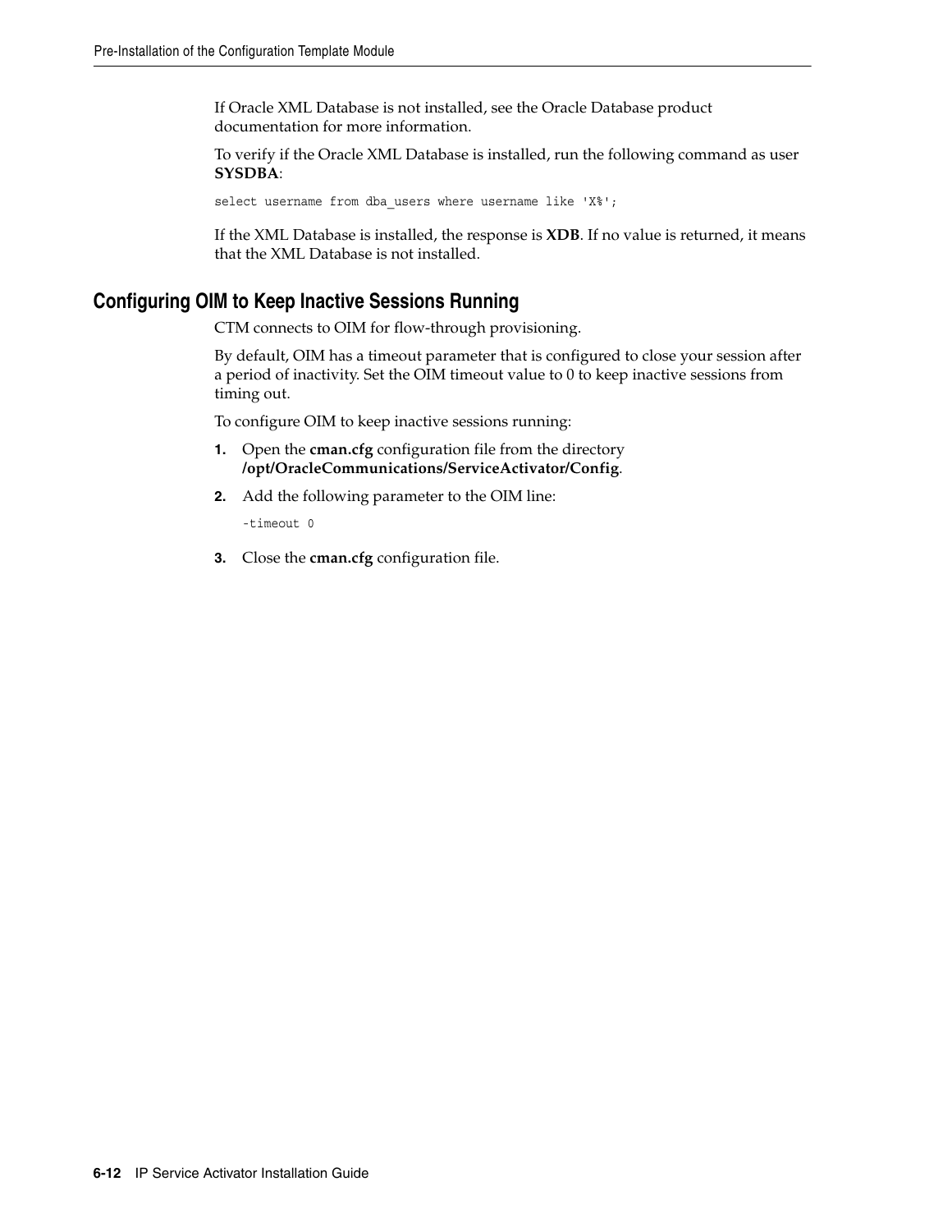If Oracle XML Database is not installed, see the Oracle Database product documentation for more information.

To verify if the Oracle XML Database is installed, run the following command as user **SYSDBA**:

```
select username from dba_users where username like 'X%';
```

If the XML Database is installed, the response is **XDB**. If no value is returned, it means that the XML Database is not installed.

## Configuring OIM to Keep Inactive Sessions Running

CTM connects to OIM for flow-through provisioning.

By default, OIM has a timeout parameter that is configured to close your session after a period of inactivity. Set the OIM timeout value to 0 to keep inactive sessions from timing out.

To configure OIM to keep inactive sessions running:

1. Open the **cman.cfg** configuration file from the directory **/opt/OracleCommunications/ServiceActivator/Config**.
2. Add the following parameter to the OIM line:

   ```
   -timeout 0
   ```

3. Close the **cman.cfg** configuration file.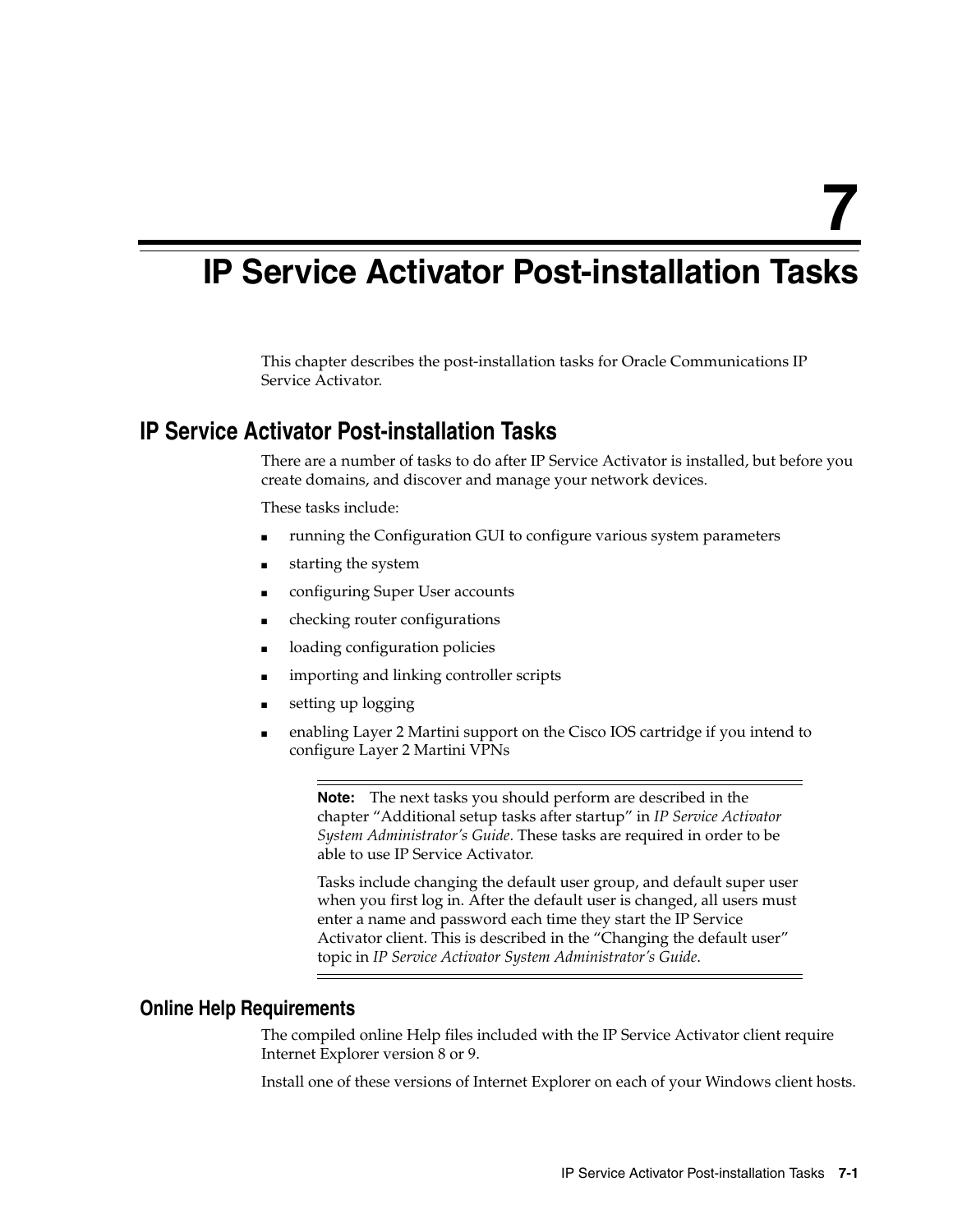# 7 IP Service Activator Post-installation Tasks

This chapter describes the post-installation tasks for Oracle Communications IP Service Activator.

## IP Service Activator Post-installation Tasks

There are a number of tasks to do after IP Service Activator is installed, but before you create domains, and discover and manage your network devices.

These tasks include:

- running the Configuration GUI to configure various system parameters
- starting the system
- configuring Super User accounts
- checking router configurations
- loading configuration policies
- importing and linking controller scripts
- setting up logging
- enabling Layer 2 Martini support on the Cisco IOS cartridge if you intend to configure Layer 2 Martini VPNs

> **Note:** The next tasks you should perform are described in the chapter "Additional setup tasks after startup" in *IP Service Activator System Administrator's Guide*. These tasks are required in order to be able to use IP Service Activator.
>
> Tasks include changing the default user group, and default super user when you first log in. After the default user is changed, all users must enter a name and password each time they start the IP Service Activator client. This is described in the "Changing the default user" topic in *IP Service Activator System Administrator's Guide*.

### Online Help Requirements

The compiled online Help files included with the IP Service Activator client require Internet Explorer version 8 or 9.

Install one of these versions of Internet Explorer on each of your Windows client hosts.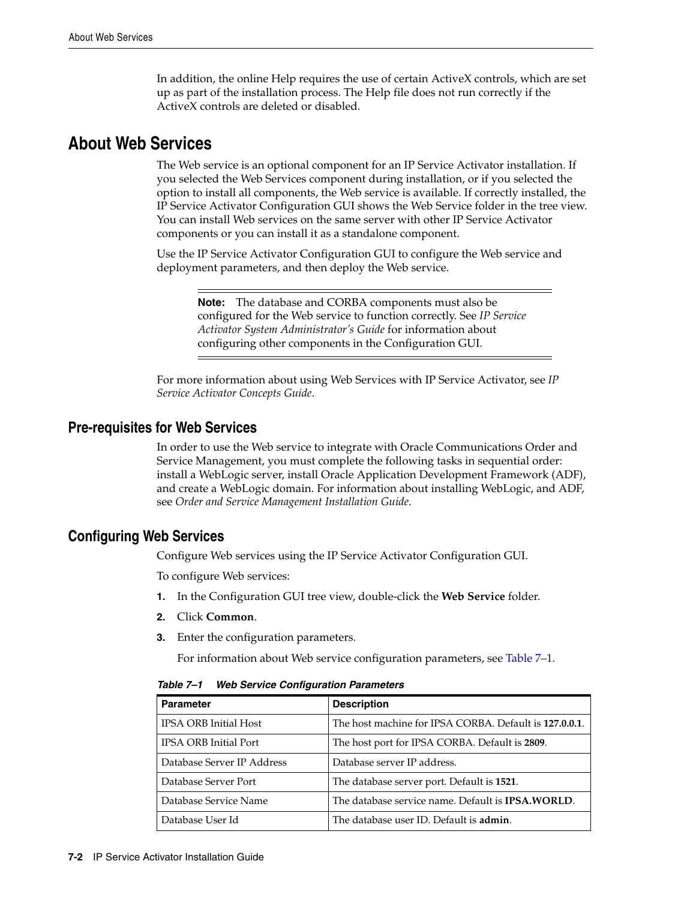In addition, the online Help requires the use of certain ActiveX controls, which are set up as part of the installation process. The Help file does not run correctly if the ActiveX controls are deleted or disabled.

# About Web Services

The Web service is an optional component for an IP Service Activator installation. If you selected the Web Services component during installation, or if you selected the option to install all components, the Web service is available. If correctly installed, the IP Service Activator Configuration GUI shows the Web Service folder in the tree view. You can install Web services on the same server with other IP Service Activator components or you can install it as a standalone component.

Use the IP Service Activator Configuration GUI to configure the Web service and deployment parameters, and then deploy the Web service.

> **Note:** The database and CORBA components must also be configured for the Web service to function correctly. See *IP Service Activator System Administrator's Guide* for information about configuring other components in the Configuration GUI.

For more information about using Web Services with IP Service Activator, see *IP Service Activator Concepts Guide*.

## Pre-requisites for Web Services

In order to use the Web service to integrate with Oracle Communications Order and Service Management, you must complete the following tasks in sequential order: install a WebLogic server, install Oracle Application Development Framework (ADF), and create a WebLogic domain. For information about installing WebLogic, and ADF, see *Order and Service Management Installation Guide*.

## Configuring Web Services

Configure Web services using the IP Service Activator Configuration GUI.

To configure Web services:

1. In the Configuration GUI tree view, double-click the **Web Service** folder.
2. Click **Common**.
3. Enter the configuration parameters.

   For information about Web service configuration parameters, see Table 7–1.

***Table 7–1 Web Service Configuration Parameters***

| Parameter | Description |
|---|---|
| IPSA ORB Initial Host | The host machine for IPSA CORBA. Default is **127.0.0.1**. |
| IPSA ORB Initial Port | The host port for IPSA CORBA. Default is **2809**. |
| Database Server IP Address | Database server IP address. |
| Database Server Port | The database server port. Default is **1521**. |
| Database Service Name | The database service name. Default is **IPSA.WORLD**. |
| Database User Id | The database user ID. Default is **admin**. |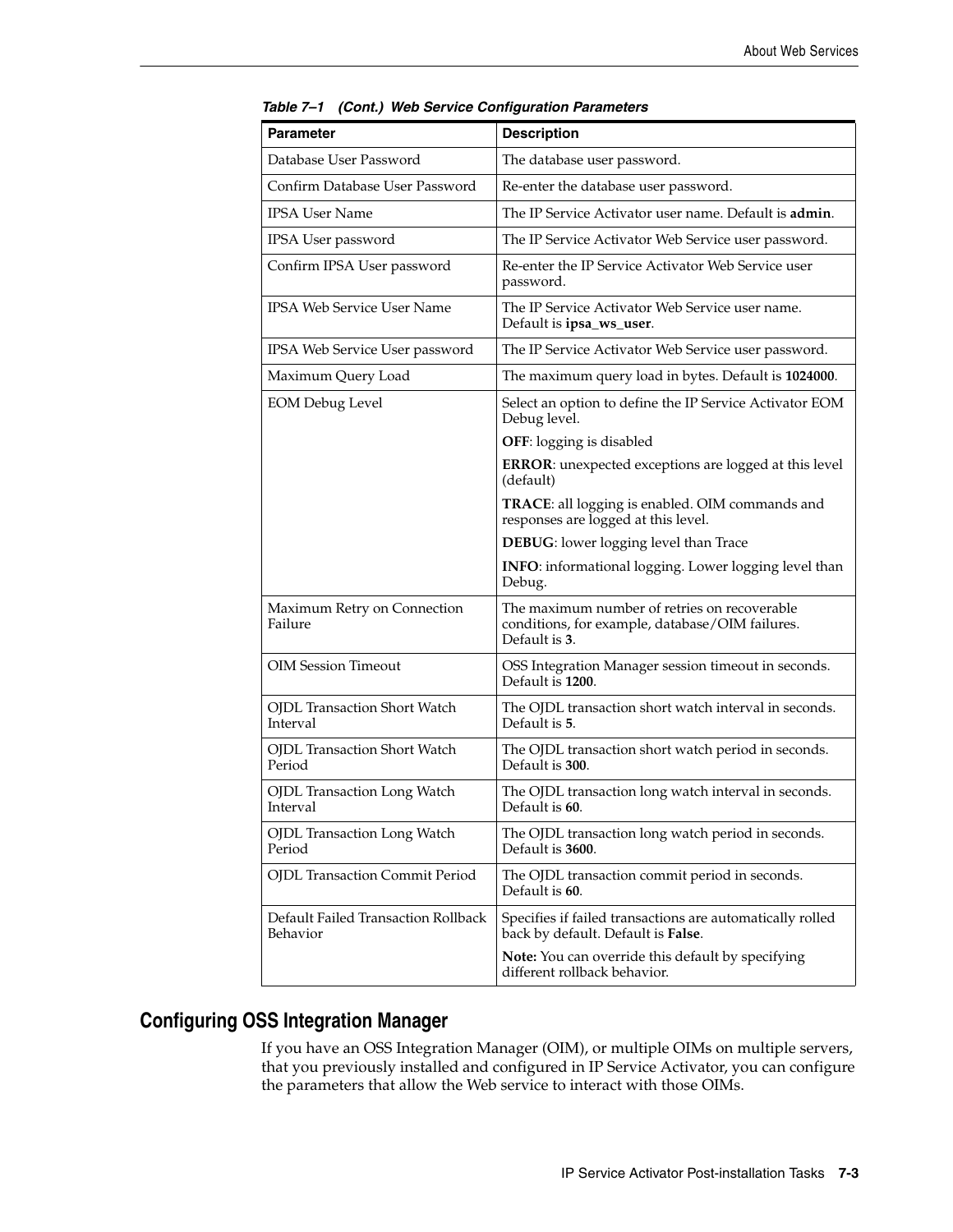*Table 7–1 (Cont.) Web Service Configuration Parameters*

| Parameter | Description |
|---|---|
| Database User Password | The database user password. |
| Confirm Database User Password | Re-enter the database user password. |
| IPSA User Name | The IP Service Activator user name. Default is **admin**. |
| IPSA User password | The IP Service Activator Web Service user password. |
| Confirm IPSA User password | Re-enter the IP Service Activator Web Service user password. |
| IPSA Web Service User Name | The IP Service Activator Web Service user name. Default is **ipsa_ws_user**. |
| IPSA Web Service User password | The IP Service Activator Web Service user password. |
| Maximum Query Load | The maximum query load in bytes. Default is **1024000**. |
| EOM Debug Level | Select an option to define the IP Service Activator EOM Debug level.<br>**OFF**: logging is disabled<br>**ERROR**: unexpected exceptions are logged at this level (default)<br>**TRACE**: all logging is enabled. OIM commands and responses are logged at this level.<br>**DEBUG**: lower logging level than Trace<br>**INFO**: informational logging. Lower logging level than Debug. |
| Maximum Retry on Connection Failure | The maximum number of retries on recoverable conditions, for example, database/OIM failures. Default is **3**. |
| OIM Session Timeout | OSS Integration Manager session timeout in seconds. Default is **1200**. |
| OJDL Transaction Short Watch Interval | The OJDL transaction short watch interval in seconds. Default is **5**. |
| OJDL Transaction Short Watch Period | The OJDL transaction short watch period in seconds. Default is **300**. |
| OJDL Transaction Long Watch Interval | The OJDL transaction long watch interval in seconds. Default is **60**. |
| OJDL Transaction Long Watch Period | The OJDL transaction long watch period in seconds. Default is **3600**. |
| OJDL Transaction Commit Period | The OJDL transaction commit period in seconds. Default is **60**. |
| Default Failed Transaction Rollback Behavior | Specifies if failed transactions are automatically rolled back by default. Default is **False**.<br>**Note:** You can override this default by specifying different rollback behavior. |

## Configuring OSS Integration Manager

If you have an OSS Integration Manager (OIM), or multiple OIMs on multiple servers, that you previously installed and configured in IP Service Activator, you can configure the parameters that allow the Web service to interact with those OIMs.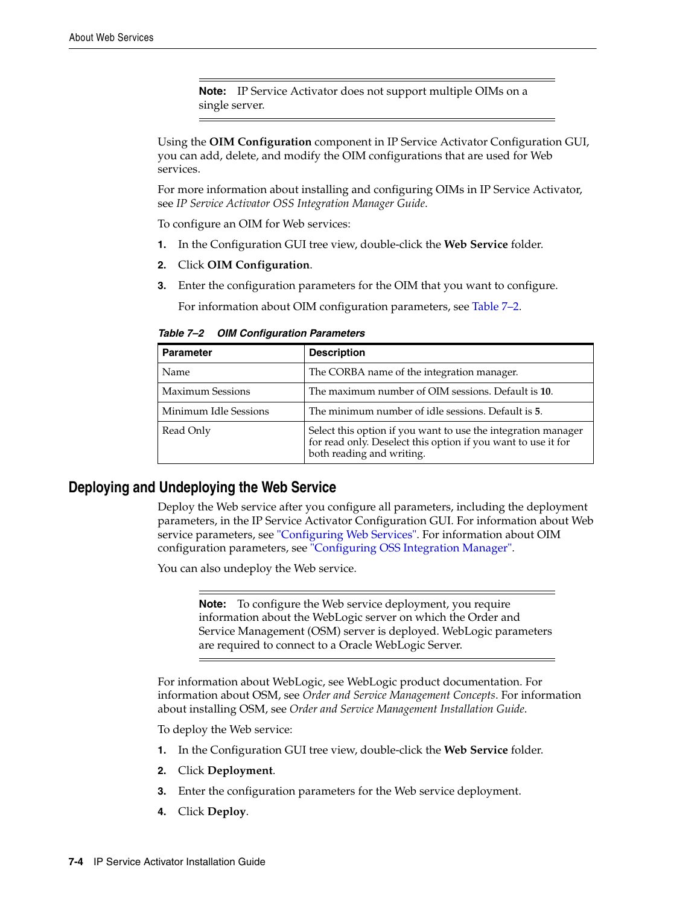**Note:** IP Service Activator does not support multiple OIMs on a single server.

Using the **OIM Configuration** component in IP Service Activator Configuration GUI, you can add, delete, and modify the OIM configurations that are used for Web services.

For more information about installing and configuring OIMs in IP Service Activator, see *IP Service Activator OSS Integration Manager Guide*.

To configure an OIM for Web services:

1. In the Configuration GUI tree view, double-click the **Web Service** folder.
2. Click **OIM Configuration**.
3. Enter the configuration parameters for the OIM that you want to configure.

   For information about OIM configuration parameters, see Table 7–2.

***Table 7–2 OIM Configuration Parameters***

| Parameter | Description |
|---|---|
| Name | The CORBA name of the integration manager. |
| Maximum Sessions | The maximum number of OIM sessions. Default is **10**. |
| Minimum Idle Sessions | The minimum number of idle sessions. Default is **5**. |
| Read Only | Select this option if you want to use the integration manager for read only. Deselect this option if you want to use it for both reading and writing. |

## Deploying and Undeploying the Web Service

Deploy the Web service after you configure all parameters, including the deployment parameters, in the IP Service Activator Configuration GUI. For information about Web service parameters, see "Configuring Web Services". For information about OIM configuration parameters, see "Configuring OSS Integration Manager".

You can also undeploy the Web service.

**Note:** To configure the Web service deployment, you require information about the WebLogic server on which the Order and Service Management (OSM) server is deployed. WebLogic parameters are required to connect to a Oracle WebLogic Server.

For information about WebLogic, see WebLogic product documentation. For information about OSM, see *Order and Service Management Concepts*. For information about installing OSM, see *Order and Service Management Installation Guide*.

To deploy the Web service:

1. In the Configuration GUI tree view, double-click the **Web Service** folder.
2. Click **Deployment**.
3. Enter the configuration parameters for the Web service deployment.
4. Click **Deploy**.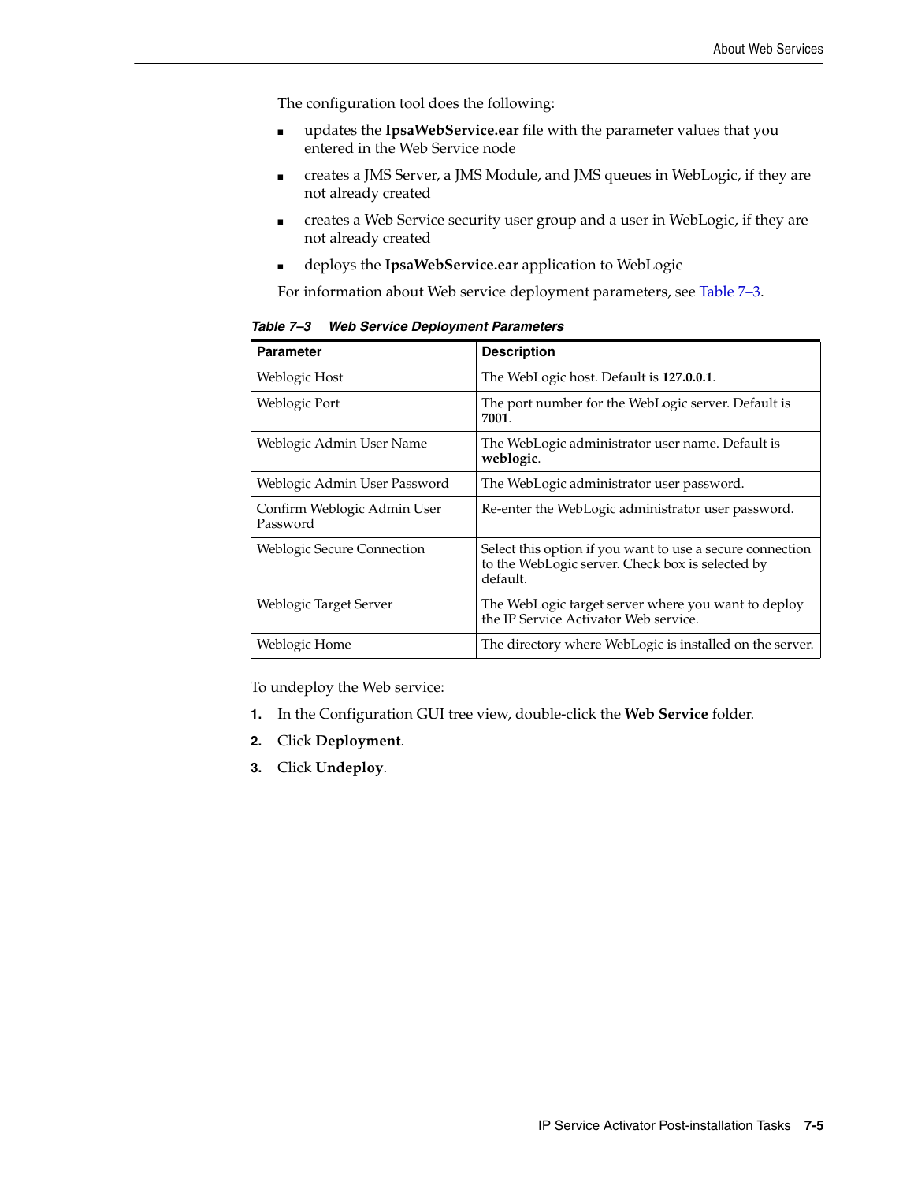The configuration tool does the following:

- updates the **IpsaWebService.ear** file with the parameter values that you entered in the Web Service node
- creates a JMS Server, a JMS Module, and JMS queues in WebLogic, if they are not already created
- creates a Web Service security user group and a user in WebLogic, if they are not already created
- deploys the **IpsaWebService.ear** application to WebLogic

For information about Web service deployment parameters, see Table 7–3.

***Table 7–3 Web Service Deployment Parameters***

| Parameter | Description |
|---|---|
| Weblogic Host | The WebLogic host. Default is **127.0.0.1**. |
| Weblogic Port | The port number for the WebLogic server. Default is **7001**. |
| Weblogic Admin User Name | The WebLogic administrator user name. Default is **weblogic**. |
| Weblogic Admin User Password | The WebLogic administrator user password. |
| Confirm Weblogic Admin User Password | Re-enter the WebLogic administrator user password. |
| Weblogic Secure Connection | Select this option if you want to use a secure connection to the WebLogic server. Check box is selected by default. |
| Weblogic Target Server | The WebLogic target server where you want to deploy the IP Service Activator Web service. |
| Weblogic Home | The directory where WebLogic is installed on the server. |

To undeploy the Web service:

1. In the Configuration GUI tree view, double-click the **Web Service** folder.
2. Click **Deployment**.
3. Click **Undeploy**.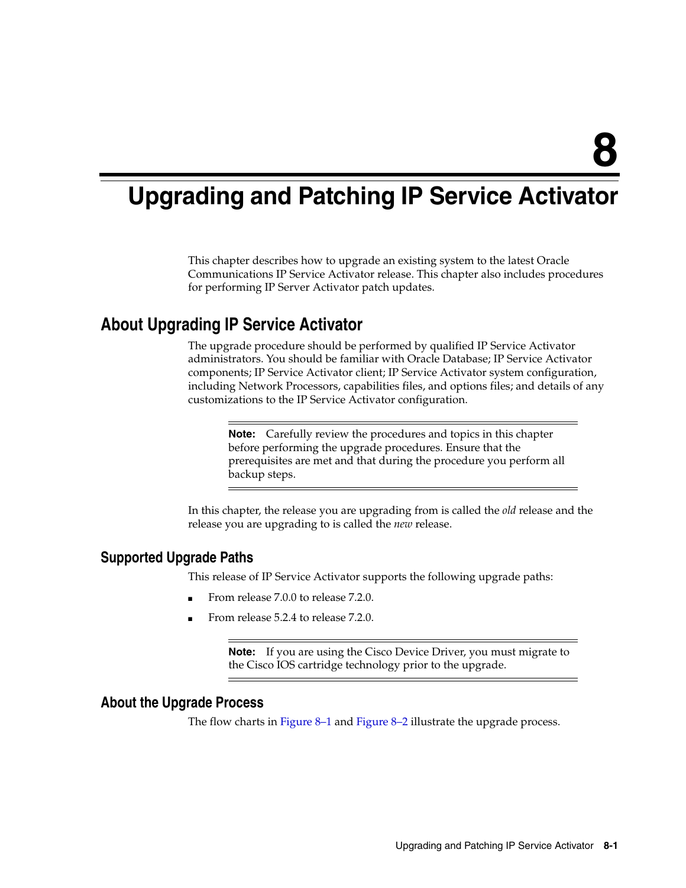# 8 Upgrading and Patching IP Service Activator

This chapter describes how to upgrade an existing system to the latest Oracle Communications IP Service Activator release. This chapter also includes procedures for performing IP Server Activator patch updates.

## About Upgrading IP Service Activator

The upgrade procedure should be performed by qualified IP Service Activator administrators. You should be familiar with Oracle Database; IP Service Activator components; IP Service Activator client; IP Service Activator system configuration, including Network Processors, capabilities files, and options files; and details of any customizations to the IP Service Activator configuration.

> **Note:** Carefully review the procedures and topics in this chapter before performing the upgrade procedures. Ensure that the prerequisites are met and that during the procedure you perform all backup steps.

In this chapter, the release you are upgrading from is called the *old* release and the release you are upgrading to is called the *new* release.

### Supported Upgrade Paths

This release of IP Service Activator supports the following upgrade paths:

- From release 7.0.0 to release 7.2.0.
- From release 5.2.4 to release 7.2.0.

> **Note:** If you are using the Cisco Device Driver, you must migrate to the Cisco IOS cartridge technology prior to the upgrade.

### About the Upgrade Process

The flow charts in Figure 8–1 and Figure 8–2 illustrate the upgrade process.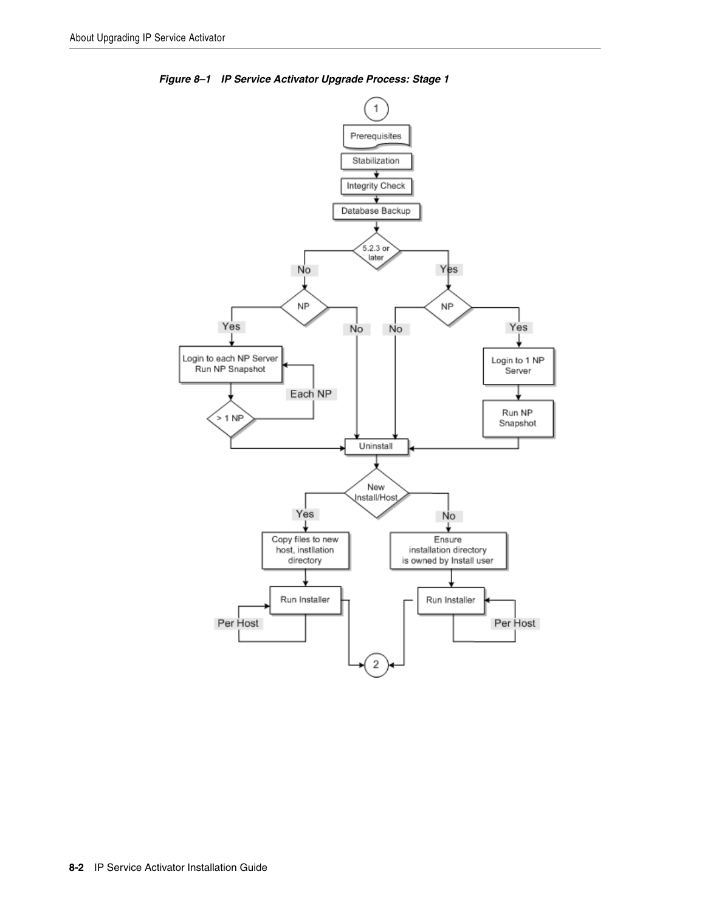***Figure 8–1 IP Service Activator Upgrade Process: Stage 1***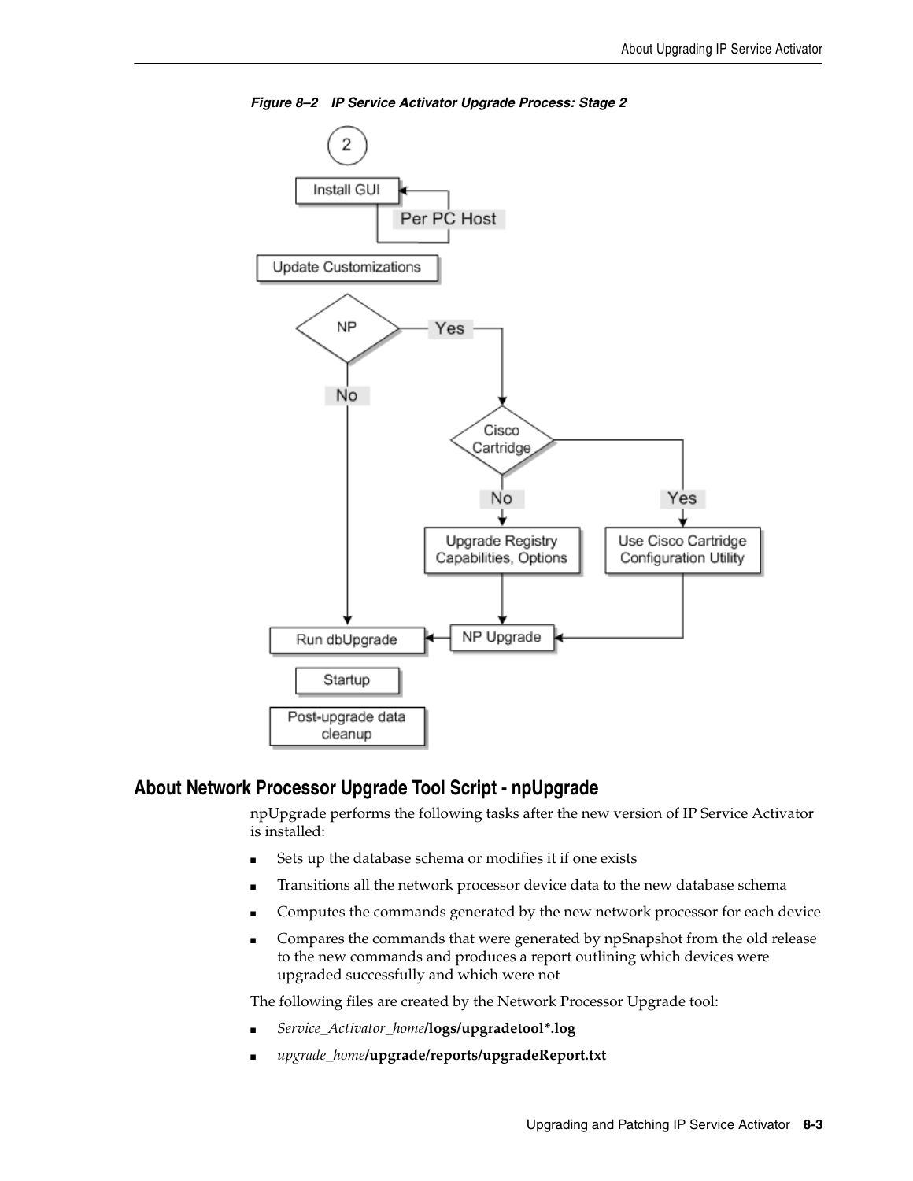*Figure 8–2 IP Service Activator Upgrade Process: Stage 2*

## About Network Processor Upgrade Tool Script - npUpgrade

npUpgrade performs the following tasks after the new version of IP Service Activator is installed:

- Sets up the database schema or modifies it if one exists
- Transitions all the network processor device data to the new database schema
- Computes the commands generated by the new network processor for each device
- Compares the commands that were generated by npSnapshot from the old release to the new commands and produces a report outlining which devices were upgraded successfully and which were not

The following files are created by the Network Processor Upgrade tool:

- *Service_Activator_home*/**logs/upgradetool*.log**
- *upgrade_home*/**upgrade/reports/upgradeReport.txt**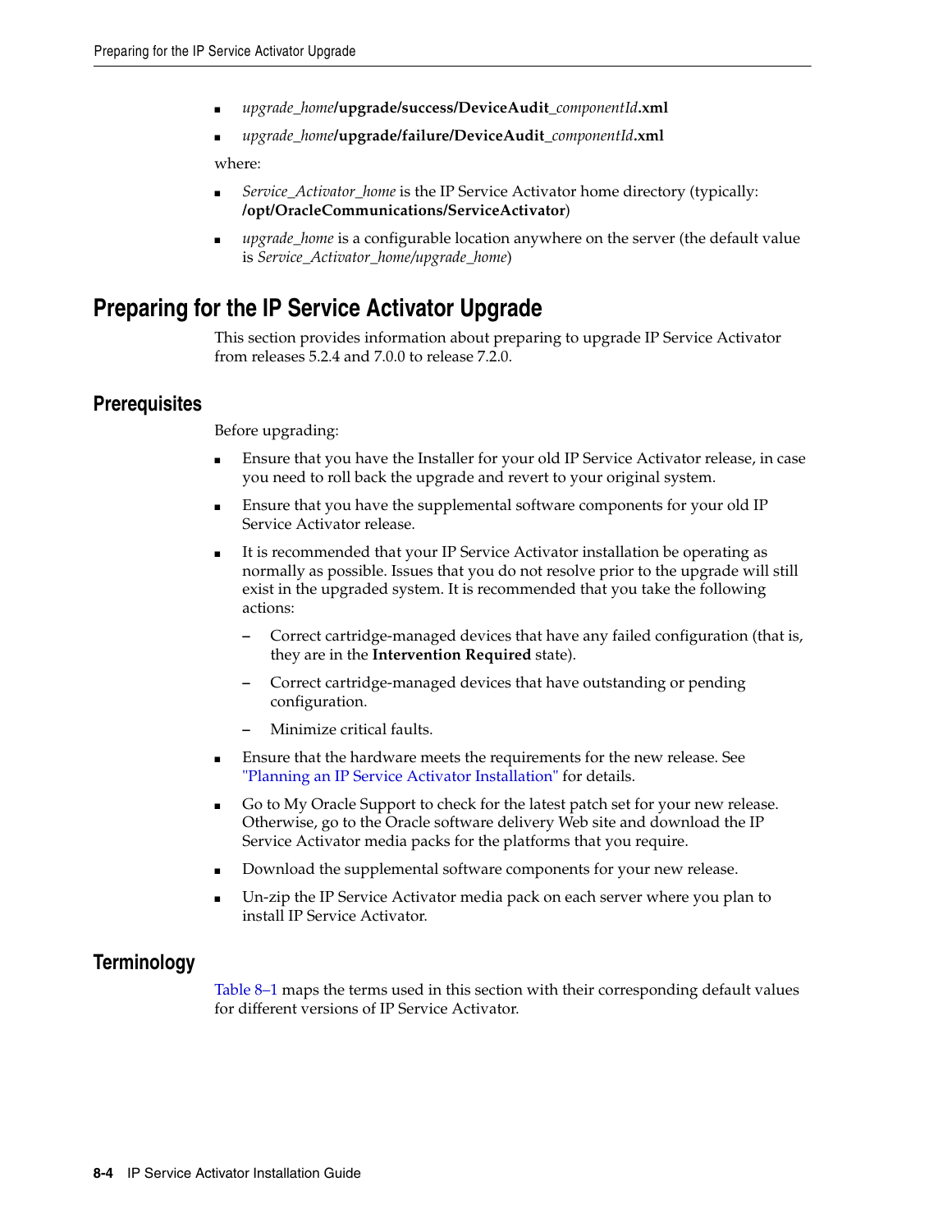- *upgrade_home*/**upgrade/success/DeviceAudit**_*componentId*.**xml**
- *upgrade_home*/**upgrade/failure/DeviceAudit**_*componentId*.**xml**

where:

- *Service_Activator_home* is the IP Service Activator home directory (typically: **/opt/OracleCommunications/ServiceActivator**)
- *upgrade_home* is a configurable location anywhere on the server (the default value is *Service_Activator_home/upgrade_home*)

## Preparing for the IP Service Activator Upgrade

This section provides information about preparing to upgrade IP Service Activator from releases 5.2.4 and 7.0.0 to release 7.2.0.

### Prerequisites

Before upgrading:

- Ensure that you have the Installer for your old IP Service Activator release, in case you need to roll back the upgrade and revert to your original system.
- Ensure that you have the supplemental software components for your old IP Service Activator release.
- It is recommended that your IP Service Activator installation be operating as normally as possible. Issues that you do not resolve prior to the upgrade will still exist in the upgraded system. It is recommended that you take the following actions:
  - Correct cartridge-managed devices that have any failed configuration (that is, they are in the **Intervention Required** state).
  - Correct cartridge-managed devices that have outstanding or pending configuration.
  - Minimize critical faults.
- Ensure that the hardware meets the requirements for the new release. See "Planning an IP Service Activator Installation" for details.
- Go to My Oracle Support to check for the latest patch set for your new release. Otherwise, go to the Oracle software delivery Web site and download the IP Service Activator media packs for the platforms that you require.
- Download the supplemental software components for your new release.
- Un-zip the IP Service Activator media pack on each server where you plan to install IP Service Activator.

### Terminology

Table 8–1 maps the terms used in this section with their corresponding default values for different versions of IP Service Activator.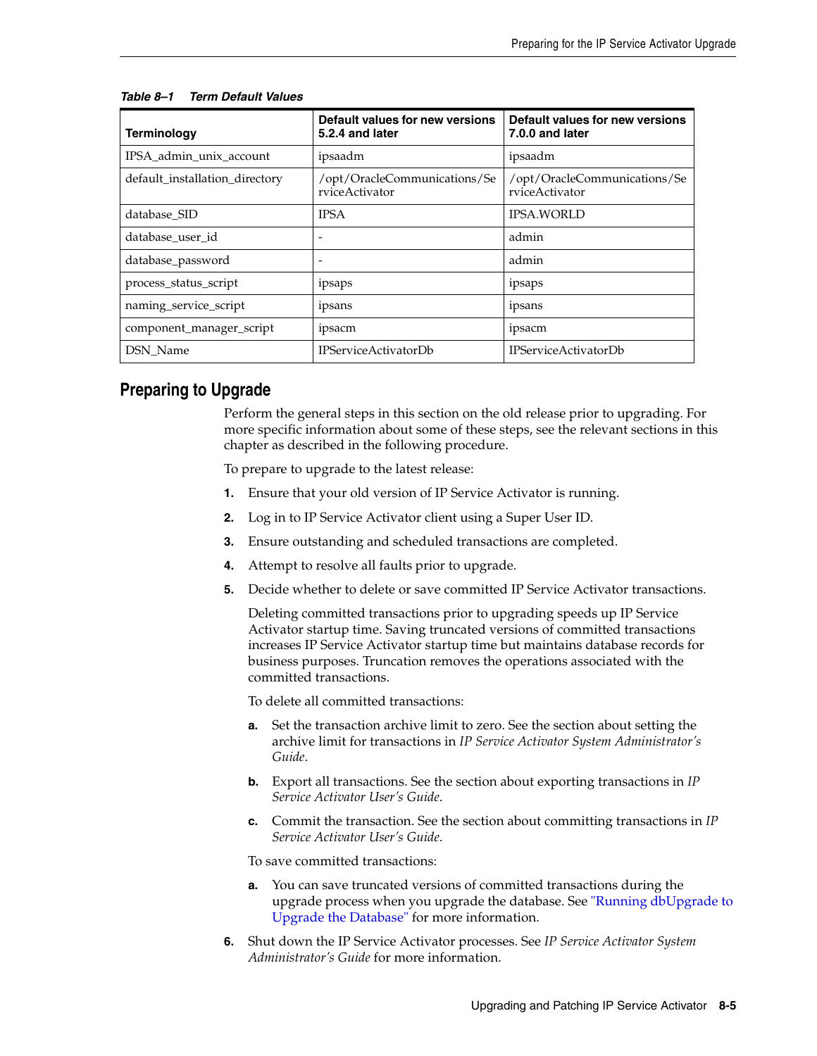**Table 8–1 Term Default Values**

| Terminology | Default values for new versions 5.2.4 and later | Default values for new versions 7.0.0 and later |
|---|---|---|
| IPSA_admin_unix_account | ipsaadm | ipsaadm |
| default_installation_directory | /opt/OracleCommunications/ServiceActivator | /opt/OracleCommunications/ServiceActivator |
| database_SID | IPSA | IPSA.WORLD |
| database_user_id | - | admin |
| database_password | - | admin |
| process_status_script | ipsaps | ipsaps |
| naming_service_script | ipsans | ipsans |
| component_manager_script | ipsacm | ipsacm |
| DSN_Name | IPServiceActivatorDb | IPServiceActivatorDb |

## Preparing to Upgrade

Perform the general steps in this section on the old release prior to upgrading. For more specific information about some of these steps, see the relevant sections in this chapter as described in the following procedure.

To prepare to upgrade to the latest release:

1. Ensure that your old version of IP Service Activator is running.
2. Log in to IP Service Activator client using a Super User ID.
3. Ensure outstanding and scheduled transactions are completed.
4. Attempt to resolve all faults prior to upgrade.
5. Decide whether to delete or save committed IP Service Activator transactions.

   Deleting committed transactions prior to upgrading speeds up IP Service Activator startup time. Saving truncated versions of committed transactions increases IP Service Activator startup time but maintains database records for business purposes. Truncation removes the operations associated with the committed transactions.

   To delete all committed transactions:

   a. Set the transaction archive limit to zero. See the section about setting the archive limit for transactions in *IP Service Activator System Administrator's Guide*.

   b. Export all transactions. See the section about exporting transactions in *IP Service Activator User's Guide*.

   c. Commit the transaction. See the section about committing transactions in *IP Service Activator User's Guide*.

   To save committed transactions:

   a. You can save truncated versions of committed transactions during the upgrade process when you upgrade the database. See "Running dbUpgrade to Upgrade the Database" for more information.

6. Shut down the IP Service Activator processes. See *IP Service Activator System Administrator's Guide* for more information.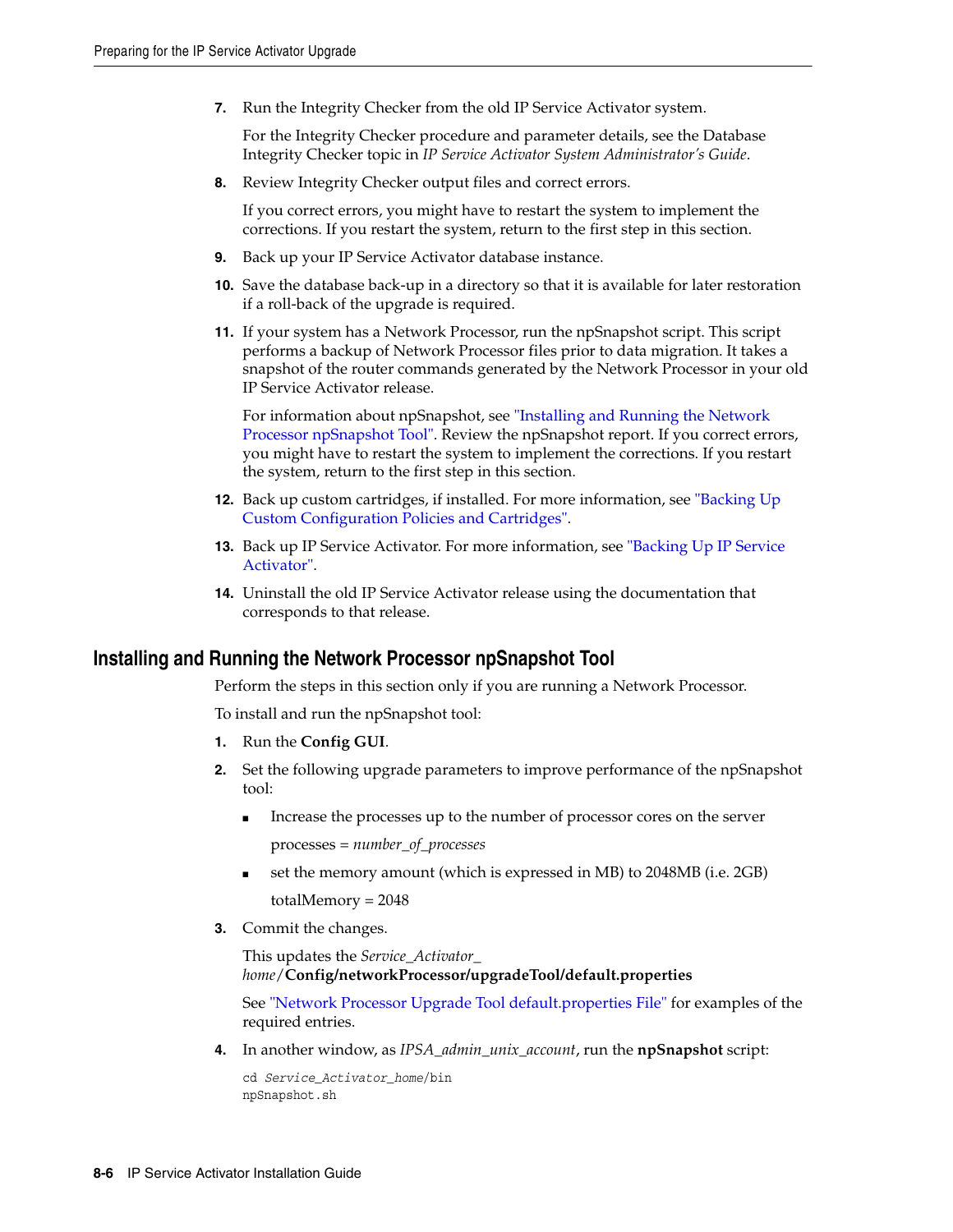7. Run the Integrity Checker from the old IP Service Activator system.

   For the Integrity Checker procedure and parameter details, see the Database Integrity Checker topic in *IP Service Activator System Administrator's Guide*.

8. Review Integrity Checker output files and correct errors.

   If you correct errors, you might have to restart the system to implement the corrections. If you restart the system, return to the first step in this section.

9. Back up your IP Service Activator database instance.

10. Save the database back-up in a directory so that it is available for later restoration if a roll-back of the upgrade is required.

11. If your system has a Network Processor, run the npSnapshot script. This script performs a backup of Network Processor files prior to data migration. It takes a snapshot of the router commands generated by the Network Processor in your old IP Service Activator release.

    For information about npSnapshot, see "Installing and Running the Network Processor npSnapshot Tool". Review the npSnapshot report. If you correct errors, you might have to restart the system to implement the corrections. If you restart the system, return to the first step in this section.

12. Back up custom cartridges, if installed. For more information, see "Backing Up Custom Configuration Policies and Cartridges".

13. Back up IP Service Activator. For more information, see "Backing Up IP Service Activator".

14. Uninstall the old IP Service Activator release using the documentation that corresponds to that release.

## Installing and Running the Network Processor npSnapshot Tool

Perform the steps in this section only if you are running a Network Processor.

To install and run the npSnapshot tool:

1. Run the **Config GUI**.

2. Set the following upgrade parameters to improve performance of the npSnapshot tool:

   - Increase the processes up to the number of processor cores on the server

     processes = *number_of_processes*

   - set the memory amount (which is expressed in MB) to 2048MB (i.e. 2GB)

     totalMemory = 2048

3. Commit the changes.

   This updates the *Service_Activator_home*/**Config/networkProcessor/upgradeTool/default.properties**

   See "Network Processor Upgrade Tool default.properties File" for examples of the required entries.

4. In another window, as *IPSA_admin_unix_account*, run the **npSnapshot** script:

```
cd Service_Activator_home/bin
npSnapshot.sh
```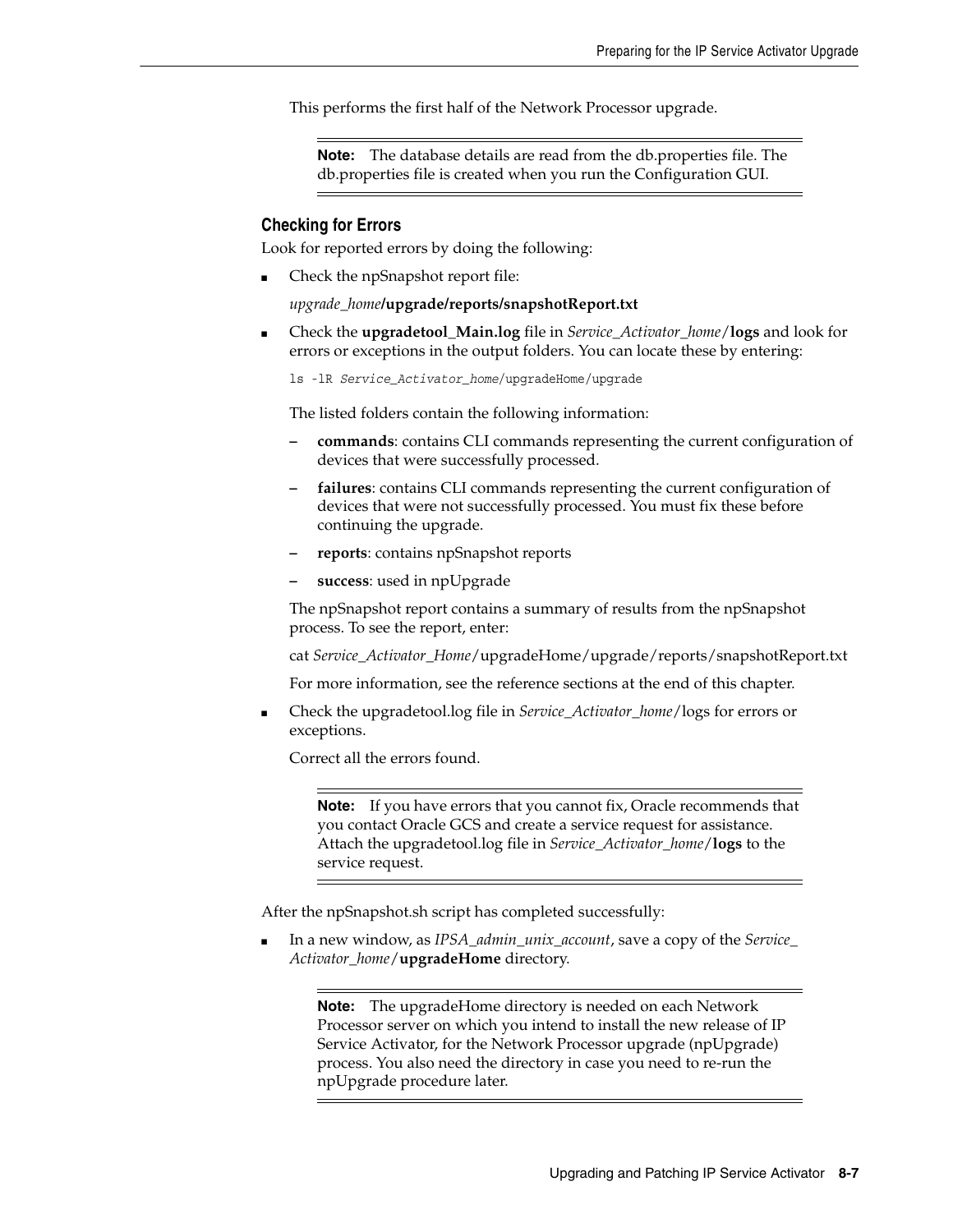This performs the first half of the Network Processor upgrade.

> **Note:** The database details are read from the db.properties file. The db.properties file is created when you run the Configuration GUI.

### Checking for Errors

Look for reported errors by doing the following:

- Check the npSnapshot report file:

  *upgrade_home***/upgrade/reports/snapshotReport.txt**

- Check the **upgradetool_Main.log** file in *Service_Activator_home*/**logs** and look for errors or exceptions in the output folders. You can locate these by entering:

  ```
  ls -lR Service_Activator_home/upgradeHome/upgrade
  ```

  The listed folders contain the following information:

  – **commands**: contains CLI commands representing the current configuration of devices that were successfully processed.

  – **failures**: contains CLI commands representing the current configuration of devices that were not successfully processed. You must fix these before continuing the upgrade.

  – **reports**: contains npSnapshot reports

  – **success**: used in npUpgrade

  The npSnapshot report contains a summary of results from the npSnapshot process. To see the report, enter:

  cat *Service_Activator_Home*/upgradeHome/upgrade/reports/snapshotReport.txt

  For more information, see the reference sections at the end of this chapter.

- Check the upgradetool.log file in *Service_Activator_home*/logs for errors or exceptions.

  Correct all the errors found.

  > **Note:** If you have errors that you cannot fix, Oracle recommends that you contact Oracle GCS and create a service request for assistance. Attach the upgradetool.log file in *Service_Activator_home*/**logs** to the service request.

After the npSnapshot.sh script has completed successfully:

- In a new window, as *IPSA_admin_unix_account*, save a copy of the *Service_Activator_home*/**upgradeHome** directory.

  > **Note:** The upgradeHome directory is needed on each Network Processor server on which you intend to install the new release of IP Service Activator, for the Network Processor upgrade (npUpgrade) process. You also need the directory in case you need to re-run the npUpgrade procedure later.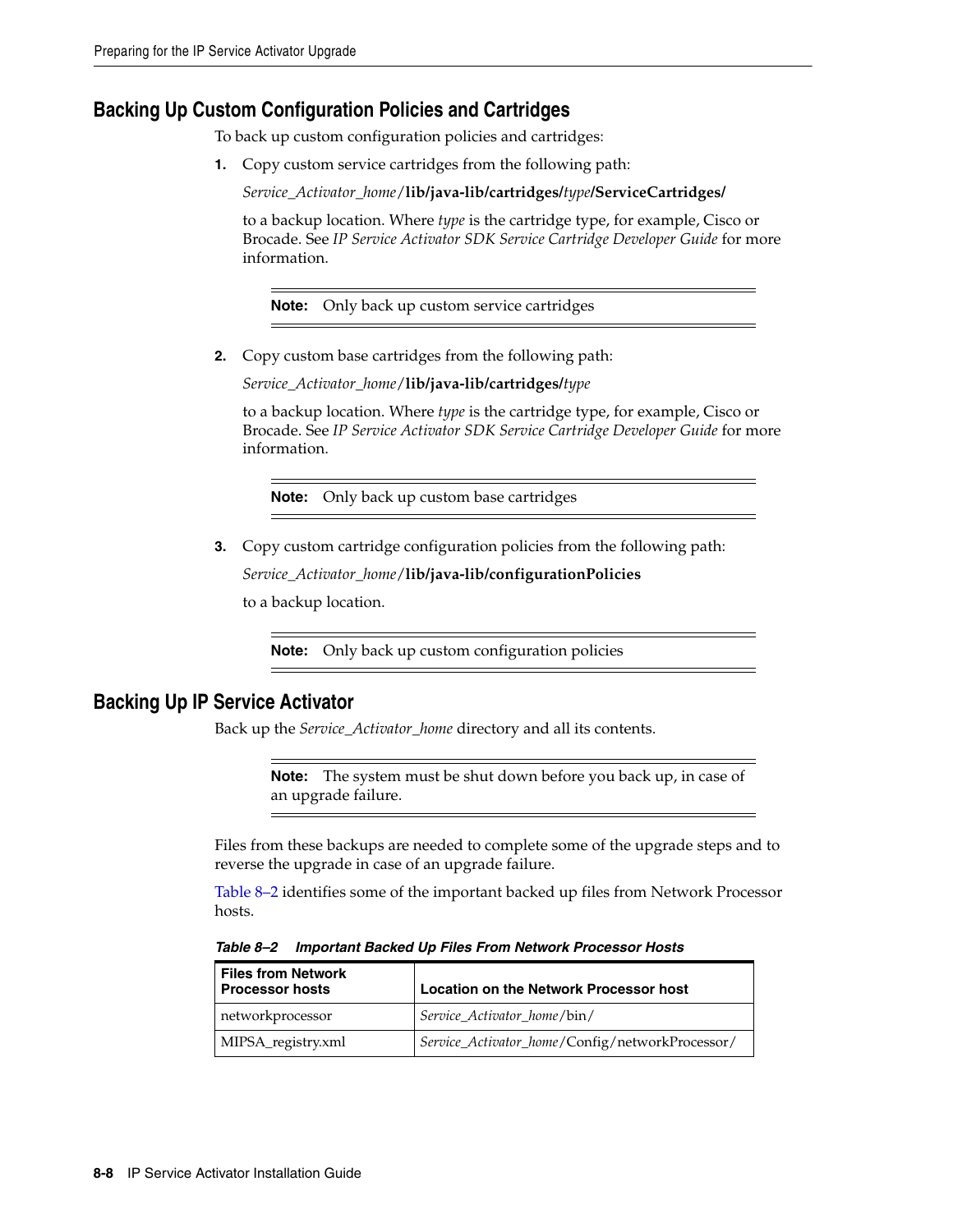## Backing Up Custom Configuration Policies and Cartridges

To back up custom configuration policies and cartridges:

1. Copy custom service cartridges from the following path:

   *Service_Activator_home*/**lib/java-lib/cartridges/***type***/ServiceCartridges/**

   to a backup location. Where *type* is the cartridge type, for example, Cisco or Brocade. See *IP Service Activator SDK Service Cartridge Developer Guide* for more information.

   > **Note:** Only back up custom service cartridges

2. Copy custom base cartridges from the following path:

   *Service_Activator_home*/**lib/java-lib/cartridges/***type*

   to a backup location. Where *type* is the cartridge type, for example, Cisco or Brocade. See *IP Service Activator SDK Service Cartridge Developer Guide* for more information.

   > **Note:** Only back up custom base cartridges

3. Copy custom cartridge configuration policies from the following path:

   *Service_Activator_home*/**lib/java-lib/configurationPolicies**

   to a backup location.

   > **Note:** Only back up custom configuration policies

## Backing Up IP Service Activator

Back up the *Service_Activator_home* directory and all its contents.

> **Note:** The system must be shut down before you back up, in case of an upgrade failure.

Files from these backups are needed to complete some of the upgrade steps and to reverse the upgrade in case of an upgrade failure.

Table 8–2 identifies some of the important backed up files from Network Processor hosts.

***Table 8–2 Important Backed Up Files From Network Processor Hosts***

| Files from Network Processor hosts | Location on the Network Processor host |
|---|---|
| networkprocessor | *Service_Activator_home*/bin/ |
| MIPSA_registry.xml | *Service_Activator_home*/Config/networkProcessor/ |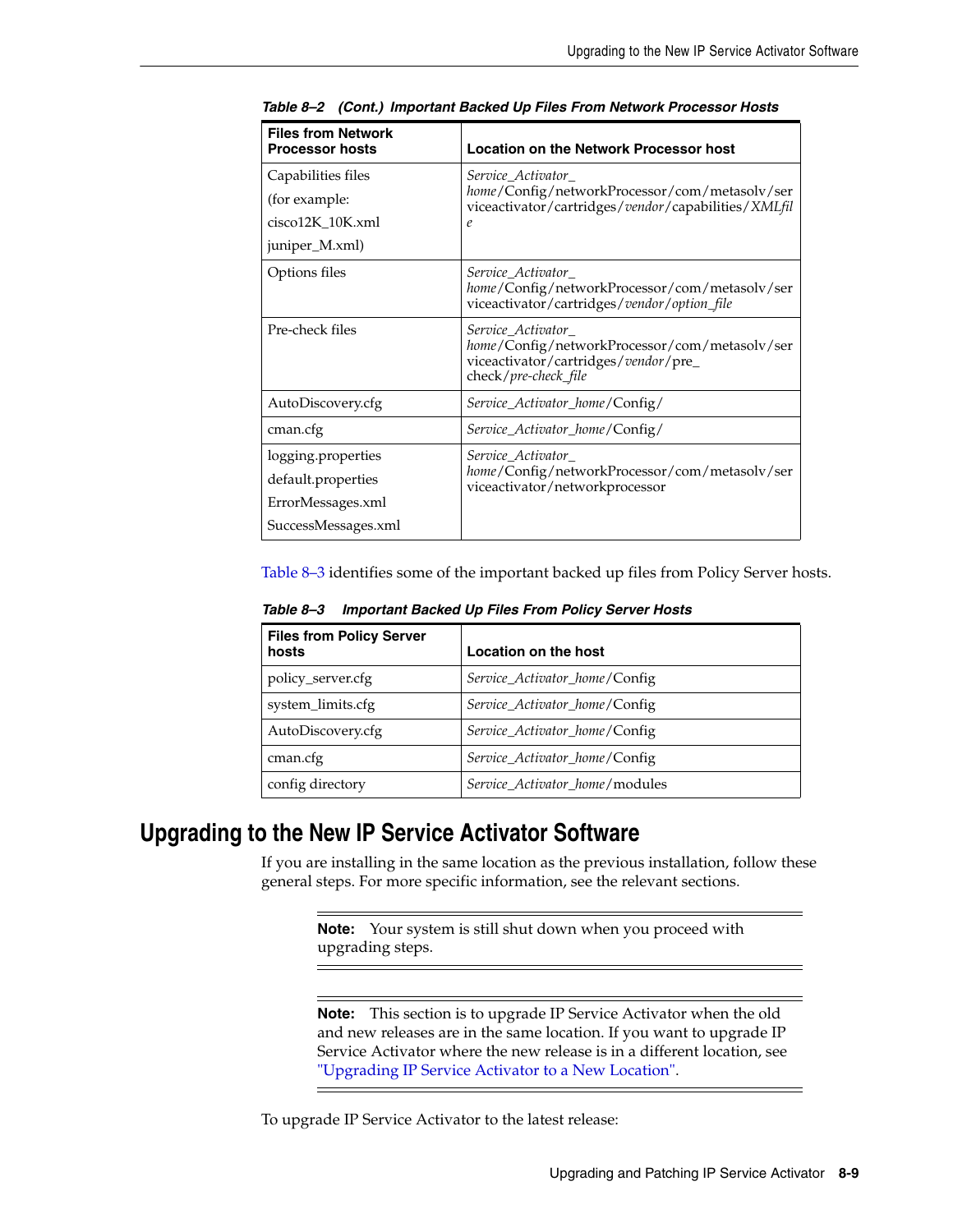Table 8–2 (Cont.) Important Backed Up Files From Network Processor Hosts

| Files from Network Processor hosts | Location on the Network Processor host |
|---|---|
| Capabilities files (for example: cisco12K_10K.xml juniper_M.xml) | *Service_Activator_home*/Config/networkProcessor/com/metasolv/serviceactivator/cartridges/*vendor*/capabilities/*XMLfile* |
| Options files | *Service_Activator_home*/Config/networkProcessor/com/metasolv/serviceactivator/cartridges/*vendor*/*option_file* |
| Pre-check files | *Service_Activator_home*/Config/networkProcessor/com/metasolv/serviceactivator/cartridges/*vendor*/pre_check/*pre-check_file* |
| AutoDiscovery.cfg | *Service_Activator_home*/Config/ |
| cman.cfg | *Service_Activator_home*/Config/ |
| logging.properties default.properties ErrorMessages.xml SuccessMessages.xml | *Service_Activator_home*/Config/networkProcessor/com/metasolv/serviceactivator/networkprocessor |

Table 8–3 identifies some of the important backed up files from Policy Server hosts.

Table 8–3 Important Backed Up Files From Policy Server Hosts

| Files from Policy Server hosts | Location on the host |
|---|---|
| policy_server.cfg | *Service_Activator_home*/Config |
| system_limits.cfg | *Service_Activator_home*/Config |
| AutoDiscovery.cfg | *Service_Activator_home*/Config |
| cman.cfg | *Service_Activator_home*/Config |
| config directory | *Service_Activator_home*/modules |

## Upgrading to the New IP Service Activator Software

If you are installing in the same location as the previous installation, follow these general steps. For more specific information, see the relevant sections.

> **Note:** Your system is still shut down when you proceed with upgrading steps.

> **Note:** This section is to upgrade IP Service Activator when the old and new releases are in the same location. If you want to upgrade IP Service Activator where the new release is in a different location, see "Upgrading IP Service Activator to a New Location".

To upgrade IP Service Activator to the latest release: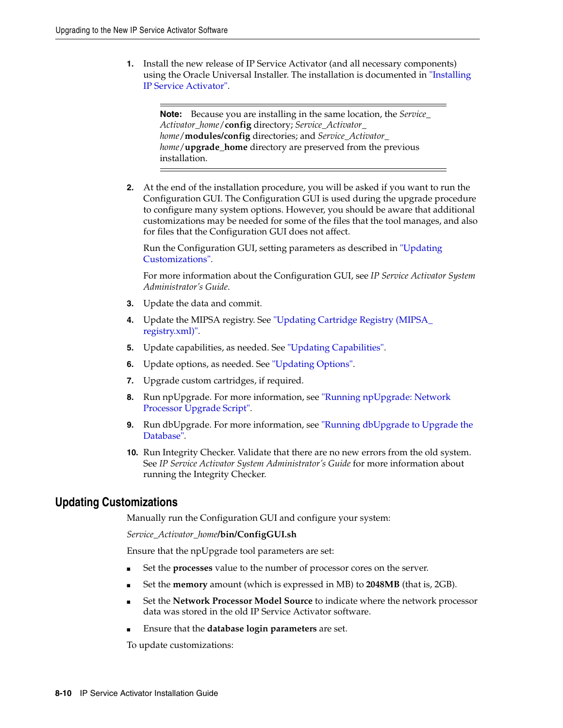1. Install the new release of IP Service Activator (and all necessary components) using the Oracle Universal Installer. The installation is documented in "Installing IP Service Activator".

   > **Note:** Because you are installing in the same location, the *Service_Activator_home*/**config** directory; *Service_Activator_home*/**modules/config** directories; and *Service_Activator_home*/**upgrade_home** directory are preserved from the previous installation.

2. At the end of the installation procedure, you will be asked if you want to run the Configuration GUI. The Configuration GUI is used during the upgrade procedure to configure many system options. However, you should be aware that additional customizations may be needed for some of the files that the tool manages, and also for files that the Configuration GUI does not affect.

   Run the Configuration GUI, setting parameters as described in "Updating Customizations".

   For more information about the Configuration GUI, see *IP Service Activator System Administrator's Guide*.

3. Update the data and commit.
4. Update the MIPSA registry. See "Updating Cartridge Registry (MIPSA_registry.xml)".
5. Update capabilities, as needed. See "Updating Capabilities".
6. Update options, as needed. See "Updating Options".
7. Upgrade custom cartridges, if required.
8. Run npUpgrade. For more information, see "Running npUpgrade: Network Processor Upgrade Script".
9. Run dbUpgrade. For more information, see "Running dbUpgrade to Upgrade the Database".
10. Run Integrity Checker. Validate that there are no new errors from the old system. See *IP Service Activator System Administrator's Guide* for more information about running the Integrity Checker.

## Updating Customizations

Manually run the Configuration GUI and configure your system:

*Service_Activator_home*/**bin/ConfigGUI.sh**

Ensure that the npUpgrade tool parameters are set:

- Set the **processes** value to the number of processor cores on the server.
- Set the **memory** amount (which is expressed in MB) to **2048MB** (that is, 2GB).
- Set the **Network Processor Model Source** to indicate where the network processor data was stored in the old IP Service Activator software.
- Ensure that the **database login parameters** are set.

To update customizations: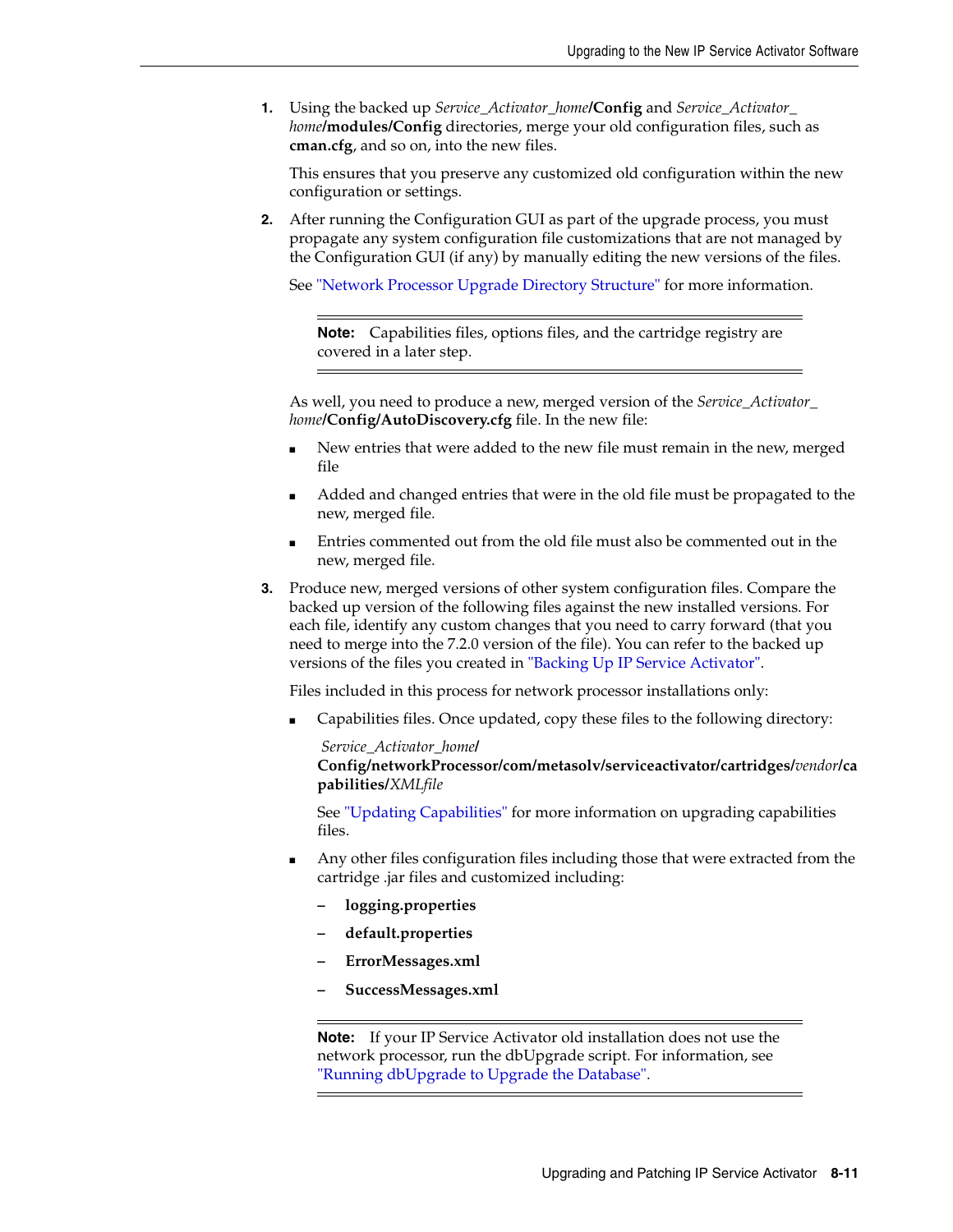1. Using the backed up *Service_Activator_home*/**Config** and *Service_Activator_home*/**modules/Config** directories, merge your old configuration files, such as **cman.cfg**, and so on, into the new files.

   This ensures that you preserve any customized old configuration within the new configuration or settings.

2. After running the Configuration GUI as part of the upgrade process, you must propagate any system configuration file customizations that are not managed by the Configuration GUI (if any) by manually editing the new versions of the files.

   See "Network Processor Upgrade Directory Structure" for more information.

   > **Note:** Capabilities files, options files, and the cartridge registry are covered in a later step.

   As well, you need to produce a new, merged version of the *Service_Activator_home*/**Config/AutoDiscovery.cfg** file. In the new file:

   - New entries that were added to the new file must remain in the new, merged file
   - Added and changed entries that were in the old file must be propagated to the new, merged file.
   - Entries commented out from the old file must also be commented out in the new, merged file.

3. Produce new, merged versions of other system configuration files. Compare the backed up version of the following files against the new installed versions. For each file, identify any custom changes that you need to carry forward (that you need to merge into the 7.2.0 version of the file). You can refer to the backed up versions of the files you created in "Backing Up IP Service Activator".

   Files included in this process for network processor installations only:

   - Capabilities files. Once updated, copy these files to the following directory:

     *Service_Activator_home*/**Config/networkProcessor/com/metasolv/serviceactivator/cartridges/***vendor***/capabilities/***XMLfile*

     See "Updating Capabilities" for more information on upgrading capabilities files.

   - Any other files configuration files including those that were extracted from the cartridge .jar files and customized including:
     - **logging.properties**
     - **default.properties**
     - **ErrorMessages.xml**
     - **SuccessMessages.xml**

   > **Note:** If your IP Service Activator old installation does not use the network processor, run the dbUpgrade script. For information, see "Running dbUpgrade to Upgrade the Database".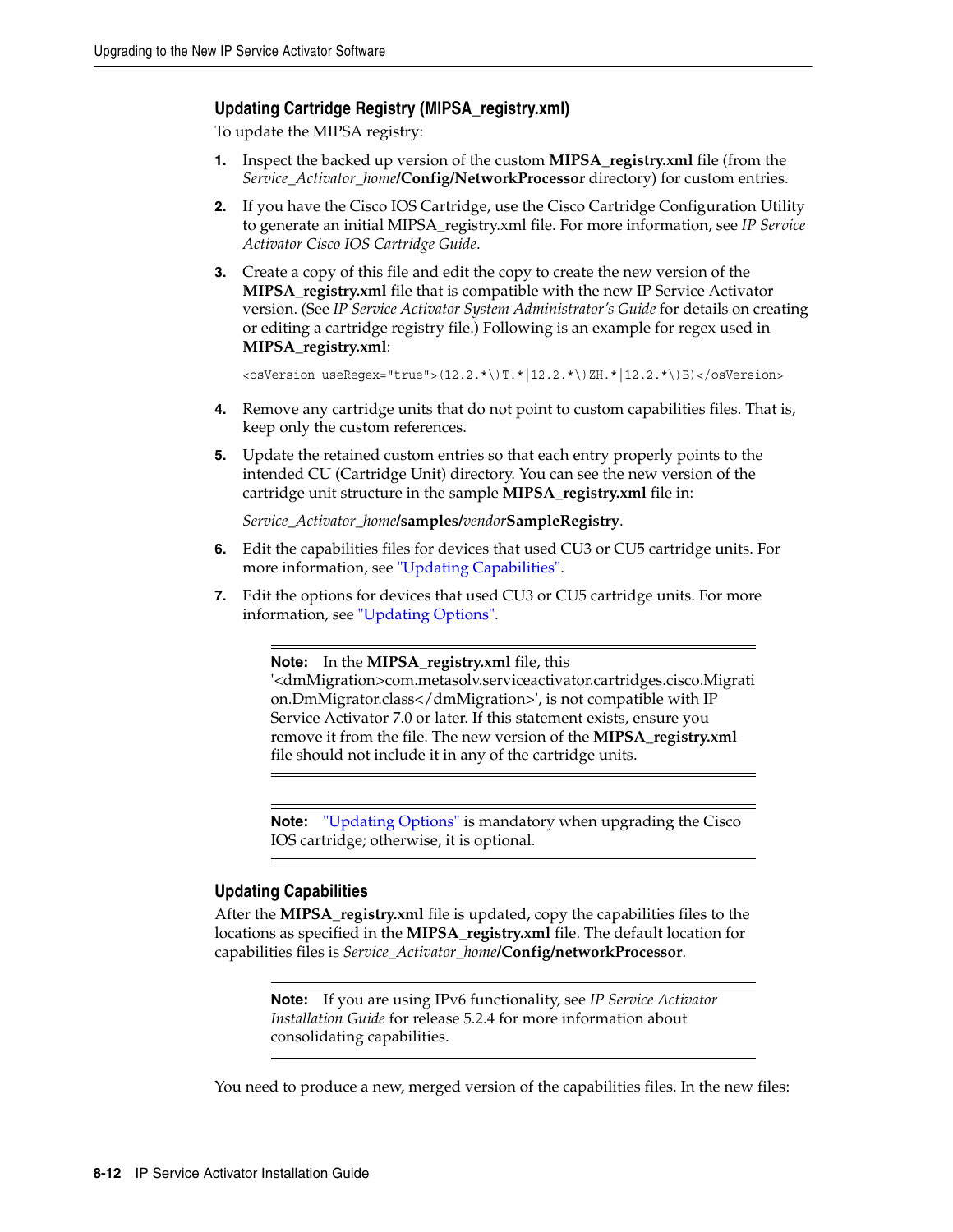### Updating Cartridge Registry (MIPSA_registry.xml)

To update the MIPSA registry:

1. Inspect the backed up version of the custom **MIPSA_registry.xml** file (from the *Service_Activator_home*/**Config/NetworkProcessor** directory) for custom entries.
2. If you have the Cisco IOS Cartridge, use the Cisco Cartridge Configuration Utility to generate an initial MIPSA_registry.xml file. For more information, see *IP Service Activator Cisco IOS Cartridge Guide*.
3. Create a copy of this file and edit the copy to create the new version of the **MIPSA_registry.xml** file that is compatible with the new IP Service Activator version. (See *IP Service Activator System Administrator's Guide* for details on creating or editing a cartridge registry file.) Following is an example for regex used in **MIPSA_registry.xml**:

   ```
   <osVersion useRegex="true">(12.2.*\)T.*|12.2.*\)ZH.*|12.2.*\)B)</osVersion>
   ```

4. Remove any cartridge units that do not point to custom capabilities files. That is, keep only the custom references.
5. Update the retained custom entries so that each entry properly points to the intended CU (Cartridge Unit) directory. You can see the new version of the cartridge unit structure in the sample **MIPSA_registry.xml** file in:

   *Service_Activator_home*/**samples**/*vendor***SampleRegistry**.

6. Edit the capabilities files for devices that used CU3 or CU5 cartridge units. For more information, see "Updating Capabilities".
7. Edit the options for devices that used CU3 or CU5 cartridge units. For more information, see "Updating Options".

> **Note:** In the **MIPSA_registry.xml** file, this '<dmMigration>com.metasolv.serviceactivator.cartridges.cisco.Migration.DmMigrator.class</dmMigration>', is not compatible with IP Service Activator 7.0 or later. If this statement exists, ensure you remove it from the file. The new version of the **MIPSA_registry.xml** file should not include it in any of the cartridge units.

> **Note:** "Updating Options" is mandatory when upgrading the Cisco IOS cartridge; otherwise, it is optional.

### Updating Capabilities

After the **MIPSA_registry.xml** file is updated, copy the capabilities files to the locations as specified in the **MIPSA_registry.xml** file. The default location for capabilities files is *Service_Activator_home*/**Config/networkProcessor**.

> **Note:** If you are using IPv6 functionality, see *IP Service Activator Installation Guide* for release 5.2.4 for more information about consolidating capabilities.

You need to produce a new, merged version of the capabilities files. In the new files: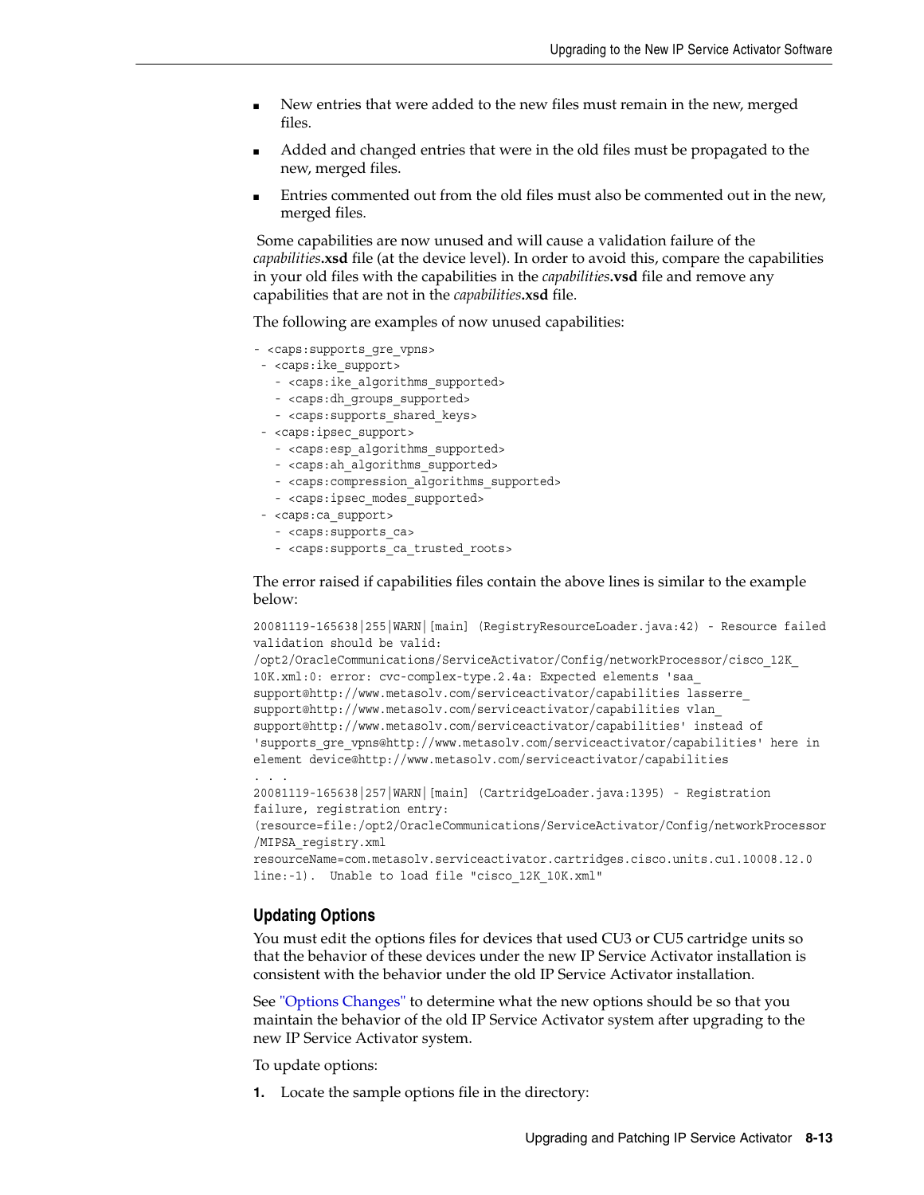- New entries that were added to the new files must remain in the new, merged files.
- Added and changed entries that were in the old files must be propagated to the new, merged files.
- Entries commented out from the old files must also be commented out in the new, merged files.

Some capabilities are now unused and will cause a validation failure of the *capabilities***.xsd** file (at the device level). In order to avoid this, compare the capabilities in your old files with the capabilities in the *capabilities***.vsd** file and remove any capabilities that are not in the *capabilities***.xsd** file.

The following are examples of now unused capabilities:

```
- <caps:supports_gre_vpns>
 - <caps:ike_support>
   - <caps:ike_algorithms_supported>
   - <caps:dh_groups_supported>
   - <caps:supports_shared_keys>
 - <caps:ipsec_support>
   - <caps:esp_algorithms_supported>
   - <caps:ah_algorithms_supported>
   - <caps:compression_algorithms_supported>
   - <caps:ipsec_modes_supported>
 - <caps:ca_support>
   - <caps:supports_ca>
   - <caps:supports_ca_trusted_roots>
```

The error raised if capabilities files contain the above lines is similar to the example below:

```
20081119-165638|255|WARN|[main] (RegistryResourceLoader.java:42) - Resource failed
validation should be valid:
/opt2/OracleCommunications/ServiceActivator/Config/networkProcessor/cisco_12K_
10K.xml:0: error: cvc-complex-type.2.4a: Expected elements 'saa_
support@http://www.metasolv.com/serviceactivator/capabilities lasserre_
support@http://www.metasolv.com/serviceactivator/capabilities vlan_
support@http://www.metasolv.com/serviceactivator/capabilities' instead of
'supports_gre_vpns@http://www.metasolv.com/serviceactivator/capabilities' here in
element device@http://www.metasolv.com/serviceactivator/capabilities
. . .
20081119-165638|257|WARN|[main] (CartridgeLoader.java:1395) - Registration
failure, registration entry:
(resource=file:/opt2/OracleCommunications/ServiceActivator/Config/networkProcessor
/MIPSA_registry.xml
resourceName=com.metasolv.serviceactivator.cartridges.cisco.units.cu1.10008.12.0
line:-1).  Unable to load file "cisco_12K_10K.xml"
```

### Updating Options

You must edit the options files for devices that used CU3 or CU5 cartridge units so that the behavior of these devices under the new IP Service Activator installation is consistent with the behavior under the old IP Service Activator installation.

See "Options Changes" to determine what the new options should be so that you maintain the behavior of the old IP Service Activator system after upgrading to the new IP Service Activator system.

To update options:

1. Locate the sample options file in the directory: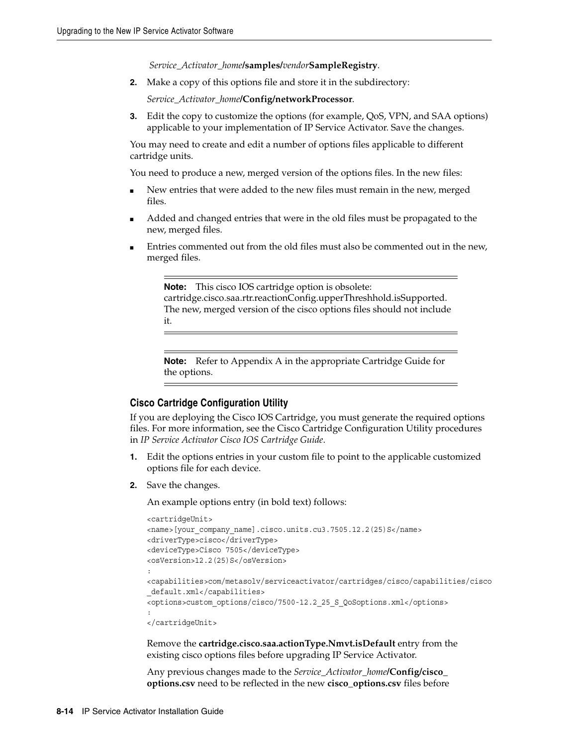*Service_Activator_home*/**samples/***vendor***SampleRegistry**.

2. Make a copy of this options file and store it in the subdirectory:

   *Service_Activator_home*/**Config/networkProcessor**.

3. Edit the copy to customize the options (for example, QoS, VPN, and SAA options) applicable to your implementation of IP Service Activator. Save the changes.

You may need to create and edit a number of options files applicable to different cartridge units.

You need to produce a new, merged version of the options files. In the new files:

- New entries that were added to the new files must remain in the new, merged files.
- Added and changed entries that were in the old files must be propagated to the new, merged files.
- Entries commented out from the old files must also be commented out in the new, merged files.

---

**Note:** This cisco IOS cartridge option is obsolete: cartridge.cisco.saa.rtr.reactionConfig.upperThreshhold.isSupported. The new, merged version of the cisco options files should not include it.

---

**Note:** Refer to Appendix A in the appropriate Cartridge Guide for the options.

---

### Cisco Cartridge Configuration Utility

If you are deploying the Cisco IOS Cartridge, you must generate the required options files. For more information, see the Cisco Cartridge Configuration Utility procedures in *IP Service Activator Cisco IOS Cartridge Guide*.

1. Edit the options entries in your custom file to point to the applicable customized options file for each device.
2. Save the changes.

   An example options entry (in bold text) follows:

```
<cartridgeUnit>
<name>[your_company_name].cisco.units.cu3.7505.12.2(25)S</name>
<driverType>cisco</driverType>
<deviceType>Cisco 7505</deviceType>
<osVersion>12.2(25)S</osVersion>
:
<capabilities>com/metasolv/serviceactivator/cartridges/cisco/capabilities/cisco
_default.xml</capabilities>
<options>custom_options/cisco/7500-12.2_25_S_QoSoptions.xml</options>
:
</cartridgeUnit>
```

   Remove the **cartridge.cisco.saa.actionType.Nmvt.isDefault** entry from the existing cisco options files before upgrading IP Service Activator.

   Any previous changes made to the *Service_Activator_home*/**Config/cisco_options.csv** need to be reflected in the new **cisco_options.csv** files before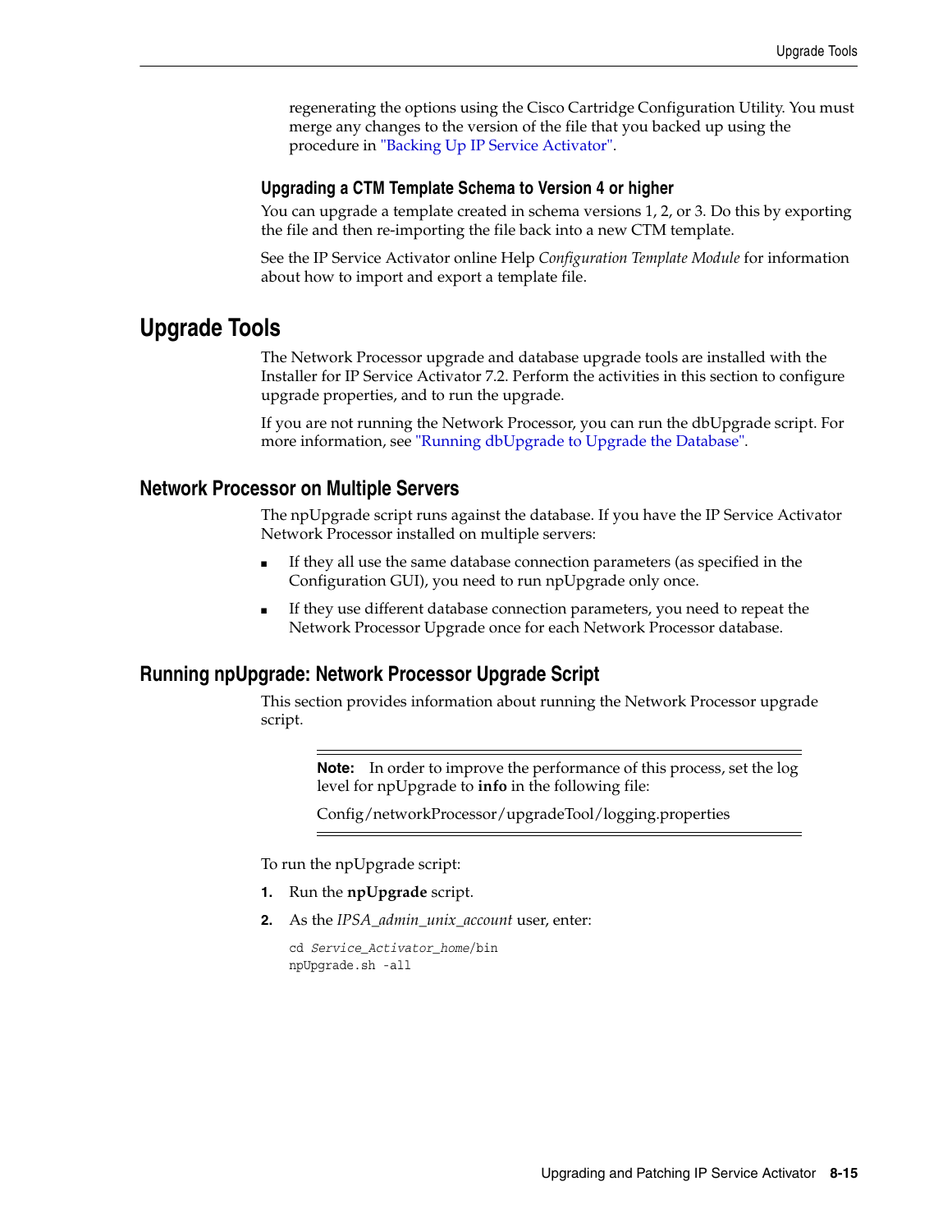regenerating the options using the Cisco Cartridge Configuration Utility. You must merge any changes to the version of the file that you backed up using the procedure in "Backing Up IP Service Activator".

### Upgrading a CTM Template Schema to Version 4 or higher

You can upgrade a template created in schema versions 1, 2, or 3. Do this by exporting the file and then re-importing the file back into a new CTM template.

See the IP Service Activator online Help *Configuration Template Module* for information about how to import and export a template file.

# Upgrade Tools

The Network Processor upgrade and database upgrade tools are installed with the Installer for IP Service Activator 7.2. Perform the activities in this section to configure upgrade properties, and to run the upgrade.

If you are not running the Network Processor, you can run the dbUpgrade script. For more information, see "Running dbUpgrade to Upgrade the Database".

## Network Processor on Multiple Servers

The npUpgrade script runs against the database. If you have the IP Service Activator Network Processor installed on multiple servers:

- If they all use the same database connection parameters (as specified in the Configuration GUI), you need to run npUpgrade only once.
- If they use different database connection parameters, you need to repeat the Network Processor Upgrade once for each Network Processor database.

## Running npUpgrade: Network Processor Upgrade Script

This section provides information about running the Network Processor upgrade script.

> **Note:** In order to improve the performance of this process, set the log level for npUpgrade to **info** in the following file:
>
> Config/networkProcessor/upgradeTool/logging.properties

To run the npUpgrade script:

1. Run the **npUpgrade** script.
2. As the *IPSA_admin_unix_account* user, enter:

```
cd Service_Activator_home/bin
npUpgrade.sh -all
```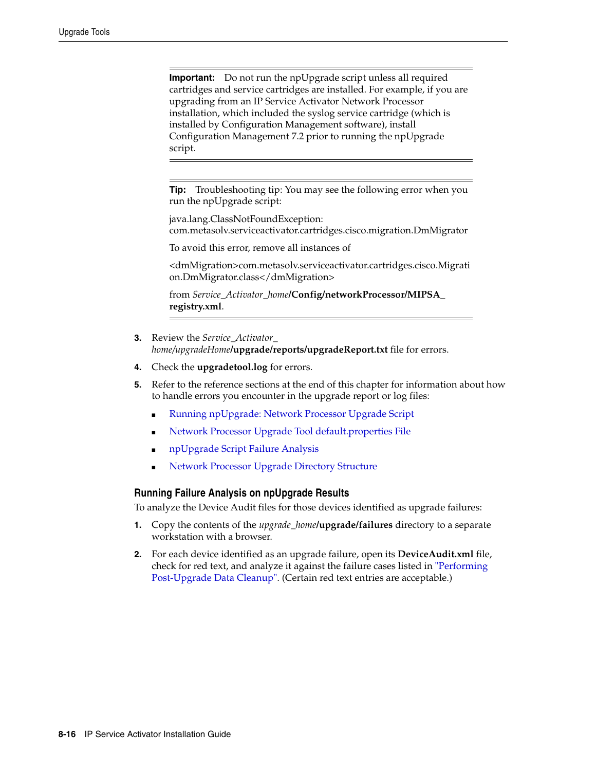**Important:** Do not run the npUpgrade script unless all required cartridges and service cartridges are installed. For example, if you are upgrading from an IP Service Activator Network Processor installation, which included the syslog service cartridge (which is installed by Configuration Management software), install Configuration Management 7.2 prior to running the npUpgrade script.

---

**Tip:** Troubleshooting tip: You may see the following error when you run the npUpgrade script:

java.lang.ClassNotFoundException: com.metasolv.serviceactivator.cartridges.cisco.migration.DmMigrator

To avoid this error, remove all instances of

<dmMigration>com.metasolv.serviceactivator.cartridges.cisco.Migration.DmMigrator.class</dmMigration>

from *Service_Activator_home***/Config/networkProcessor/MIPSA_registry.xml**.

---

3. Review the *Service_Activator_home/upgradeHome***/upgrade/reports/upgradeReport.txt** file for errors.
4. Check the **upgradetool.log** for errors.
5. Refer to the reference sections at the end of this chapter for information about how to handle errors you encounter in the upgrade report or log files:
   - Running npUpgrade: Network Processor Upgrade Script
   - Network Processor Upgrade Tool default.properties File
   - npUpgrade Script Failure Analysis
   - Network Processor Upgrade Directory Structure

### Running Failure Analysis on npUpgrade Results

To analyze the Device Audit files for those devices identified as upgrade failures:

1. Copy the contents of the *upgrade_home***/upgrade/failures** directory to a separate workstation with a browser.
2. For each device identified as an upgrade failure, open its **DeviceAudit.xml** file, check for red text, and analyze it against the failure cases listed in "Performing Post-Upgrade Data Cleanup". (Certain red text entries are acceptable.)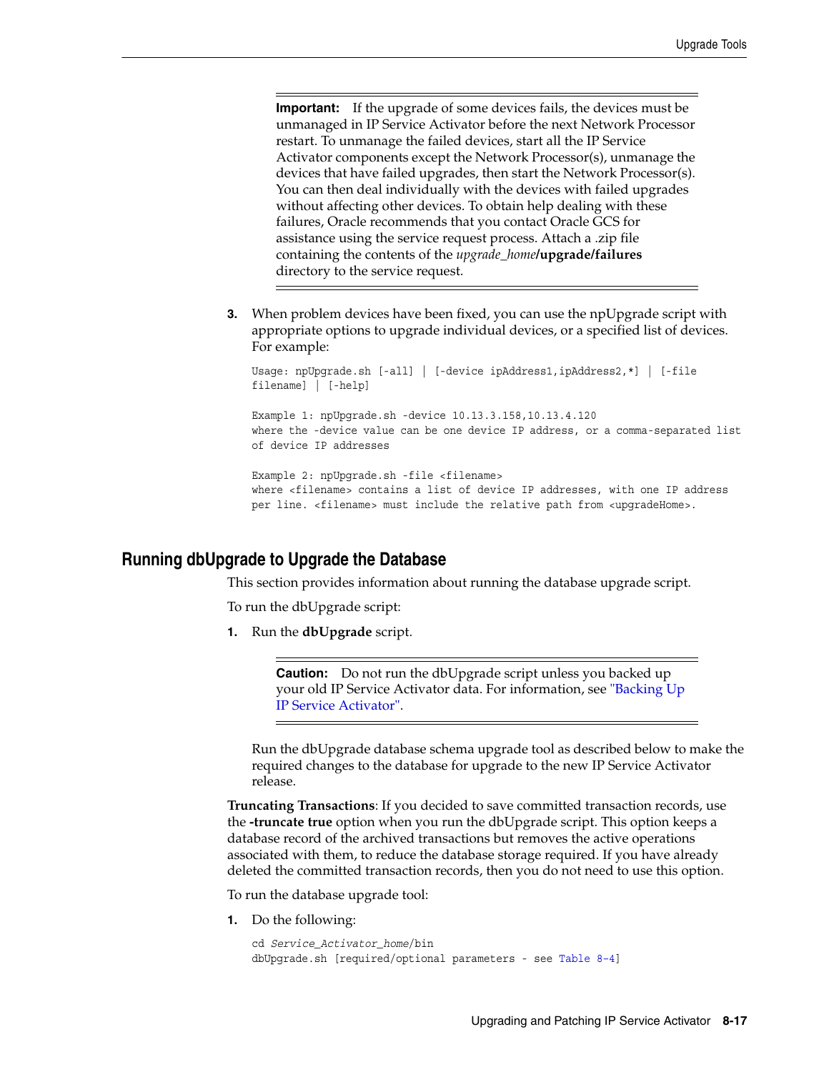> **Important:** If the upgrade of some devices fails, the devices must be unmanaged in IP Service Activator before the next Network Processor restart. To unmanage the failed devices, start all the IP Service Activator components except the Network Processor(s), unmanage the devices that have failed upgrades, then start the Network Processor(s). You can then deal individually with the devices with failed upgrades without affecting other devices. To obtain help dealing with these failures, Oracle recommends that you contact Oracle GCS for assistance using the service request process. Attach a .zip file containing the contents of the *upgrade_home***/upgrade/failures** directory to the service request.

3. When problem devices have been fixed, you can use the npUpgrade script with appropriate options to upgrade individual devices, or a specified list of devices. For example:

```
Usage: npUpgrade.sh [-all] | [-device ipAddress1,ipAddress2,*] | [-file
filename] | [-help]

Example 1: npUpgrade.sh -device 10.13.3.158,10.13.4.120
where the -device value can be one device IP address, or a comma-separated list
of device IP addresses

Example 2: npUpgrade.sh -file <filename>
where <filename> contains a list of device IP addresses, with one IP address
per line. <filename> must include the relative path from <upgradeHome>.
```

## Running dbUpgrade to Upgrade the Database

This section provides information about running the database upgrade script.

To run the dbUpgrade script:

1. Run the **dbUpgrade** script.

> **Caution:** Do not run the dbUpgrade script unless you backed up your old IP Service Activator data. For information, see "Backing Up IP Service Activator".

Run the dbUpgrade database schema upgrade tool as described below to make the required changes to the database for upgrade to the new IP Service Activator release.

**Truncating Transactions**: If you decided to save committed transaction records, use the **-truncate true** option when you run the dbUpgrade script. This option keeps a database record of the archived transactions but removes the active operations associated with them, to reduce the database storage required. If you have already deleted the committed transaction records, then you do not need to use this option.

To run the database upgrade tool:

1. Do the following:

```
cd Service_Activator_home/bin
dbUpgrade.sh [required/optional parameters - see Table 8-4]
```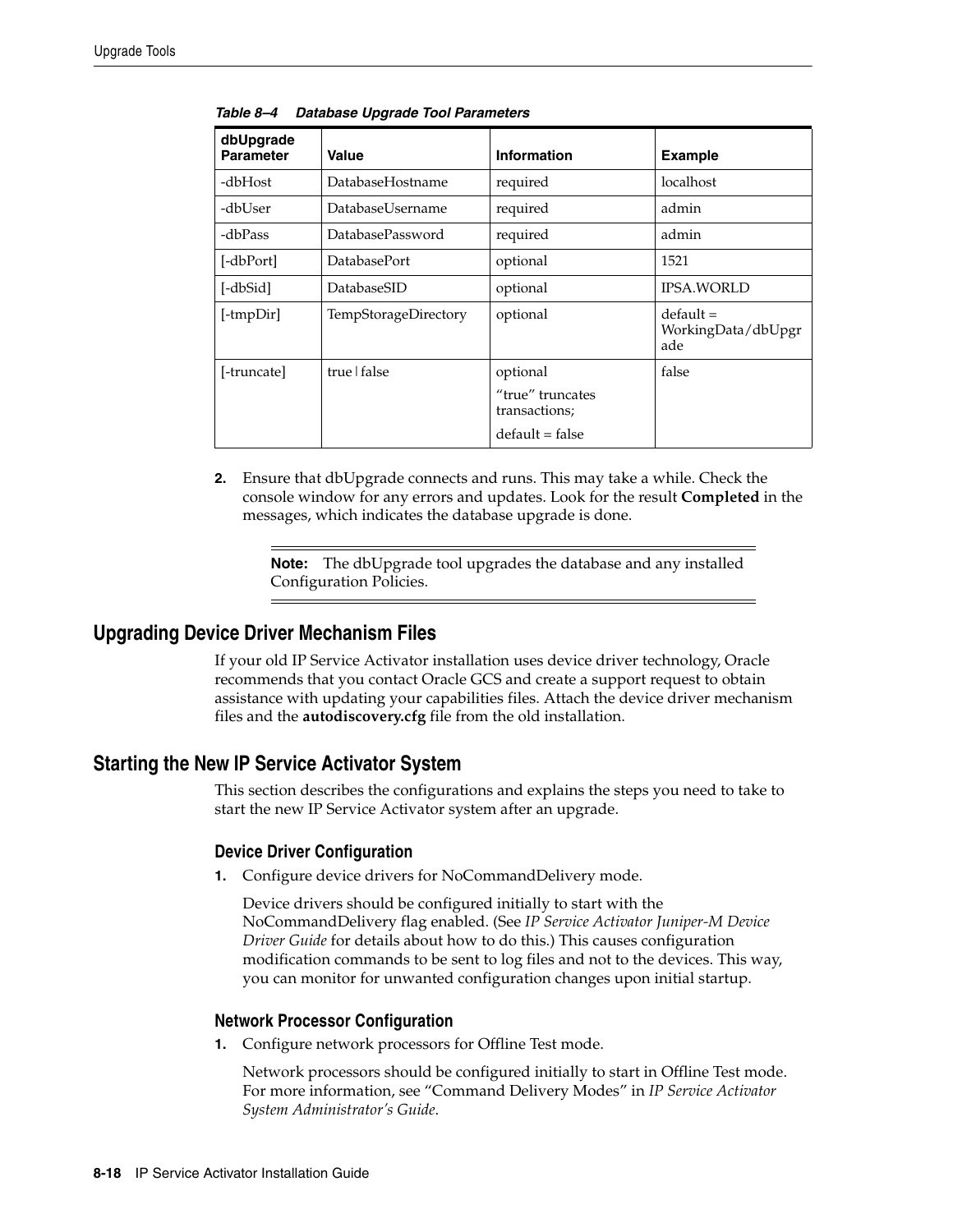**Table 8–4 Database Upgrade Tool Parameters**

| dbUpgrade Parameter | Value | Information | Example |
|---|---|---|---|
| -dbHost | DatabaseHostname | required | localhost |
| -dbUser | DatabaseUsername | required | admin |
| -dbPass | DatabasePassword | required | admin |
| [-dbPort] | DatabasePort | optional | 1521 |
| [-dbSid] | DatabaseSID | optional | IPSA.WORLD |
| [-tmpDir] | TempStorageDirectory | optional | default = WorkingData/dbUpgrade |
| [-truncate] | true \| false | optional<br>“true” truncates transactions;<br>default = false | false |

2. Ensure that dbUpgrade connects and runs. This may take a while. Check the console window for any errors and updates. Look for the result **Completed** in the messages, which indicates the database upgrade is done.

> **Note:** The dbUpgrade tool upgrades the database and any installed Configuration Policies.

## Upgrading Device Driver Mechanism Files

If your old IP Service Activator installation uses device driver technology, Oracle recommends that you contact Oracle GCS and create a support request to obtain assistance with updating your capabilities files. Attach the device driver mechanism files and the **autodiscovery.cfg** file from the old installation.

## Starting the New IP Service Activator System

This section describes the configurations and explains the steps you need to take to start the new IP Service Activator system after an upgrade.

### Device Driver Configuration

1. Configure device drivers for NoCommandDelivery mode.

   Device drivers should be configured initially to start with the NoCommandDelivery flag enabled. (See *IP Service Activator Juniper-M Device Driver Guide* for details about how to do this.) This causes configuration modification commands to be sent to log files and not to the devices. This way, you can monitor for unwanted configuration changes upon initial startup.

### Network Processor Configuration

1. Configure network processors for Offline Test mode.

   Network processors should be configured initially to start in Offline Test mode. For more information, see “Command Delivery Modes” in *IP Service Activator System Administrator’s Guide*.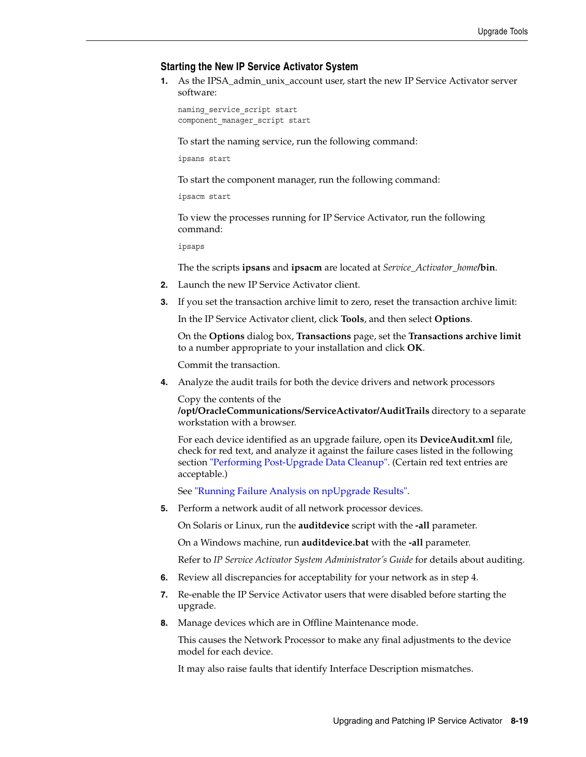### Starting the New IP Service Activator System

1. As the IPSA_admin_unix_account user, start the new IP Service Activator server software:

   ```
   naming_service_script start
   component_manager_script start
   ```

   To start the naming service, run the following command:

   ```
   ipsans start
   ```

   To start the component manager, run the following command:

   ```
   ipsacm start
   ```

   To view the processes running for IP Service Activator, run the following command:

   ```
   ipsaps
   ```

   The the scripts **ipsans** and **ipsacm** are located at *Service_Activator_home*/**bin**.

2. Launch the new IP Service Activator client.

3. If you set the transaction archive limit to zero, reset the transaction archive limit:

   In the IP Service Activator client, click **Tools**, and then select **Options**.

   On the **Options** dialog box, **Transactions** page, set the **Transactions archive limit** to a number appropriate to your installation and click **OK**.

   Commit the transaction.

4. Analyze the audit trails for both the device drivers and network processors

   Copy the contents of the **/opt/OracleCommunications/ServiceActivator/AuditTrails** directory to a separate workstation with a browser.

   For each device identified as an upgrade failure, open its **DeviceAudit.xml** file, check for red text, and analyze it against the failure cases listed in the following section "Performing Post-Upgrade Data Cleanup". (Certain red text entries are acceptable.)

   See "Running Failure Analysis on npUpgrade Results".

5. Perform a network audit of all network processor devices.

   On Solaris or Linux, run the **auditdevice** script with the **-all** parameter.

   On a Windows machine, run **auditdevice.bat** with the **-all** parameter.

   Refer to *IP Service Activator System Administrator's Guide* for details about auditing.

6. Review all discrepancies for acceptability for your network as in step 4.

7. Re-enable the IP Service Activator users that were disabled before starting the upgrade.

8. Manage devices which are in Offline Maintenance mode.

   This causes the Network Processor to make any final adjustments to the device model for each device.

   It may also raise faults that identify Interface Description mismatches.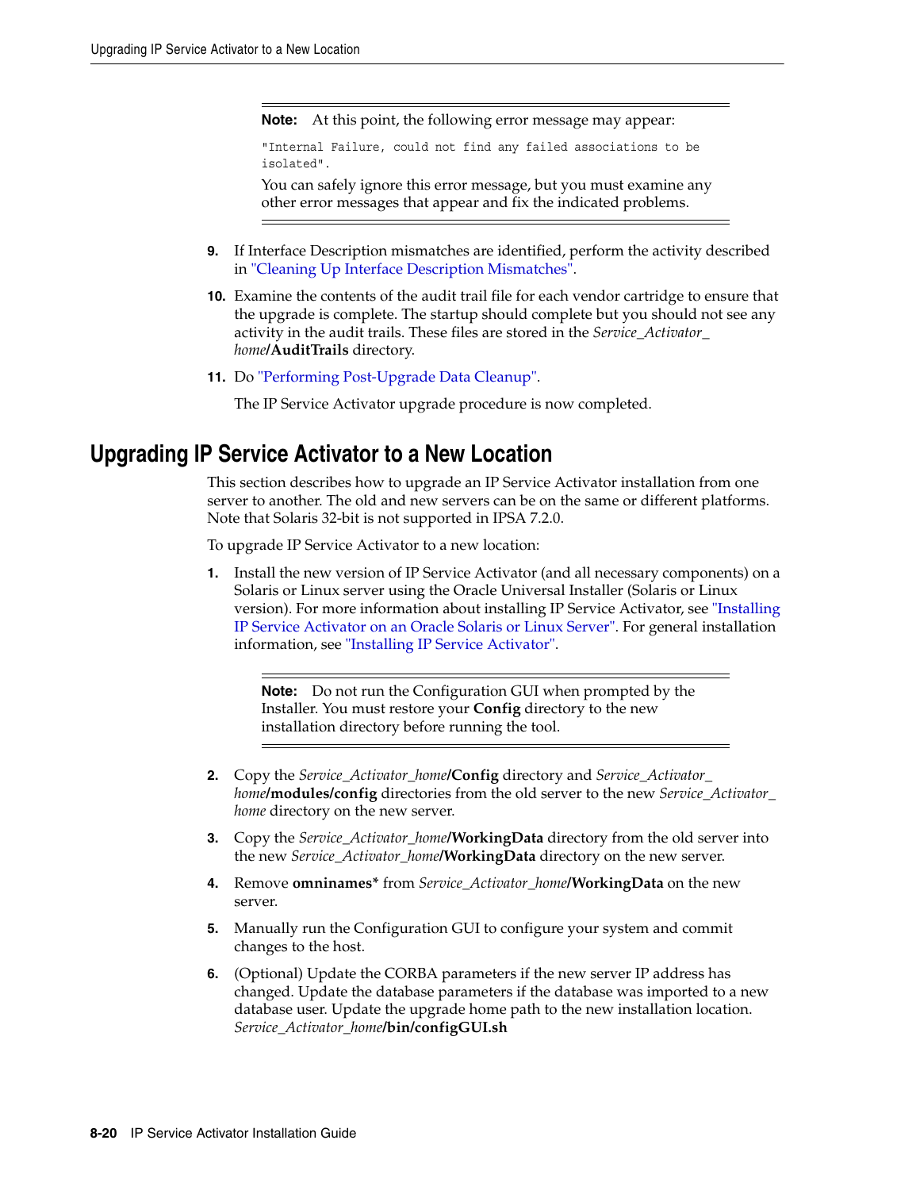> **Note:** At this point, the following error message may appear:
>
> ```
> "Internal Failure, could not find any failed associations to be isolated".
> ```
>
> You can safely ignore this error message, but you must examine any other error messages that appear and fix the indicated problems.

9. If Interface Description mismatches are identified, perform the activity described in "Cleaning Up Interface Description Mismatches".
10. Examine the contents of the audit trail file for each vendor cartridge to ensure that the upgrade is complete. The startup should complete but you should not see any activity in the audit trails. These files are stored in the *Service_Activator_home*/**AuditTrails** directory.
11. Do "Performing Post-Upgrade Data Cleanup".

    The IP Service Activator upgrade procedure is now completed.

## Upgrading IP Service Activator to a New Location

This section describes how to upgrade an IP Service Activator installation from one server to another. The old and new servers can be on the same or different platforms. Note that Solaris 32-bit is not supported in IPSA 7.2.0.

To upgrade IP Service Activator to a new location:

1. Install the new version of IP Service Activator (and all necessary components) on a Solaris or Linux server using the Oracle Universal Installer (Solaris or Linux version). For more information about installing IP Service Activator, see "Installing IP Service Activator on an Oracle Solaris or Linux Server". For general installation information, see "Installing IP Service Activator".

   > **Note:** Do not run the Configuration GUI when prompted by the Installer. You must restore your **Config** directory to the new installation directory before running the tool.

2. Copy the *Service_Activator_home*/**Config** directory and *Service_Activator_home*/**modules/config** directories from the old server to the new *Service_Activator_home* directory on the new server.
3. Copy the *Service_Activator_home*/**WorkingData** directory from the old server into the new *Service_Activator_home*/**WorkingData** directory on the new server.
4. Remove **omninames*** from *Service_Activator_home*/**WorkingData** on the new server.
5. Manually run the Configuration GUI to configure your system and commit changes to the host.
6. (Optional) Update the CORBA parameters if the new server IP address has changed. Update the database parameters if the database was imported to a new database user. Update the upgrade home path to the new installation location. *Service_Activator_home*/**bin/configGUI.sh**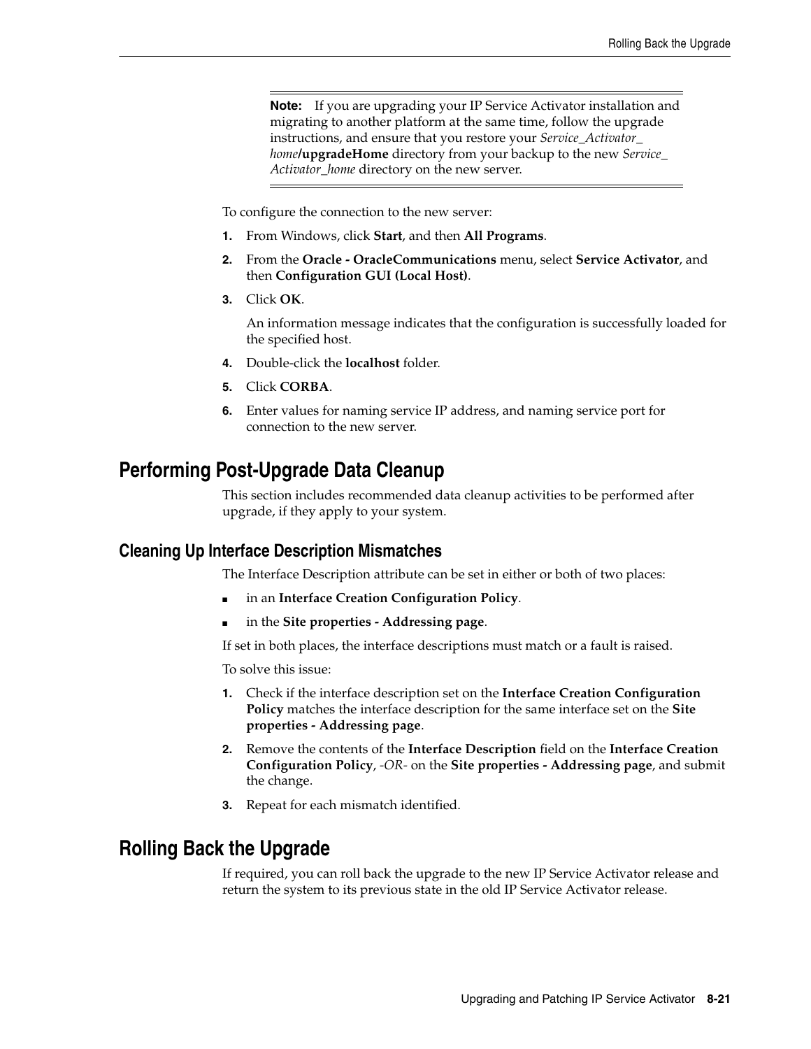> **Note:** If you are upgrading your IP Service Activator installation and migrating to another platform at the same time, follow the upgrade instructions, and ensure that you restore your *Service_Activator_home*/**upgradeHome** directory from your backup to the new *Service_Activator_home* directory on the new server.

To configure the connection to the new server:

1. From Windows, click **Start**, and then **All Programs**.
2. From the **Oracle - OracleCommunications** menu, select **Service Activator**, and then **Configuration GUI (Local Host)**.
3. Click **OK**.

   An information message indicates that the configuration is successfully loaded for the specified host.
4. Double-click the **localhost** folder.
5. Click **CORBA**.
6. Enter values for naming service IP address, and naming service port for connection to the new server.

## Performing Post-Upgrade Data Cleanup

This section includes recommended data cleanup activities to be performed after upgrade, if they apply to your system.

### Cleaning Up Interface Description Mismatches

The Interface Description attribute can be set in either or both of two places:

- in an **Interface Creation Configuration Policy**.
- in the **Site properties - Addressing page**.

If set in both places, the interface descriptions must match or a fault is raised.

To solve this issue:

1. Check if the interface description set on the **Interface Creation Configuration Policy** matches the interface description for the same interface set on the **Site properties - Addressing page**.
2. Remove the contents of the **Interface Description** field on the **Interface Creation Configuration Policy**, *-OR-* on the **Site properties - Addressing page**, and submit the change.
3. Repeat for each mismatch identified.

## Rolling Back the Upgrade

If required, you can roll back the upgrade to the new IP Service Activator release and return the system to its previous state in the old IP Service Activator release.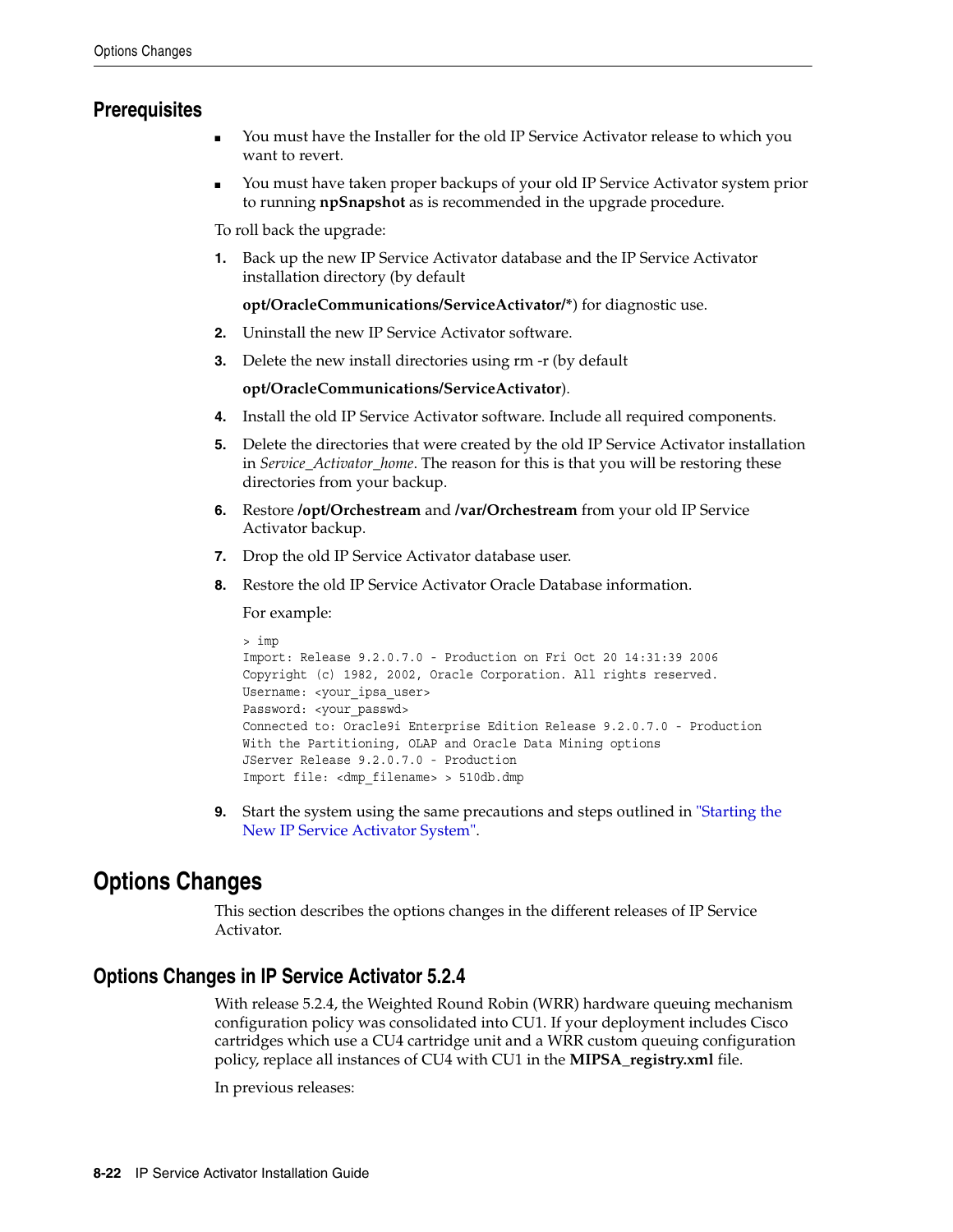### Prerequisites

- You must have the Installer for the old IP Service Activator release to which you want to revert.
- You must have taken proper backups of your old IP Service Activator system prior to running **npSnapshot** as is recommended in the upgrade procedure.

To roll back the upgrade:

1. Back up the new IP Service Activator database and the IP Service Activator installation directory (by default

   **opt/OracleCommunications/ServiceActivator/***) for diagnostic use.

2. Uninstall the new IP Service Activator software.
3. Delete the new install directories using rm -r (by default

   **opt/OracleCommunications/ServiceActivator**).

4. Install the old IP Service Activator software. Include all required components.
5. Delete the directories that were created by the old IP Service Activator installation in *Service_Activator_home*. The reason for this is that you will be restoring these directories from your backup.
6. Restore **/opt/Orchestream** and **/var/Orchestream** from your old IP Service Activator backup.
7. Drop the old IP Service Activator database user.
8. Restore the old IP Service Activator Oracle Database information.

   For example:

   ```
   > imp
   Import: Release 9.2.0.7.0 - Production on Fri Oct 20 14:31:39 2006
   Copyright (c) 1982, 2002, Oracle Corporation. All rights reserved.
   Username: <your_ipsa_user>
   Password: <your_passwd>
   Connected to: Oracle9i Enterprise Edition Release 9.2.0.7.0 - Production
   With the Partitioning, OLAP and Oracle Data Mining options
   JServer Release 9.2.0.7.0 - Production
   Import file: <dmp_filename> > 510db.dmp
   ```

9. Start the system using the same precautions and steps outlined in "Starting the New IP Service Activator System".

## Options Changes

This section describes the options changes in the different releases of IP Service Activator.

### Options Changes in IP Service Activator 5.2.4

With release 5.2.4, the Weighted Round Robin (WRR) hardware queuing mechanism configuration policy was consolidated into CU1. If your deployment includes Cisco cartridges which use a CU4 cartridge unit and a WRR custom queuing configuration policy, replace all instances of CU4 with CU1 in the **MIPSA_registry.xml** file.

In previous releases: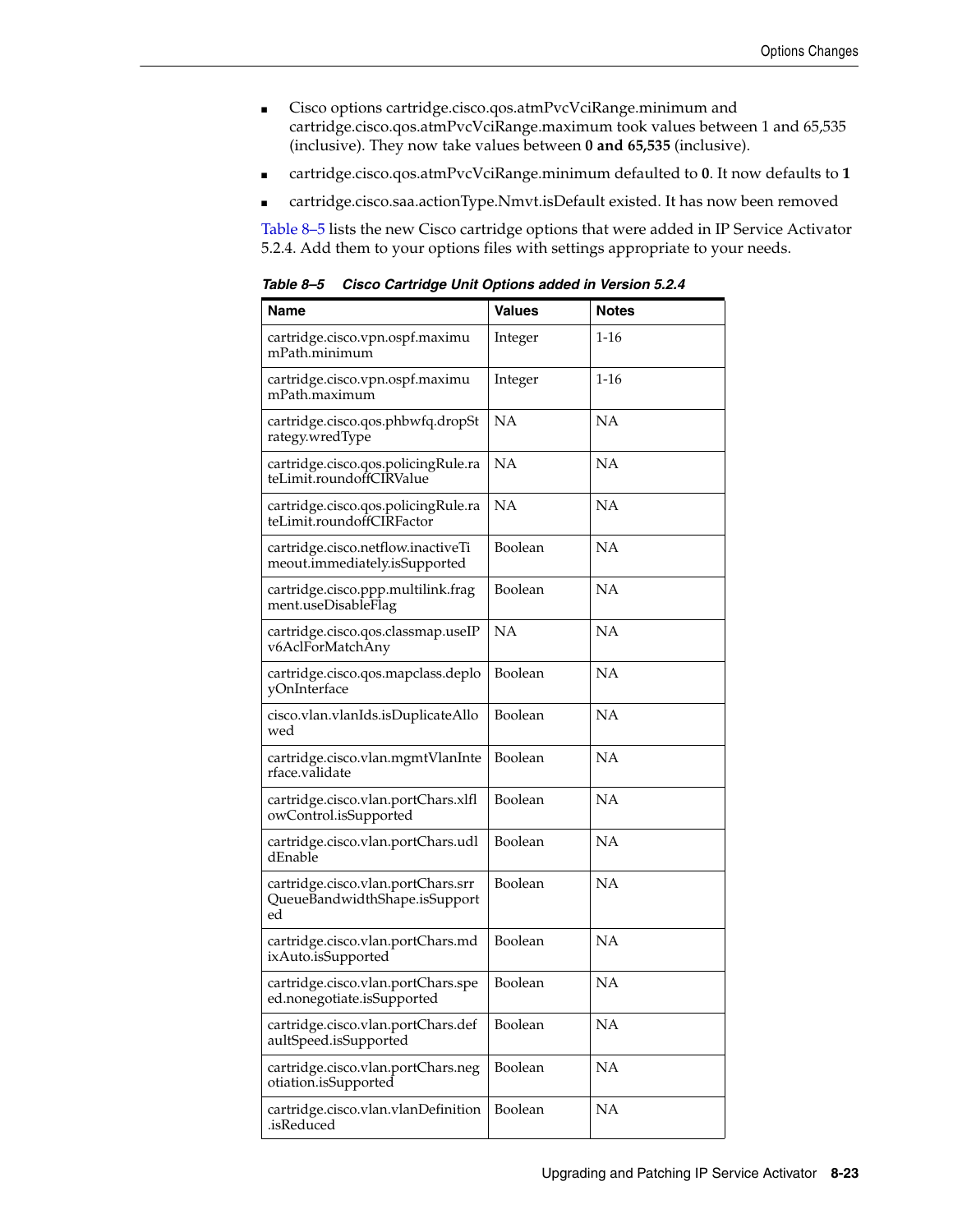- Cisco options cartridge.cisco.qos.atmPvcVciRange.minimum and cartridge.cisco.qos.atmPvcVciRange.maximum took values between 1 and 65,535 (inclusive). They now take values between **0 and 65,535** (inclusive).
- cartridge.cisco.qos.atmPvcVciRange.minimum defaulted to **0**. It now defaults to **1**
- cartridge.cisco.saa.actionType.Nmvt.isDefault existed. It has now been removed

Table 8–5 lists the new Cisco cartridge options that were added in IP Service Activator 5.2.4. Add them to your options files with settings appropriate to your needs.

***Table 8–5 Cisco Cartridge Unit Options added in Version 5.2.4***

| Name | Values | Notes |
|---|---|---|
| cartridge.cisco.vpn.ospf.maximumPath.minimum | Integer | 1-16 |
| cartridge.cisco.vpn.ospf.maximumPath.maximum | Integer | 1-16 |
| cartridge.cisco.qos.phbwfq.dropStrategy.wredType | NA | NA |
| cartridge.cisco.qos.policingRule.rateLimit.roundoffCIRValue | NA | NA |
| cartridge.cisco.qos.policingRule.rateLimit.roundoffCIRFactor | NA | NA |
| cartridge.cisco.netflow.inactiveTimeout.immediately.isSupported | Boolean | NA |
| cartridge.cisco.ppp.multilink.fragment.useDisableFlag | Boolean | NA |
| cartridge.cisco.qos.classmap.useIPv6AclForMatchAny | NA | NA |
| cartridge.cisco.qos.mapclass.deployOnInterface | Boolean | NA |
| cisco.vlan.vlanIds.isDuplicateAllowed | Boolean | NA |
| cartridge.cisco.vlan.mgmtVlanInterface.validate | Boolean | NA |
| cartridge.cisco.vlan.portChars.xlflowControl.isSupported | Boolean | NA |
| cartridge.cisco.vlan.portChars.udldEnable | Boolean | NA |
| cartridge.cisco.vlan.portChars.srrQueueBandwidthShape.isSupported | Boolean | NA |
| cartridge.cisco.vlan.portChars.mdixAuto.isSupported | Boolean | NA |
| cartridge.cisco.vlan.portChars.speed.nonegotiate.isSupported | Boolean | NA |
| cartridge.cisco.vlan.portChars.defaultSpeed.isSupported | Boolean | NA |
| cartridge.cisco.vlan.portChars.negotiation.isSupported | Boolean | NA |
| cartridge.cisco.vlan.vlanDefinition.isReduced | Boolean | NA |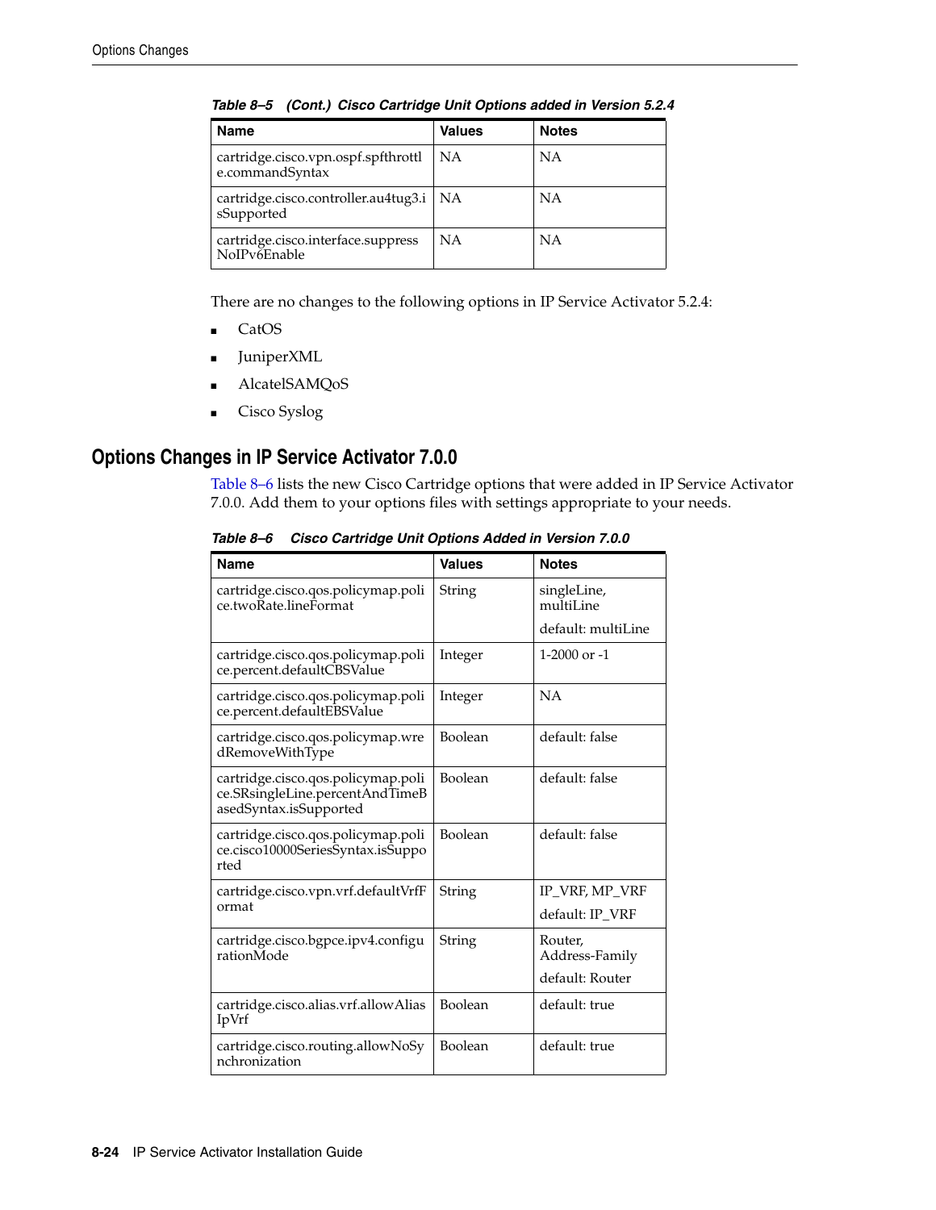*Table 8–5 (Cont.) Cisco Cartridge Unit Options added in Version 5.2.4*

| Name | Values | Notes |
|---|---|---|
| cartridge.cisco.vpn.ospf.spfthrottle.commandSyntax | NA | NA |
| cartridge.cisco.controller.au4tug3.isSupported | NA | NA |
| cartridge.cisco.interface.suppressNoIPv6Enable | NA | NA |

There are no changes to the following options in IP Service Activator 5.2.4:

- CatOS
- JuniperXML
- AlcatelSAMQoS
- Cisco Syslog

## Options Changes in IP Service Activator 7.0.0

Table 8–6 lists the new Cisco Cartridge options that were added in IP Service Activator 7.0.0. Add them to your options files with settings appropriate to your needs.

*Table 8–6 Cisco Cartridge Unit Options Added in Version 7.0.0*

| Name | Values | Notes |
|---|---|---|
| cartridge.cisco.qos.policymap.police.twoRate.lineFormat | String | singleLine, multiLine<br>default: multiLine |
| cartridge.cisco.qos.policymap.police.percent.defaultCBSValue | Integer | 1-2000 or -1 |
| cartridge.cisco.qos.policymap.police.percent.defaultEBSValue | Integer | NA |
| cartridge.cisco.qos.policymap.wredRemoveWithType | Boolean | default: false |
| cartridge.cisco.qos.policymap.police.SRsingleLine.percentAndTimeBasedSyntax.isSupported | Boolean | default: false |
| cartridge.cisco.qos.policymap.police.cisco10000SeriesSyntax.isSupported | Boolean | default: false |
| cartridge.cisco.vpn.vrf.defaultVrfFormat | String | IP_VRF, MP_VRF<br>default: IP_VRF |
| cartridge.cisco.bgpce.ipv4.configurationMode | String | Router, Address-Family<br>default: Router |
| cartridge.cisco.alias.vrf.allowAliasIpVrf | Boolean | default: true |
| cartridge.cisco.routing.allowNoSynchronization | Boolean | default: true |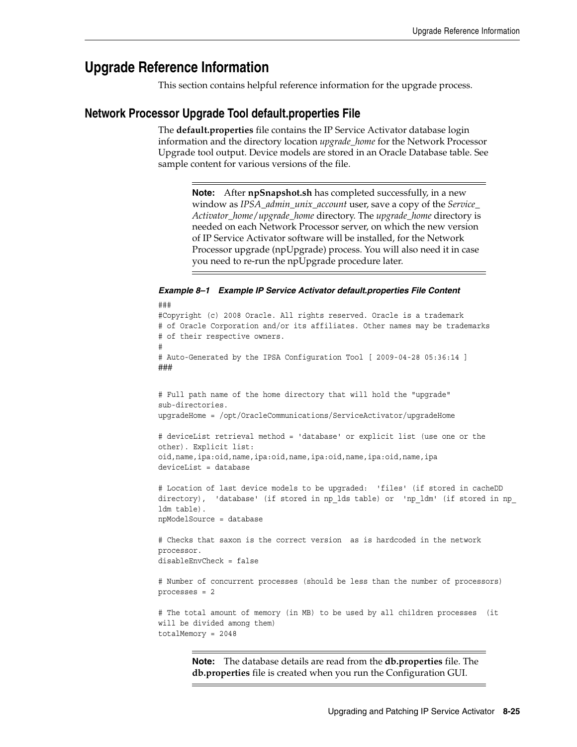## Upgrade Reference Information

This section contains helpful reference information for the upgrade process.

### Network Processor Upgrade Tool default.properties File

The **default.properties** file contains the IP Service Activator database login information and the directory location *upgrade_home* for the Network Processor Upgrade tool output. Device models are stored in an Oracle Database table. See sample content for various versions of the file.

> **Note:** After **npSnapshot.sh** has completed successfully, in a new window as *IPSA_admin_unix_account* user, save a copy of the *Service_Activator_home*/*upgrade_home* directory. The *upgrade_home* directory is needed on each Network Processor server, on which the new version of IP Service Activator software will be installed, for the Network Processor upgrade (npUpgrade) process. You will also need it in case you need to re-run the npUpgrade procedure later.

***Example 8–1 Example IP Service Activator default.properties File Content***

```
###
#Copyright (c) 2008 Oracle. All rights reserved. Oracle is a trademark
# of Oracle Corporation and/or its affiliates. Other names may be trademarks
# of their respective owners.
#
# Auto-Generated by the IPSA Configuration Tool [ 2009-04-28 05:36:14 ]
###


# Full path name of the home directory that will hold the "upgrade"
sub-directories.
upgradeHome = /opt/OracleCommunications/ServiceActivator/upgradeHome

# deviceList retrieval method = 'database' or explicit list (use one or the
other). Explicit list:
oid,name,ipa:oid,name,ipa:oid,name,ipa:oid,name,ipa:oid,name,ipa
deviceList = database

# Location of last device models to be upgraded:  'files' (if stored in cacheDD
directory),  'database' (if stored in np_lds table) or  'np_ldm' (if stored in np_
ldm table).
npModelSource = database

# Checks that saxon is the correct version  as is hardcoded in the network
processor.
disableEnvCheck = false

# Number of concurrent processes (should be less than the number of processors)
processes = 2

# The total amount of memory (in MB) to be used by all children processes  (it
will be divided among them)
totalMemory = 2048
```

> **Note:** The database details are read from the **db.properties** file. The **db.properties** file is created when you run the Configuration GUI.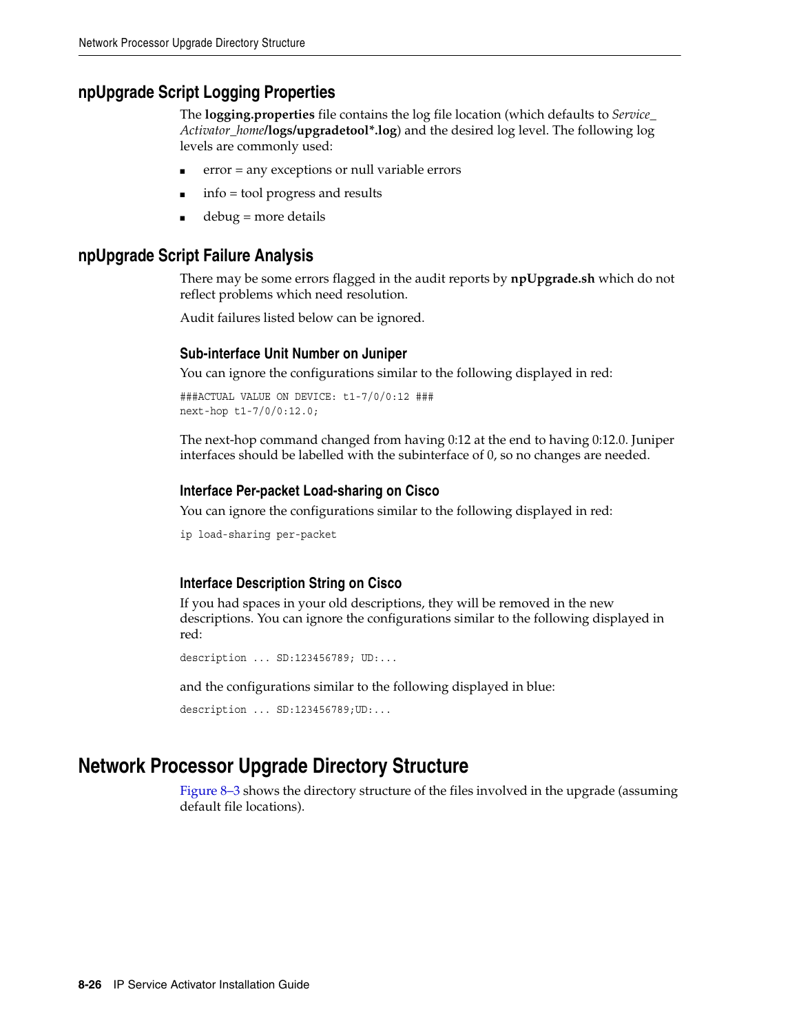## npUpgrade Script Logging Properties

The **logging.properties** file contains the log file location (which defaults to *Service_Activator_home*/**logs/upgradetool*.log**) and the desired log level. The following log levels are commonly used:

- error = any exceptions or null variable errors
- info = tool progress and results
- debug = more details

## npUpgrade Script Failure Analysis

There may be some errors flagged in the audit reports by **npUpgrade.sh** which do not reflect problems which need resolution.

Audit failures listed below can be ignored.

### Sub-interface Unit Number on Juniper

You can ignore the configurations similar to the following displayed in red:

```
###ACTUAL VALUE ON DEVICE: t1-7/0/0:12 ###
next-hop t1-7/0/0:12.0;
```

The next-hop command changed from having 0:12 at the end to having 0:12.0. Juniper interfaces should be labelled with the subinterface of 0, so no changes are needed.

### Interface Per-packet Load-sharing on Cisco

You can ignore the configurations similar to the following displayed in red:

```
ip load-sharing per-packet
```

### Interface Description String on Cisco

If you had spaces in your old descriptions, they will be removed in the new descriptions. You can ignore the configurations similar to the following displayed in red:

```
description ... SD:123456789; UD:...
```

and the configurations similar to the following displayed in blue:

```
description ... SD:123456789;UD:...
```

# Network Processor Upgrade Directory Structure

Figure 8–3 shows the directory structure of the files involved in the upgrade (assuming default file locations).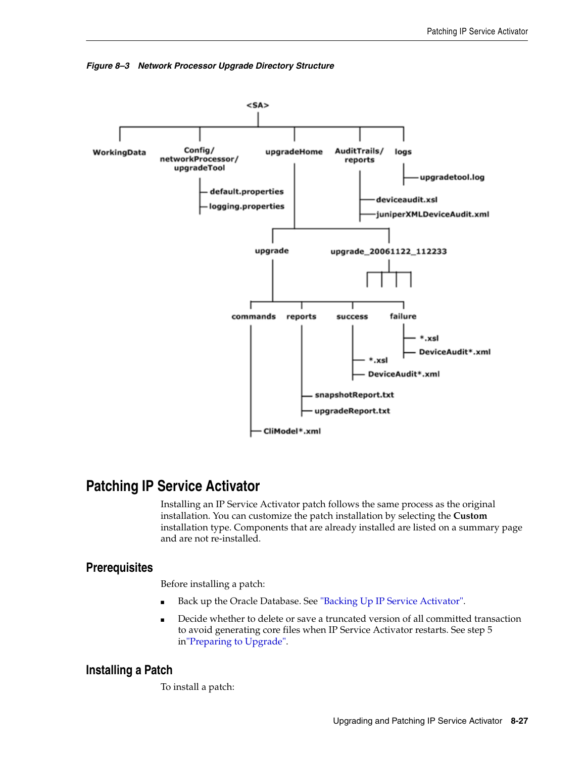*Figure 8–3 Network Processor Upgrade Directory Structure*

```
<SA>
├── WorkingData
├── Config/networkProcessor/upgradeTool
│   ├── default.properties
│   └── logging.properties
├── upgradeHome
│   ├── upgrade
│   │   ├── commands
│   │   │   └── CliModel*.xml
│   │   ├── reports
│   │   │   ├── snapshotReport.txt
│   │   │   └── upgradeReport.txt
│   │   ├── success
│   │   │   ├── *.xsl
│   │   │   └── DeviceAudit*.xml
│   │   └── failure
│   │       ├── *.xsl
│   │       └── DeviceAudit*.xml
│   └── upgrade_20061122_112233
├── AuditTrails/reports
│   ├── deviceaudit.xsl
│   └── juniperXMLDeviceAudit.xml
└── logs
    └── upgradetool.log
```

## Patching IP Service Activator

Installing an IP Service Activator patch follows the same process as the original installation. You can customize the patch installation by selecting the **Custom** installation type. Components that are already installed are listed on a summary page and are not re-installed.

### Prerequisites

Before installing a patch:

- Back up the Oracle Database. See "Backing Up IP Service Activator".
- Decide whether to delete or save a truncated version of all committed transaction to avoid generating core files when IP Service Activator restarts. See step 5 in"Preparing to Upgrade".

### Installing a Patch

To install a patch: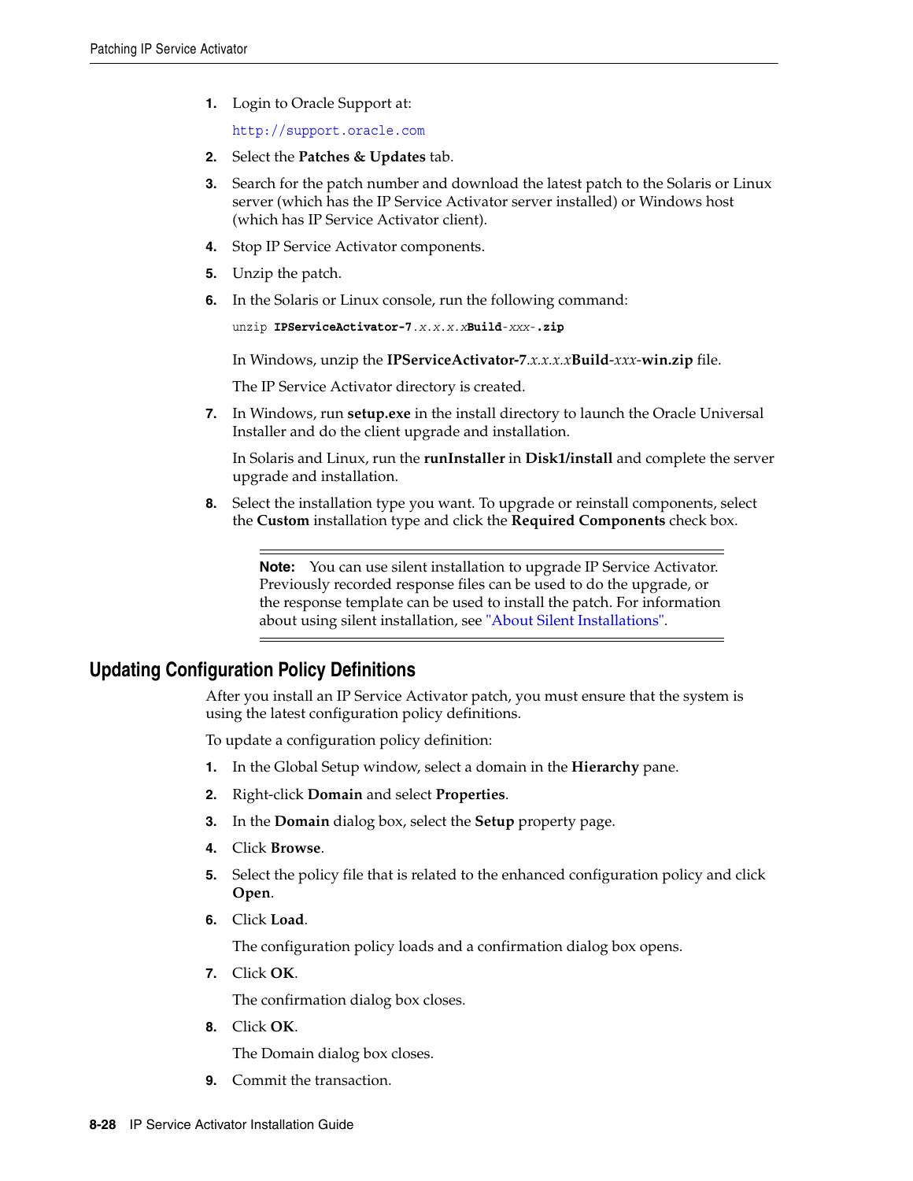1. Login to Oracle Support at:

   http://support.oracle.com

2. Select the **Patches & Updates** tab.
3. Search for the patch number and download the latest patch to the Solaris or Linux server (which has the IP Service Activator server installed) or Windows host (which has IP Service Activator client).
4. Stop IP Service Activator components.
5. Unzip the patch.
6. In the Solaris or Linux console, run the following command:

   ```
   unzip IPServiceActivator-7.x.x.x.xBuild-xxx-.zip
   ```

   In Windows, unzip the **IPServiceActivator-7**.*x.x.x.x***Build**-*xxx*-**win.zip** file.

   The IP Service Activator directory is created.

7. In Windows, run **setup.exe** in the install directory to launch the Oracle Universal Installer and do the client upgrade and installation.

   In Solaris and Linux, run the **runInstaller** in **Disk1/install** and complete the server upgrade and installation.

8. Select the installation type you want. To upgrade or reinstall components, select the **Custom** installation type and click the **Required Components** check box.

> **Note:** You can use silent installation to upgrade IP Service Activator. Previously recorded response files can be used to do the upgrade, or the response template can be used to install the patch. For information about using silent installation, see "About Silent Installations".

## Updating Configuration Policy Definitions

After you install an IP Service Activator patch, you must ensure that the system is using the latest configuration policy definitions.

To update a configuration policy definition:

1. In the Global Setup window, select a domain in the **Hierarchy** pane.
2. Right-click **Domain** and select **Properties**.
3. In the **Domain** dialog box, select the **Setup** property page.
4. Click **Browse**.
5. Select the policy file that is related to the enhanced configuration policy and click **Open**.
6. Click **Load**.

   The configuration policy loads and a confirmation dialog box opens.

7. Click **OK**.

   The confirmation dialog box closes.

8. Click **OK**.

   The Domain dialog box closes.

9. Commit the transaction.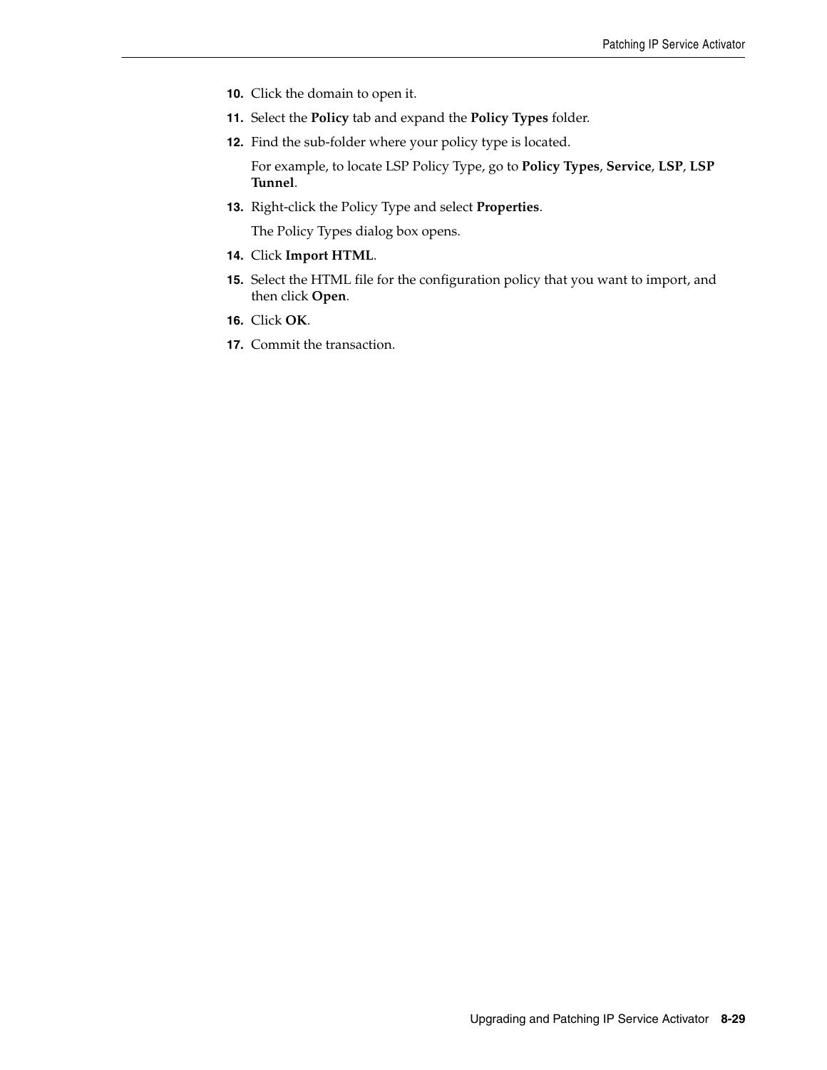10. Click the domain to open it.
11. Select the **Policy** tab and expand the **Policy Types** folder.
12. Find the sub-folder where your policy type is located.

    For example, to locate LSP Policy Type, go to **Policy Types**, **Service**, **LSP**, **LSP Tunnel**.
13. Right-click the Policy Type and select **Properties**.

    The Policy Types dialog box opens.
14. Click **Import HTML**.
15. Select the HTML file for the configuration policy that you want to import, and then click **Open**.
16. Click **OK**.
17. Commit the transaction.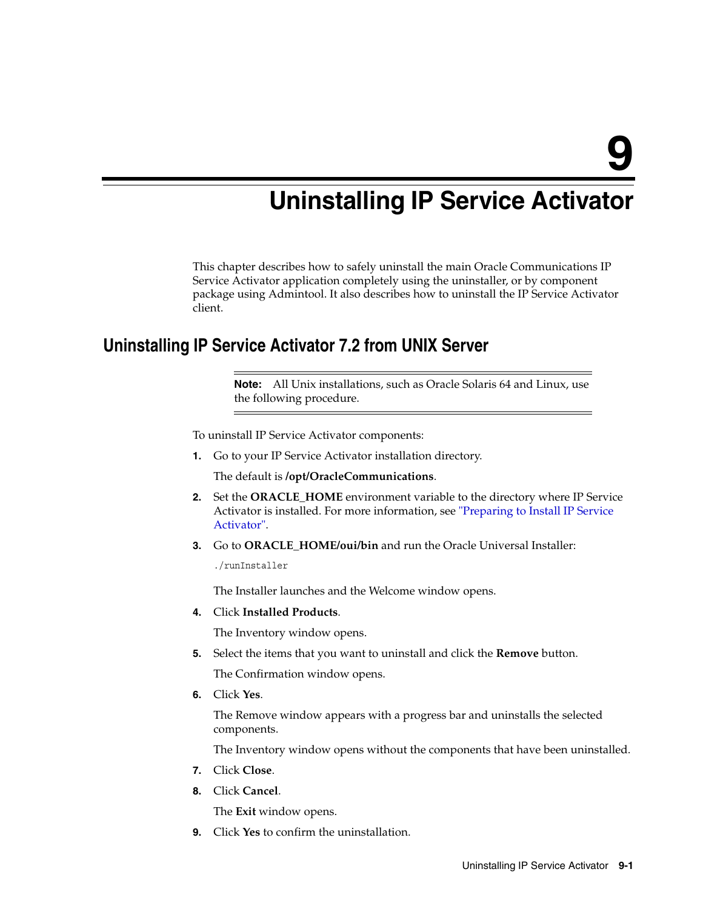# 9 Uninstalling IP Service Activator

This chapter describes how to safely uninstall the main Oracle Communications IP Service Activator application completely using the uninstaller, or by component package using Admintool. It also describes how to uninstall the IP Service Activator client.

## Uninstalling IP Service Activator 7.2 from UNIX Server

> **Note:** All Unix installations, such as Oracle Solaris 64 and Linux, use the following procedure.

To uninstall IP Service Activator components:

1. Go to your IP Service Activator installation directory.

   The default is **/opt/OracleCommunications**.

2. Set the **ORACLE_HOME** environment variable to the directory where IP Service Activator is installed. For more information, see "Preparing to Install IP Service Activator".

3. Go to **ORACLE_HOME/oui/bin** and run the Oracle Universal Installer:

   ```
   ./runInstaller
   ```

   The Installer launches and the Welcome window opens.

4. Click **Installed Products**.

   The Inventory window opens.

5. Select the items that you want to uninstall and click the **Remove** button.

   The Confirmation window opens.

6. Click **Yes**.

   The Remove window appears with a progress bar and uninstalls the selected components.

   The Inventory window opens without the components that have been uninstalled.

7. Click **Close**.

8. Click **Cancel**.

   The **Exit** window opens.

9. Click **Yes** to confirm the uninstallation.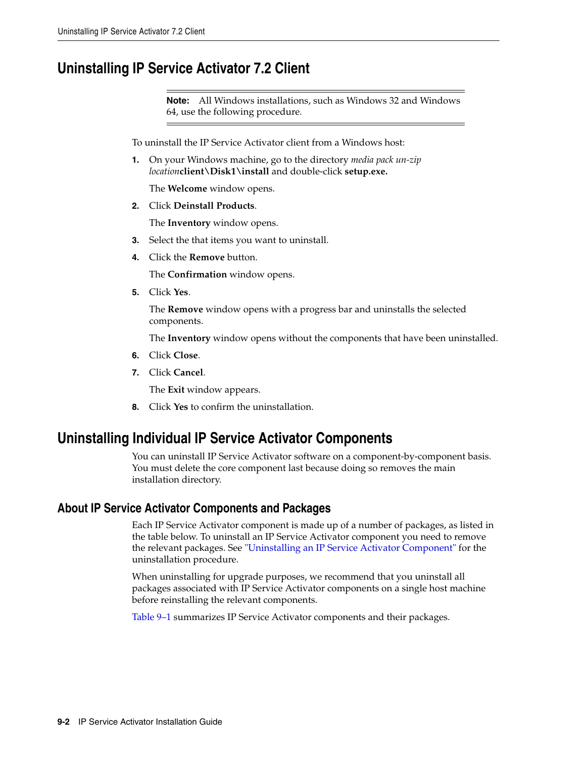## Uninstalling IP Service Activator 7.2 Client

> **Note:** All Windows installations, such as Windows 32 and Windows 64, use the following procedure.

To uninstall the IP Service Activator client from a Windows host:

1. On your Windows machine, go to the directory *media pack un-zip location***client\Disk1\install** and double-click **setup.exe.**

   The **Welcome** window opens.

2. Click **Deinstall Products**.

   The **Inventory** window opens.

3. Select the that items you want to uninstall.
4. Click the **Remove** button.

   The **Confirmation** window opens.

5. Click **Yes**.

   The **Remove** window opens with a progress bar and uninstalls the selected components.

   The **Inventory** window opens without the components that have been uninstalled.

6. Click **Close**.
7. Click **Cancel**.

   The **Exit** window appears.

8. Click **Yes** to confirm the uninstallation.

## Uninstalling Individual IP Service Activator Components

You can uninstall IP Service Activator software on a component-by-component basis. You must delete the core component last because doing so removes the main installation directory.

### About IP Service Activator Components and Packages

Each IP Service Activator component is made up of a number of packages, as listed in the table below. To uninstall an IP Service Activator component you need to remove the relevant packages. See "Uninstalling an IP Service Activator Component" for the uninstallation procedure.

When uninstalling for upgrade purposes, we recommend that you uninstall all packages associated with IP Service Activator components on a single host machine before reinstalling the relevant components.

Table 9–1 summarizes IP Service Activator components and their packages.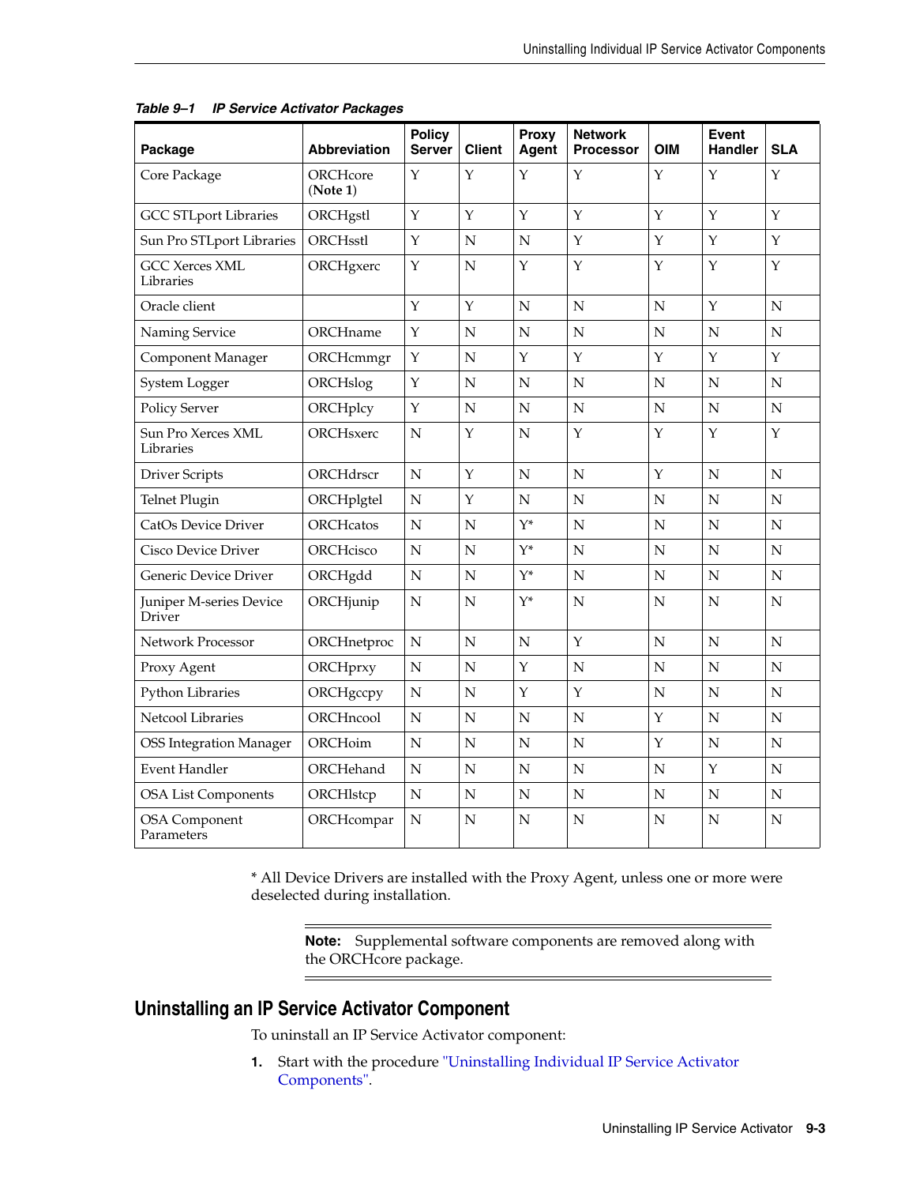*Table 9–1 IP Service Activator Packages*

| Package | Abbreviation | Policy Server | Client | Proxy Agent | Network Processor | OIM | Event Handler | SLA |
|---|---|---|---|---|---|---|---|---|
| Core Package | ORCHcore (**Note 1**) | Y | Y | Y | Y | Y | Y | Y |
| GCC STLport Libraries | ORCHgstl | Y | Y | Y | Y | Y | Y | Y |
| Sun Pro STLport Libraries | ORCHsstl | Y | N | N | Y | Y | Y | Y |
| GCC Xerces XML Libraries | ORCHgxerc | Y | N | Y | Y | Y | Y | Y |
| Oracle client | | Y | Y | N | N | N | Y | N |
| Naming Service | ORCHname | Y | N | N | N | N | N | N |
| Component Manager | ORCHcmmgr | Y | N | Y | Y | Y | Y | Y |
| System Logger | ORCHslog | Y | N | N | N | N | N | N |
| Policy Server | ORCHplcy | Y | N | N | N | N | N | N |
| Sun Pro Xerces XML Libraries | ORCHsxerc | N | Y | N | Y | Y | Y | Y |
| Driver Scripts | ORCHdrscr | N | Y | N | N | Y | N | N |
| Telnet Plugin | ORCHplgtel | N | Y | N | N | N | N | N |
| CatOs Device Driver | ORCHcatos | N | N | Y* | N | N | N | N |
| Cisco Device Driver | ORCHcisco | N | N | Y* | N | N | N | N |
| Generic Device Driver | ORCHgdd | N | N | Y* | N | N | N | N |
| Juniper M-series Device Driver | ORCHjunip | N | N | Y* | N | N | N | N |
| Network Processor | ORCHnetproc | N | N | N | Y | N | N | N |
| Proxy Agent | ORCHprxy | N | N | Y | N | N | N | N |
| Python Libraries | ORCHgccpy | N | N | Y | Y | N | N | N |
| Netcool Libraries | ORCHncool | N | N | N | N | Y | N | N |
| OSS Integration Manager | ORCHoim | N | N | N | N | Y | N | N |
| Event Handler | ORCHehand | N | N | N | N | N | Y | N |
| OSA List Components | ORCHlstcp | N | N | N | N | N | N | N |
| OSA Component Parameters | ORCHcompar | N | N | N | N | N | N | N |

* All Device Drivers are installed with the Proxy Agent, unless one or more were deselected during installation.

> **Note:** Supplemental software components are removed along with the ORCHcore package.

## Uninstalling an IP Service Activator Component

To uninstall an IP Service Activator component:

1. Start with the procedure "Uninstalling Individual IP Service Activator Components".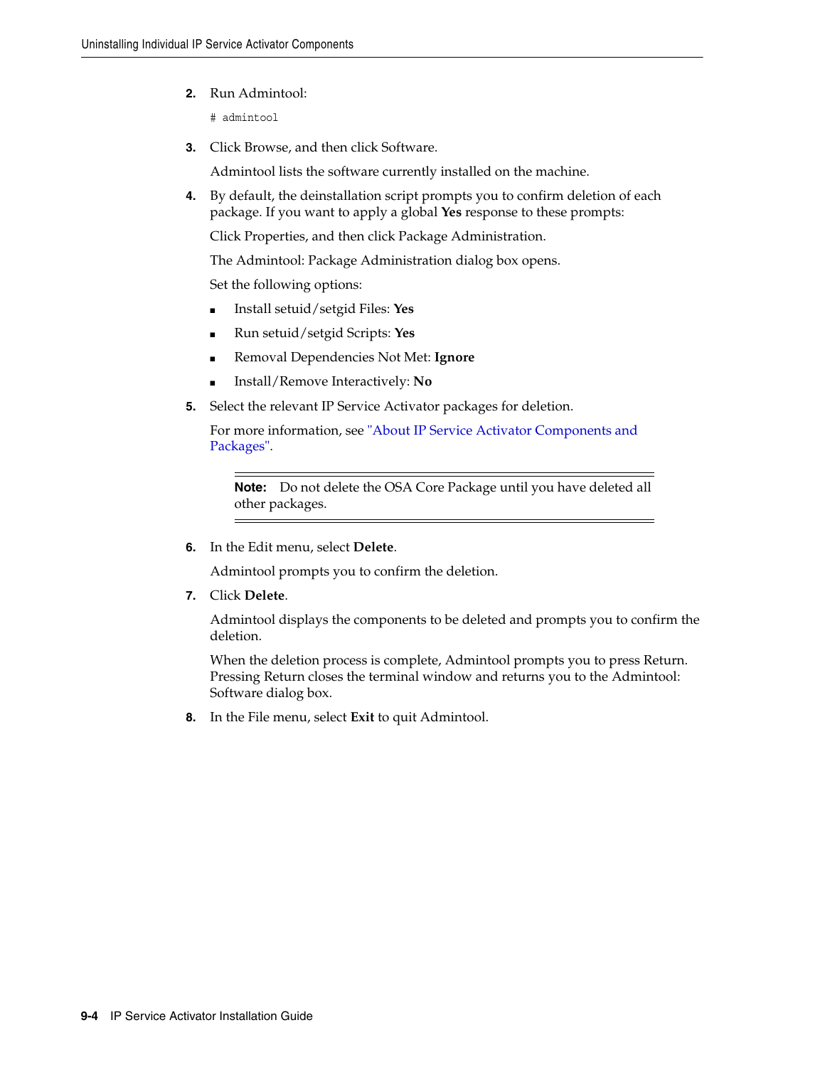2. Run Admintool:

   ```
   # admintool
   ```

3. Click Browse, and then click Software.

   Admintool lists the software currently installed on the machine.

4. By default, the deinstallation script prompts you to confirm deletion of each package. If you want to apply a global **Yes** response to these prompts:

   Click Properties, and then click Package Administration.

   The Admintool: Package Administration dialog box opens.

   Set the following options:

   - Install setuid/setgid Files: **Yes**
   - Run setuid/setgid Scripts: **Yes**
   - Removal Dependencies Not Met: **Ignore**
   - Install/Remove Interactively: **No**

5. Select the relevant IP Service Activator packages for deletion.

   For more information, see "About IP Service Activator Components and Packages".

   ---

   **Note:** Do not delete the OSA Core Package until you have deleted all other packages.

   ---

6. In the Edit menu, select **Delete**.

   Admintool prompts you to confirm the deletion.

7. Click **Delete**.

   Admintool displays the components to be deleted and prompts you to confirm the deletion.

   When the deletion process is complete, Admintool prompts you to press Return. Pressing Return closes the terminal window and returns you to the Admintool: Software dialog box.

8. In the File menu, select **Exit** to quit Admintool.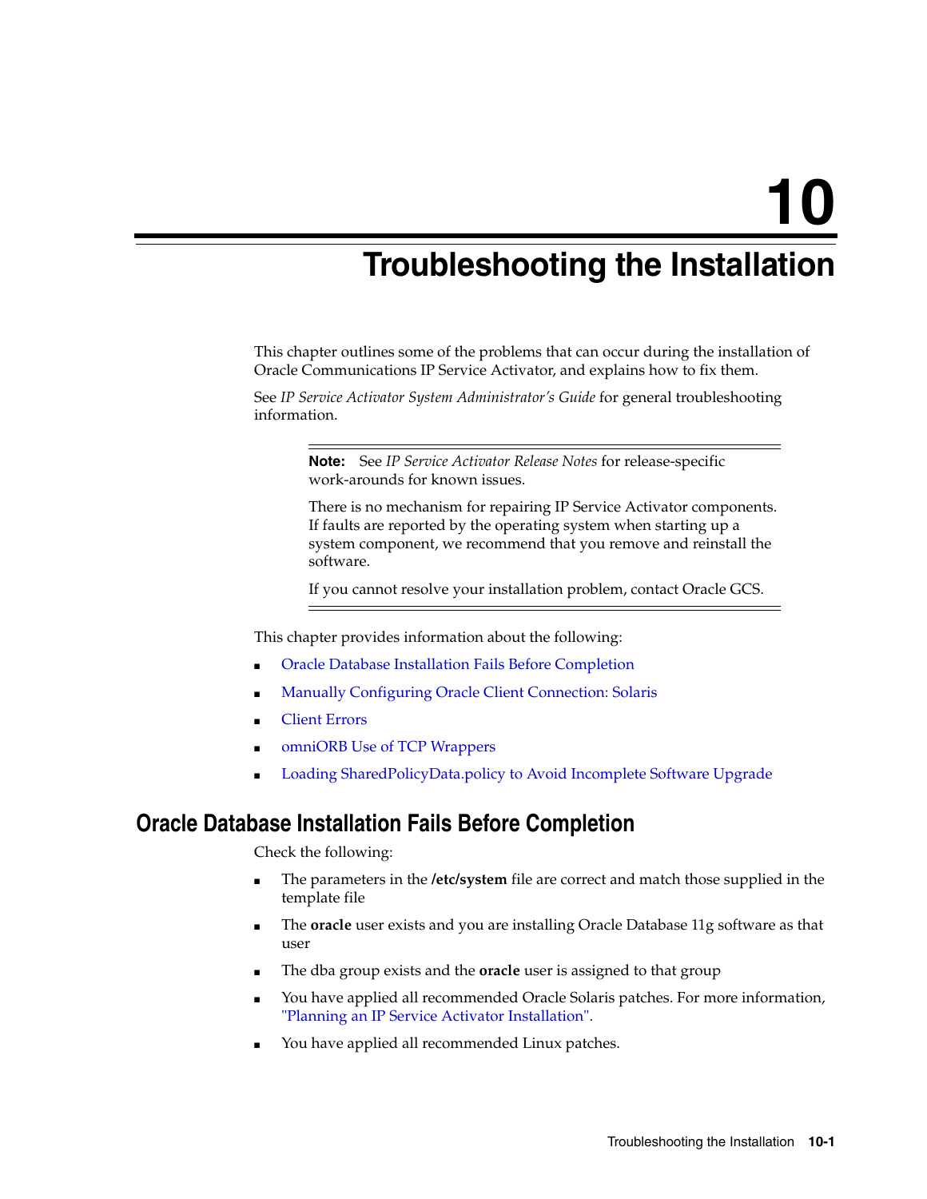# 10 Troubleshooting the Installation

This chapter outlines some of the problems that can occur during the installation of Oracle Communications IP Service Activator, and explains how to fix them.

See *IP Service Activator System Administrator's Guide* for general troubleshooting information.

> **Note:** See *IP Service Activator Release Notes* for release-specific work-arounds for known issues.
>
> There is no mechanism for repairing IP Service Activator components. If faults are reported by the operating system when starting up a system component, we recommend that you remove and reinstall the software.
>
> If you cannot resolve your installation problem, contact Oracle GCS.

This chapter provides information about the following:

- Oracle Database Installation Fails Before Completion
- Manually Configuring Oracle Client Connection: Solaris
- Client Errors
- omniORB Use of TCP Wrappers
- Loading SharedPolicyData.policy to Avoid Incomplete Software Upgrade

## Oracle Database Installation Fails Before Completion

Check the following:

- The parameters in the **/etc/system** file are correct and match those supplied in the template file
- The **oracle** user exists and you are installing Oracle Database 11g software as that user
- The dba group exists and the **oracle** user is assigned to that group
- You have applied all recommended Oracle Solaris patches. For more information, "Planning an IP Service Activator Installation".
- You have applied all recommended Linux patches.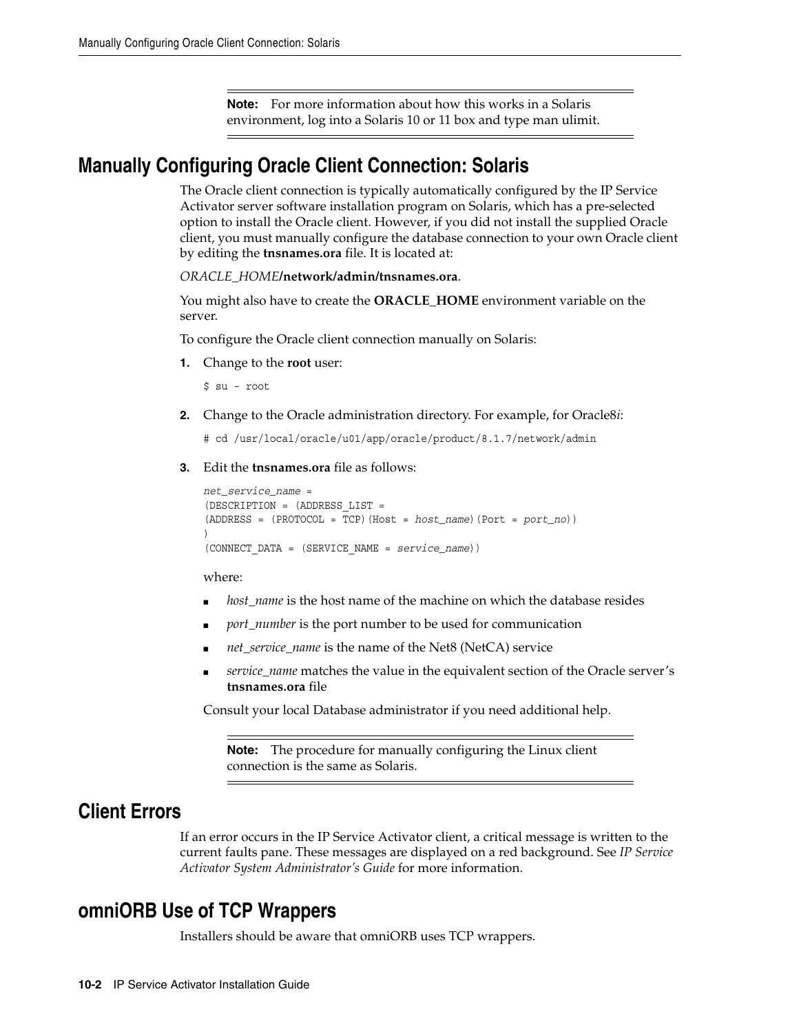**Note:** For more information about how this works in a Solaris environment, log into a Solaris 10 or 11 box and type man ulimit.

## Manually Configuring Oracle Client Connection: Solaris

The Oracle client connection is typically automatically configured by the IP Service Activator server software installation program on Solaris, which has a pre-selected option to install the Oracle client. However, if you did not install the supplied Oracle client, you must manually configure the database connection to your own Oracle client by editing the **tnsnames.ora** file. It is located at:

*ORACLE_HOME***/network/admin/tnsnames.ora**.

You might also have to create the **ORACLE_HOME** environment variable on the server.

To configure the Oracle client connection manually on Solaris:

1. Change to the **root** user:

   ```
   $ su - root
   ```

2. Change to the Oracle administration directory. For example, for Oracle8*i*:

   ```
   # cd /usr/local/oracle/u01/app/oracle/product/8.1.7/network/admin
   ```

3. Edit the **tnsnames.ora** file as follows:

   ```
   net_service_name =
   (DESCRIPTION = (ADDRESS_LIST =
   (ADDRESS = (PROTOCOL = TCP)(Host = host_name)(Port = port_no))
   )
   (CONNECT_DATA = (SERVICE_NAME = service_name))
   ```

   where:

   - *host_name* is the host name of the machine on which the database resides
   - *port_number* is the port number to be used for communication
   - *net_service_name* is the name of the Net8 (NetCA) service
   - *service_name* matches the value in the equivalent section of the Oracle server's **tnsnames.ora** file

   Consult your local Database administrator if you need additional help.

**Note:** The procedure for manually configuring the Linux client connection is the same as Solaris.

## Client Errors

If an error occurs in the IP Service Activator client, a critical message is written to the current faults pane. These messages are displayed on a red background. See *IP Service Activator System Administrator's Guide* for more information.

## omniORB Use of TCP Wrappers

Installers should be aware that omniORB uses TCP wrappers.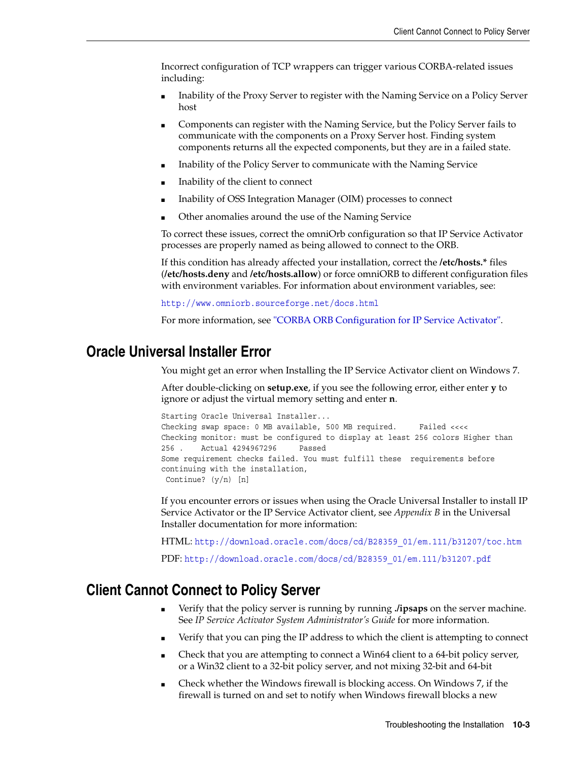Incorrect configuration of TCP wrappers can trigger various CORBA-related issues including:

- Inability of the Proxy Server to register with the Naming Service on a Policy Server host
- Components can register with the Naming Service, but the Policy Server fails to communicate with the components on a Proxy Server host. Finding system components returns all the expected components, but they are in a failed state.
- Inability of the Policy Server to communicate with the Naming Service
- Inability of the client to connect
- Inability of OSS Integration Manager (OIM) processes to connect
- Other anomalies around the use of the Naming Service

To correct these issues, correct the omniOrb configuration so that IP Service Activator processes are properly named as being allowed to connect to the ORB.

If this condition has already affected your installation, correct the **/etc/hosts.*** files (**/etc/hosts.deny** and **/etc/hosts.allow**) or force omniORB to different configuration files with environment variables. For information about environment variables, see:

http://www.omniorb.sourceforge.net/docs.html

For more information, see "CORBA ORB Configuration for IP Service Activator".

## Oracle Universal Installer Error

You might get an error when Installing the IP Service Activator client on Windows 7.

After double-clicking on **setup.exe**, if you see the following error, either enter **y** to ignore or adjust the virtual memory setting and enter **n**.

```
Starting Oracle Universal Installer...
Checking swap space: 0 MB available, 500 MB required.     Failed <<<<
Checking monitor: must be configured to display at least 256 colors Higher than
256 .    Actual 4294967296     Passed
Some requirement checks failed. You must fulfill these  requirements before
continuing with the installation,
 Continue? (y/n) [n]
```

If you encounter errors or issues when using the Oracle Universal Installer to install IP Service Activator or the IP Service Activator client, see *Appendix B* in the Universal Installer documentation for more information:

HTML: http://download.oracle.com/docs/cd/B28359_01/em.111/b31207/toc.htm

PDF: http://download.oracle.com/docs/cd/B28359_01/em.111/b31207.pdf

## Client Cannot Connect to Policy Server

- Verify that the policy server is running by running **./ipsaps** on the server machine. See *IP Service Activator System Administrator's Guide* for more information.
- Verify that you can ping the IP address to which the client is attempting to connect
- Check that you are attempting to connect a Win64 client to a 64-bit policy server, or a Win32 client to a 32-bit policy server, and not mixing 32-bit and 64-bit
- Check whether the Windows firewall is blocking access. On Windows 7, if the firewall is turned on and set to notify when Windows firewall blocks a new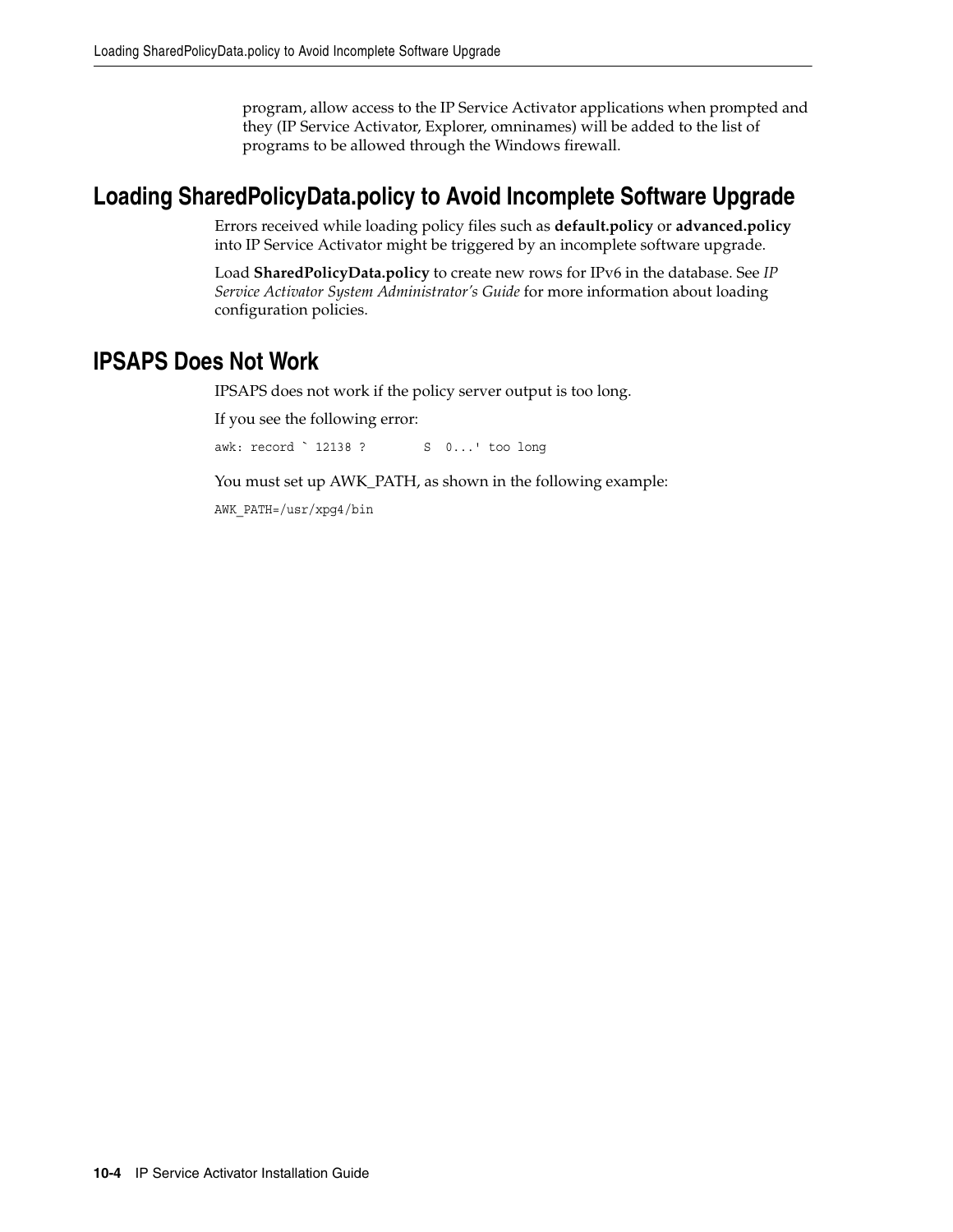program, allow access to the IP Service Activator applications when prompted and they (IP Service Activator, Explorer, omninames) will be added to the list of programs to be allowed through the Windows firewall.

## Loading SharedPolicyData.policy to Avoid Incomplete Software Upgrade

Errors received while loading policy files such as **default.policy** or **advanced.policy** into IP Service Activator might be triggered by an incomplete software upgrade.

Load **SharedPolicyData.policy** to create new rows for IPv6 in the database. See *IP Service Activator System Administrator's Guide* for more information about loading configuration policies.

## IPSAPS Does Not Work

IPSAPS does not work if the policy server output is too long.

If you see the following error:

```
awk: record ` 12138 ?        S  0...' too long
```

You must set up AWK_PATH, as shown in the following example:

```
AWK_PATH=/usr/xpg4/bin
```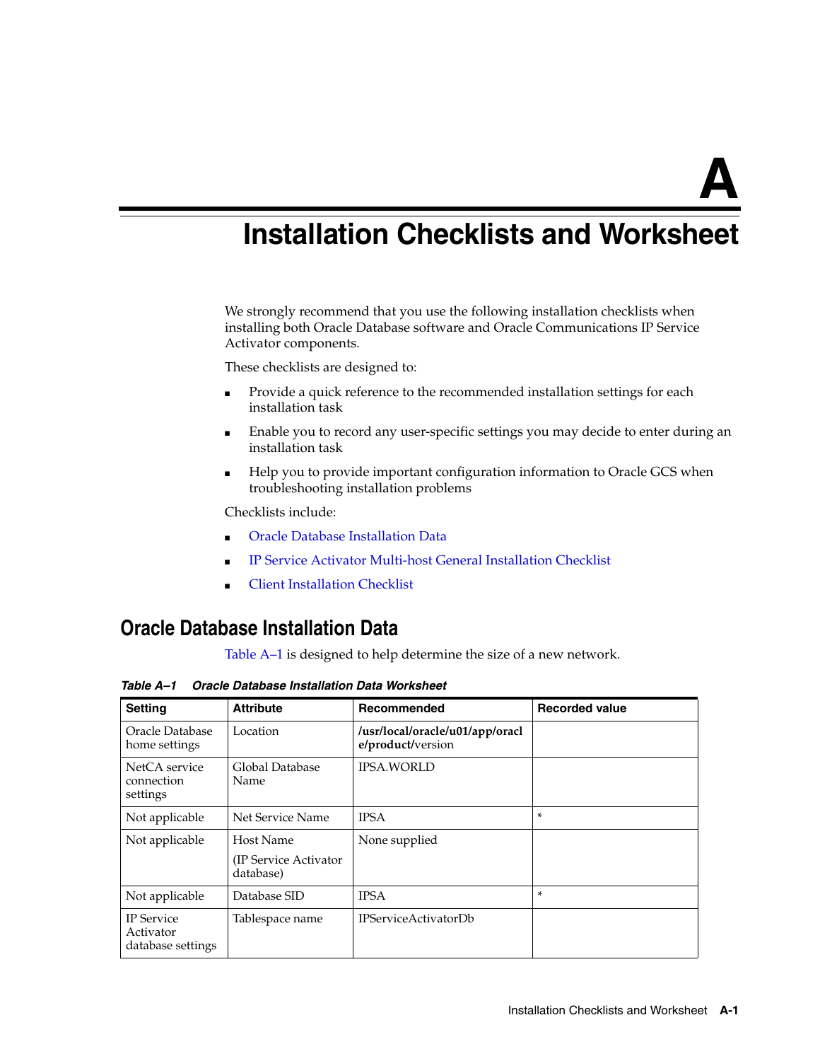# A Installation Checklists and Worksheet

We strongly recommend that you use the following installation checklists when installing both Oracle Database software and Oracle Communications IP Service Activator components.

These checklists are designed to:

- Provide a quick reference to the recommended installation settings for each installation task
- Enable you to record any user-specific settings you may decide to enter during an installation task
- Help you to provide important configuration information to Oracle GCS when troubleshooting installation problems

Checklists include:

- Oracle Database Installation Data
- IP Service Activator Multi-host General Installation Checklist
- Client Installation Checklist

## Oracle Database Installation Data

Table A–1 is designed to help determine the size of a new network.

***Table A–1 Oracle Database Installation Data Worksheet***

| Setting | Attribute | Recommended | Recorded value |
|---|---|---|---|
| Oracle Database home settings | Location | **/usr/local/oracle/u01/app/oracle/product/**version | |
| NetCA service connection settings | Global Database Name | IPSA.WORLD | |
| Not applicable | Net Service Name | IPSA | * |
| Not applicable | Host Name<br>(IP Service Activator database) | None supplied | |
| Not applicable | Database SID | IPSA | * |
| IP Service Activator database settings | Tablespace name | IPServiceActivatorDb | |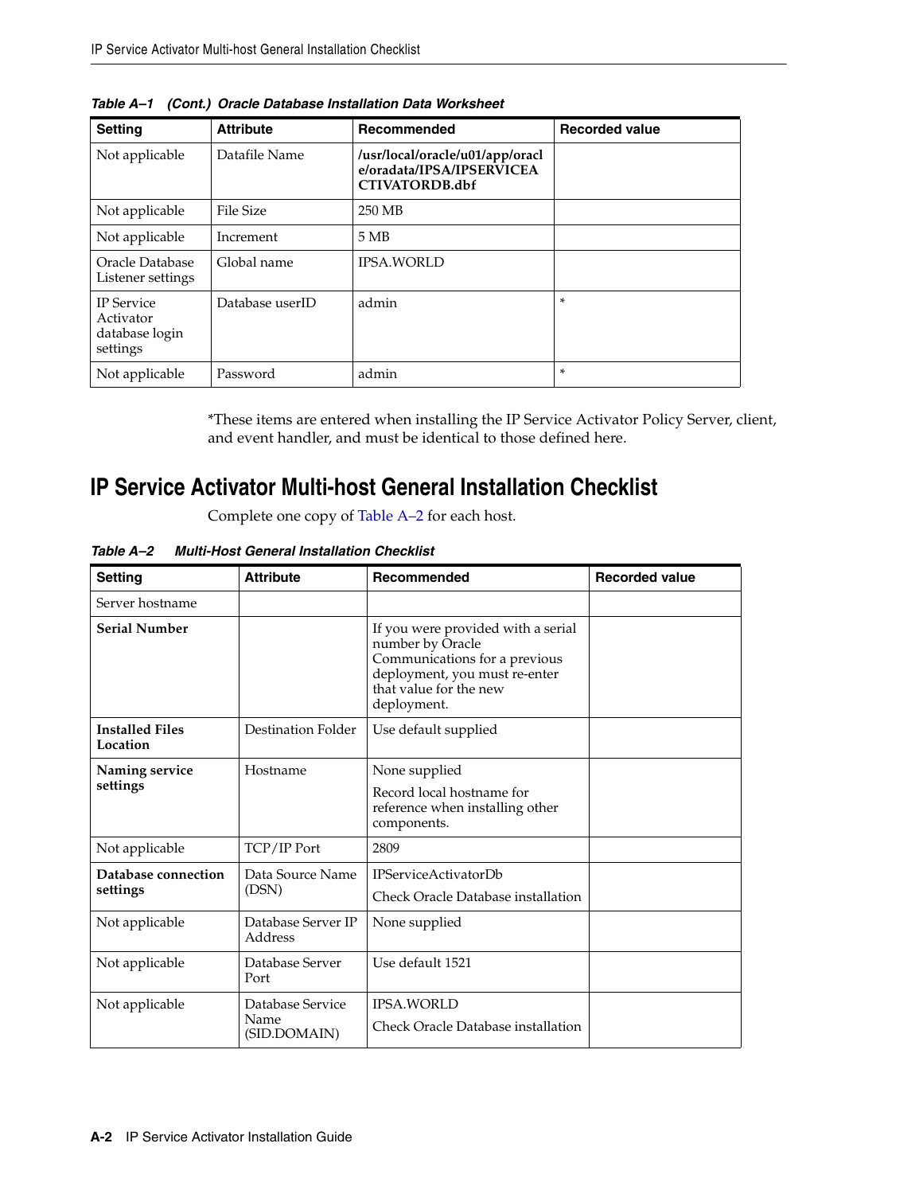**Table A–1 (Cont.) Oracle Database Installation Data Worksheet**

| Setting | Attribute | Recommended | Recorded value |
|---|---|---|---|
| Not applicable | Datafile Name | **/usr/local/oracle/u01/app/oracle/oradata/IPSA/IPSERVICEACTIVATORDB.dbf** | |
| Not applicable | File Size | 250 MB | |
| Not applicable | Increment | 5 MB | |
| Oracle Database Listener settings | Global name | IPSA.WORLD | |
| IP Service Activator database login settings | Database userID | admin | * |
| Not applicable | Password | admin | * |

*These items are entered when installing the IP Service Activator Policy Server, client, and event handler, and must be identical to those defined here.

## IP Service Activator Multi-host General Installation Checklist

Complete one copy of Table A–2 for each host.

**Table A–2 Multi-Host General Installation Checklist**

| Setting | Attribute | Recommended | Recorded value |
|---|---|---|---|
| Server hostname | | | |
| **Serial Number** | | If you were provided with a serial number by Oracle Communications for a previous deployment, you must re-enter that value for the new deployment. | |
| **Installed Files Location** | Destination Folder | Use default supplied | |
| **Naming service settings** | Hostname | None supplied<br><br>Record local hostname for reference when installing other components. | |
| Not applicable | TCP/IP Port | 2809 | |
| **Database connection settings** | Data Source Name (DSN) | IPServiceActivatorDb<br><br>Check Oracle Database installation | |
| Not applicable | Database Server IP Address | None supplied | |
| Not applicable | Database Server Port | Use default 1521 | |
| Not applicable | Database Service Name (SID.DOMAIN) | IPSA.WORLD<br><br>Check Oracle Database installation | |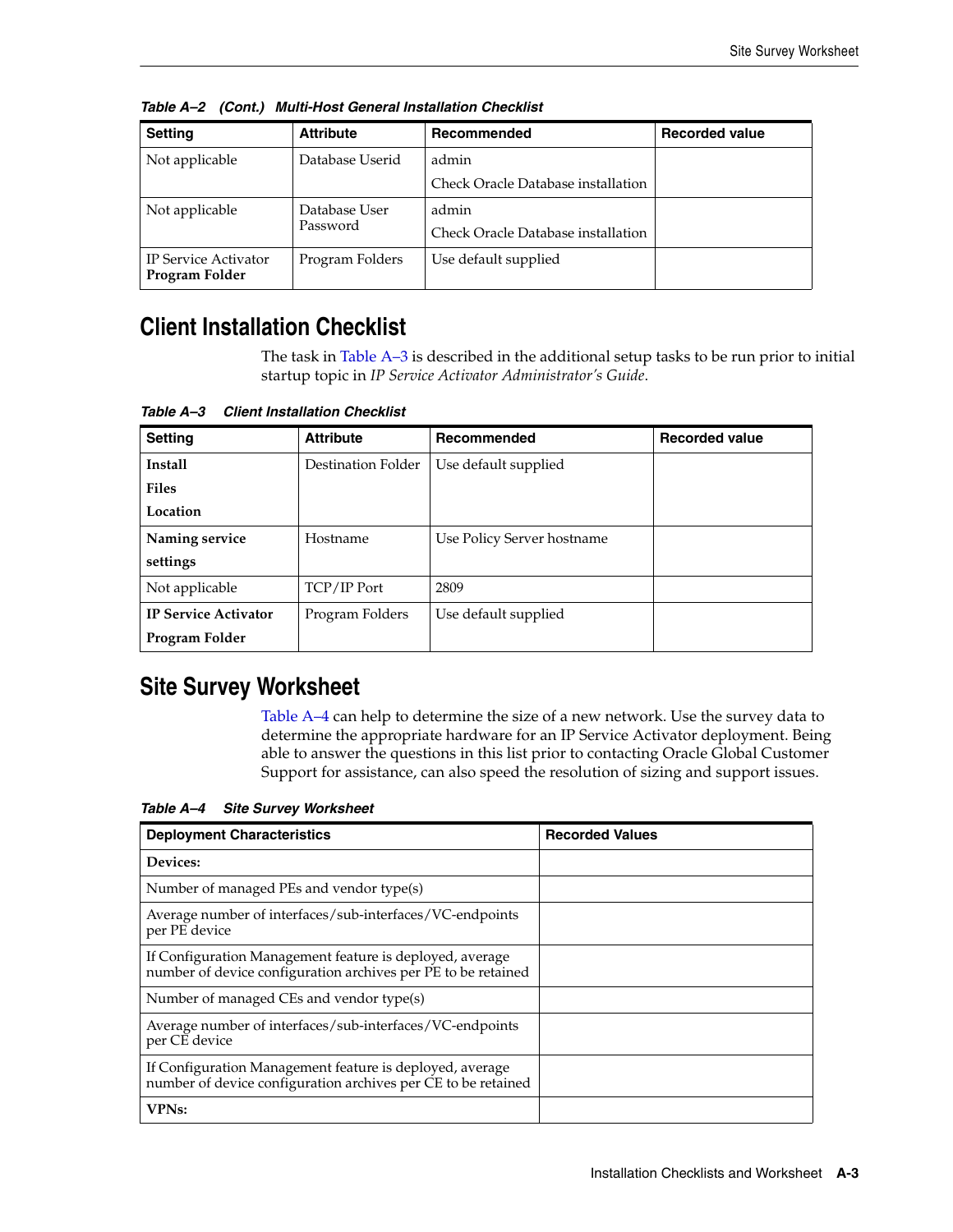*Table A–2 (Cont.) Multi-Host General Installation Checklist*

| Setting | Attribute | Recommended | Recorded value |
|---|---|---|---|
| Not applicable | Database Userid | admin<br>Check Oracle Database installation | |
| Not applicable | Database User Password | admin<br>Check Oracle Database installation | |
| IP Service Activator **Program Folder** | Program Folders | Use default supplied | |

## Client Installation Checklist

The task in Table A–3 is described in the additional setup tasks to be run prior to initial startup topic in *IP Service Activator Administrator's Guide*.

*Table A–3 Client Installation Checklist*

| Setting | Attribute | Recommended | Recorded value |
|---|---|---|---|
| **Install Files Location** | Destination Folder | Use default supplied | |
| **Naming service settings** | Hostname | Use Policy Server hostname | |
| Not applicable | TCP/IP Port | 2809 | |
| **IP Service Activator Program Folder** | Program Folders | Use default supplied | |

## Site Survey Worksheet

Table A–4 can help to determine the size of a new network. Use the survey data to determine the appropriate hardware for an IP Service Activator deployment. Being able to answer the questions in this list prior to contacting Oracle Global Customer Support for assistance, can also speed the resolution of sizing and support issues.

*Table A–4 Site Survey Worksheet*

| Deployment Characteristics | Recorded Values |
|---|---|
| **Devices:** | |
| Number of managed PEs and vendor type(s) | |
| Average number of interfaces/sub-interfaces/VC-endpoints per PE device | |
| If Configuration Management feature is deployed, average number of device configuration archives per PE to be retained | |
| Number of managed CEs and vendor type(s) | |
| Average number of interfaces/sub-interfaces/VC-endpoints per CE device | |
| If Configuration Management feature is deployed, average number of device configuration archives per CE to be retained | |
| **VPNs:** | |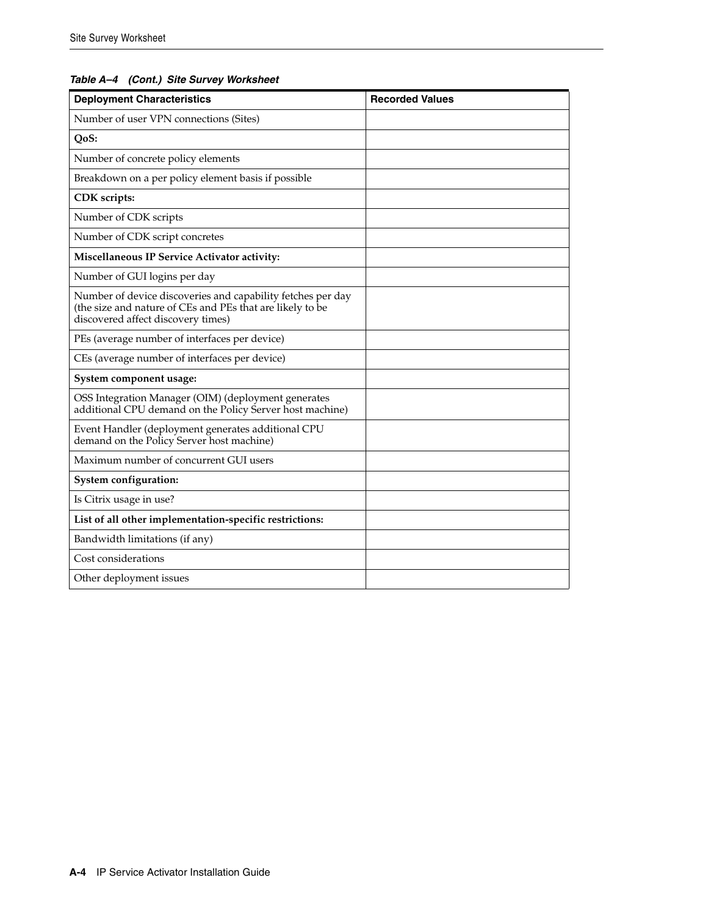*Table A–4 (Cont.) Site Survey Worksheet*

| Deployment Characteristics | Recorded Values |
|---|---|
| Number of user VPN connections (Sites) | |
| **QoS:** | |
| Number of concrete policy elements | |
| Breakdown on a per policy element basis if possible | |
| **CDK scripts:** | |
| Number of CDK scripts | |
| Number of CDK script concretes | |
| **Miscellaneous IP Service Activator activity:** | |
| Number of GUI logins per day | |
| Number of device discoveries and capability fetches per day (the size and nature of CEs and PEs that are likely to be discovered affect discovery times) | |
| PEs (average number of interfaces per device) | |
| CEs (average number of interfaces per device) | |
| **System component usage:** | |
| OSS Integration Manager (OIM) (deployment generates additional CPU demand on the Policy Server host machine) | |
| Event Handler (deployment generates additional CPU demand on the Policy Server host machine) | |
| Maximum number of concurrent GUI users | |
| **System configuration:** | |
| Is Citrix usage in use? | |
| **List of all other implementation-specific restrictions:** | |
| Bandwidth limitations (if any) | |
| Cost considerations | |
| Other deployment issues | |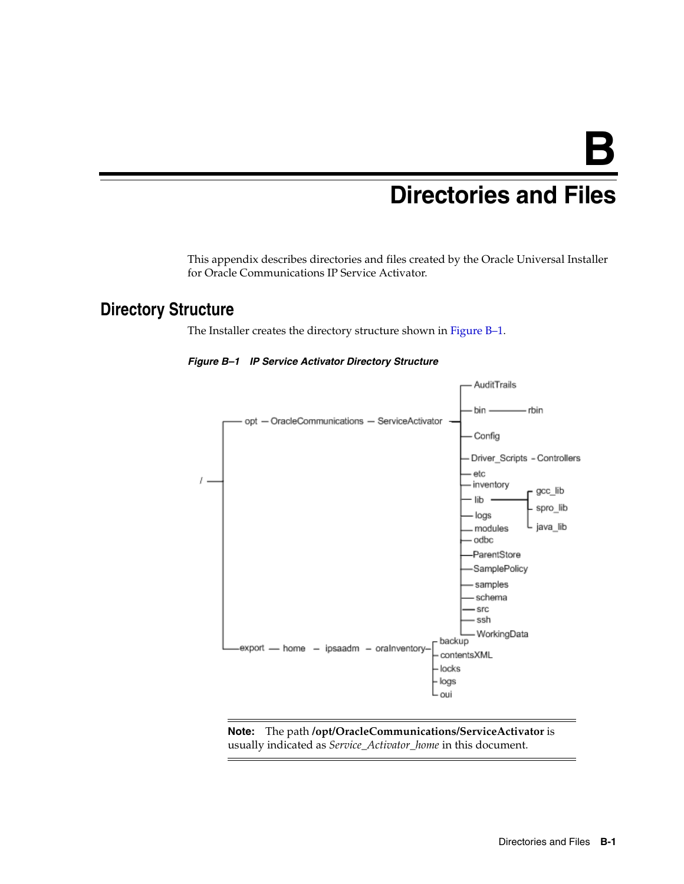# B Directories and Files

This appendix describes directories and files created by the Oracle Universal Installer for Oracle Communications IP Service Activator.

## Directory Structure

The Installer creates the directory structure shown in Figure B–1.

***Figure B–1 IP Service Activator Directory Structure***

```
/
├── opt ── OracleCommunications ── ServiceActivator
│                                   ├── AuditTrails
│                                   ├── bin ── rbin
│                                   ├── Config
│                                   ├── Driver_Scripts ── Controllers
│                                   ├── etc
│                                   ├── inventory
│                                   ├── lib
│                                   │   ├── gcc_lib
│                                   │   ├── spro_lib
│                                   │   └── java_lib
│                                   ├── logs
│                                   ├── modules
│                                   ├── odbc
│                                   ├── ParentStore
│                                   ├── SamplePolicy
│                                   ├── samples
│                                   ├── schema
│                                   ├── src
│                                   ├── ssh
│                                   └── WorkingData
└── export ── home ── ipsaadm ── oraInventory
                                  ├── backup
                                  ├── contentsXML
                                  ├── locks
                                  ├── logs
                                  └── oui
```

---

**Note:** The path **/opt/OracleCommunications/ServiceActivator** is usually indicated as *Service_Activator_home* in this document.

---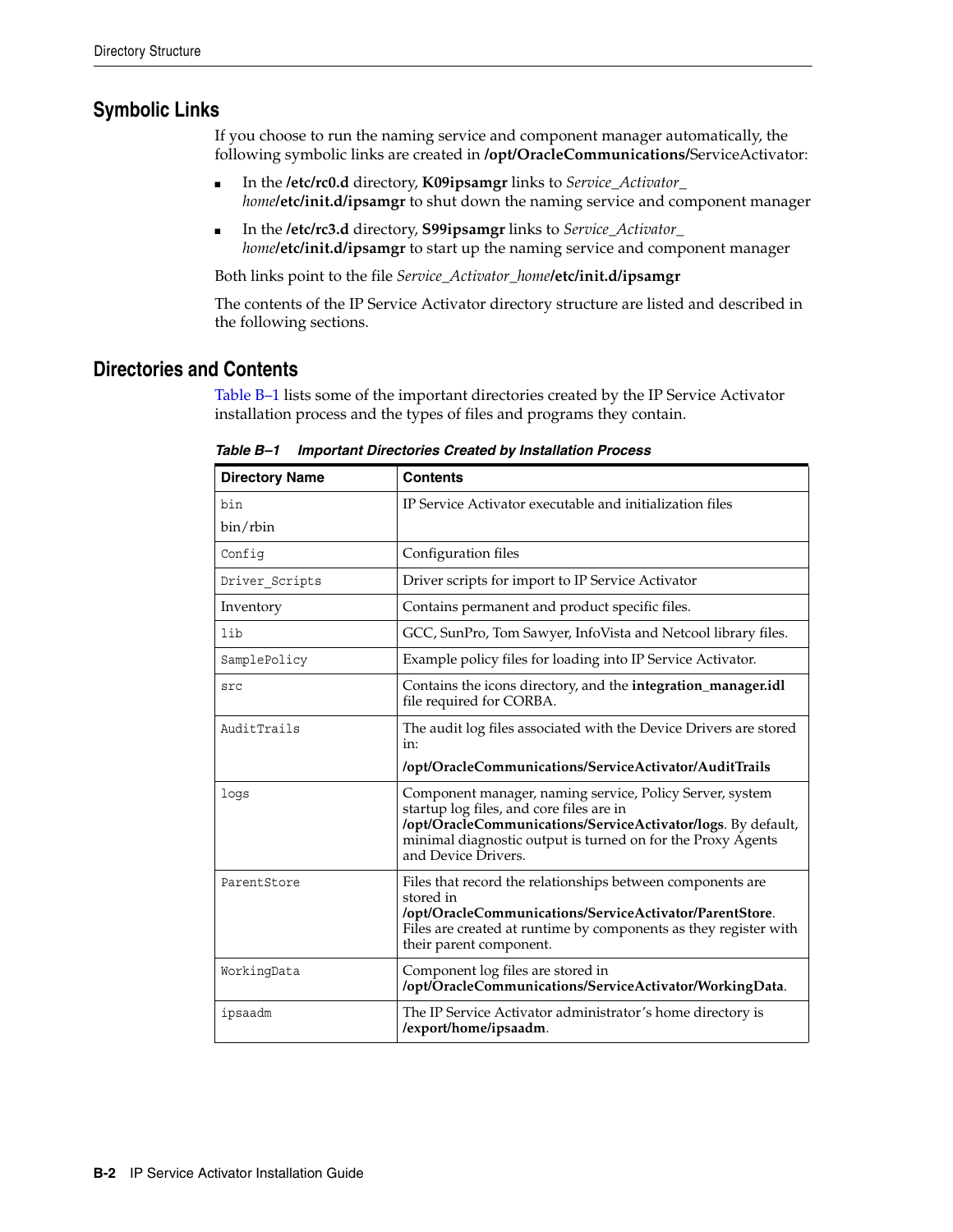## Symbolic Links

If you choose to run the naming service and component manager automatically, the following symbolic links are created in **/opt/OracleCommunications/**ServiceActivator:

- In the **/etc/rc0.d** directory, **K09ipsamgr** links to *Service_Activator_home*/**etc/init.d/ipsamgr** to shut down the naming service and component manager
- In the **/etc/rc3.d** directory, **S99ipsamgr** links to *Service_Activator_home*/**etc/init.d/ipsamgr** to start up the naming service and component manager

Both links point to the file *Service_Activator_home*/**etc/init.d/ipsamgr**

The contents of the IP Service Activator directory structure are listed and described in the following sections.

## Directories and Contents

Table B–1 lists some of the important directories created by the IP Service Activator installation process and the types of files and programs they contain.

***Table B–1 Important Directories Created by Installation Process***

| Directory Name | Contents |
|---|---|
| bin<br>bin/rbin | IP Service Activator executable and initialization files |
| Config | Configuration files |
| Driver_Scripts | Driver scripts for import to IP Service Activator |
| Inventory | Contains permanent and product specific files. |
| lib | GCC, SunPro, Tom Sawyer, InfoVista and Netcool library files. |
| SamplePolicy | Example policy files for loading into IP Service Activator. |
| src | Contains the icons directory, and the **integration_manager.idl** file required for CORBA. |
| AuditTrails | The audit log files associated with the Device Drivers are stored in:<br>**/opt/OracleCommunications/ServiceActivator/AuditTrails** |
| logs | Component manager, naming service, Policy Server, system startup log files, and core files are in **/opt/OracleCommunications/ServiceActivator/logs**. By default, minimal diagnostic output is turned on for the Proxy Agents and Device Drivers. |
| ParentStore | Files that record the relationships between components are stored in **/opt/OracleCommunications/ServiceActivator/ParentStore**. Files are created at runtime by components as they register with their parent component. |
| WorkingData | Component log files are stored in **/opt/OracleCommunications/ServiceActivator/WorkingData**. |
| ipsaadm | The IP Service Activator administrator's home directory is **/export/home/ipsaadm**. |